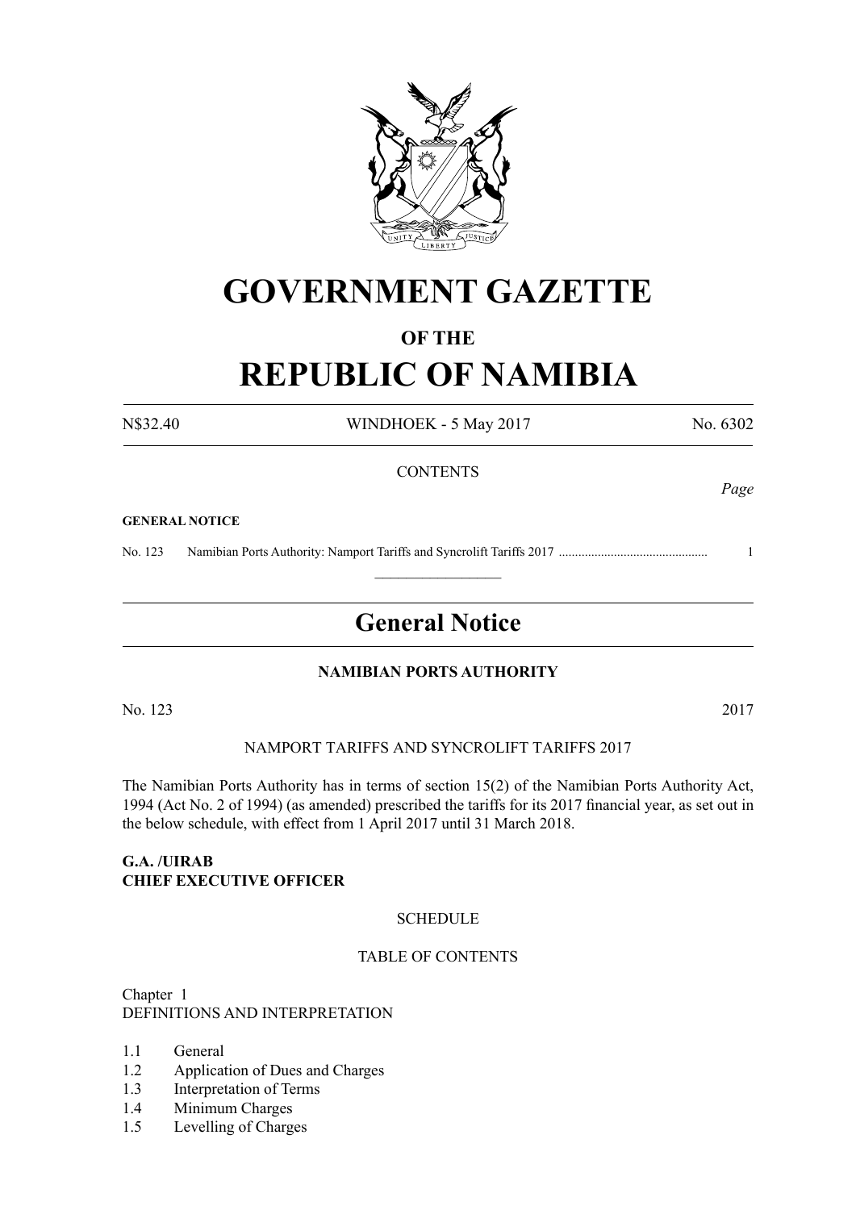# GOVERNMENT GAZETTE

## OF THE

# REPUBLIC OF NAMIBIA

N$32.40 WINDHOEK - 5 May 2017 No. 6302

CONTENTS

*Page*

**GENERAL NOTICE**

No. 123 Namibian Ports Authority: Namport Tariffs and Syncrolift Tariffs 2017 ............................................. 1

---

## General Notice

**NAMIBIAN PORTS AUTHORITY**

No. 123 2017

NAMPORT TARIFFS AND SYNCROLIFT TARIFFS 2017

The Namibian Ports Authority has in terms of section 15(2) of the Namibian Ports Authority Act, 1994 (Act No. 2 of 1994) (as amended) prescribed the tariffs for its 2017 financial year, as set out in the below schedule, with effect from 1 April 2017 until 31 March 2018.

**G.A. /UIRAB**
**CHIEF EXECUTIVE OFFICER**

SCHEDULE

TABLE OF CONTENTS

Chapter 1
DEFINITIONS AND INTERPRETATION

1.1 General
1.2 Application of Dues and Charges
1.3 Interpretation of Terms
1.4 Minimum Charges
1.5 Levelling of Charges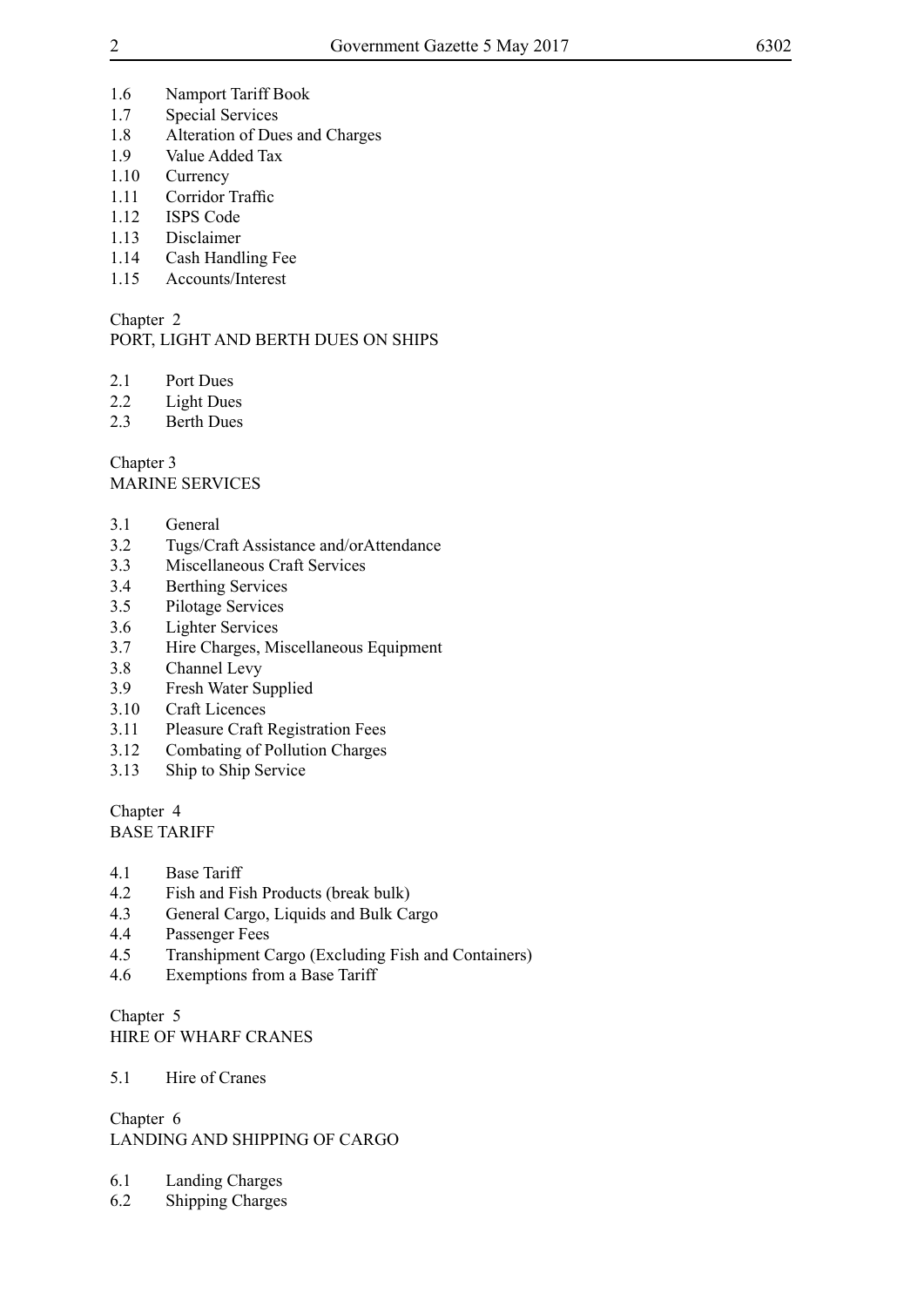1.6 Namport Tariff Book
1.7 Special Services
1.8 Alteration of Dues and Charges
1.9 Value Added Tax
1.10 Currency
1.11 Corridor Traffic
1.12 ISPS Code
1.13 Disclaimer
1.14 Cash Handling Fee
1.15 Accounts/Interest

Chapter 2
PORT, LIGHT AND BERTH DUES ON SHIPS

2.1 Port Dues
2.2 Light Dues
2.3 Berth Dues

Chapter 3
MARINE SERVICES

3.1 General
3.2 Tugs/Craft Assistance and/orAttendance
3.3 Miscellaneous Craft Services
3.4 Berthing Services
3.5 Pilotage Services
3.6 Lighter Services
3.7 Hire Charges, Miscellaneous Equipment
3.8 Channel Levy
3.9 Fresh Water Supplied
3.10 Craft Licences
3.11 Pleasure Craft Registration Fees
3.12 Combating of Pollution Charges
3.13 Ship to Ship Service

Chapter 4
BASE TARIFF

4.1 Base Tariff
4.2 Fish and Fish Products (break bulk)
4.3 General Cargo, Liquids and Bulk Cargo
4.4 Passenger Fees
4.5 Transhipment Cargo (Excluding Fish and Containers)
4.6 Exemptions from a Base Tariff

Chapter 5
HIRE OF WHARF CRANES

5.1 Hire of Cranes

Chapter 6
LANDING AND SHIPPING OF CARGO

6.1 Landing Charges
6.2 Shipping Charges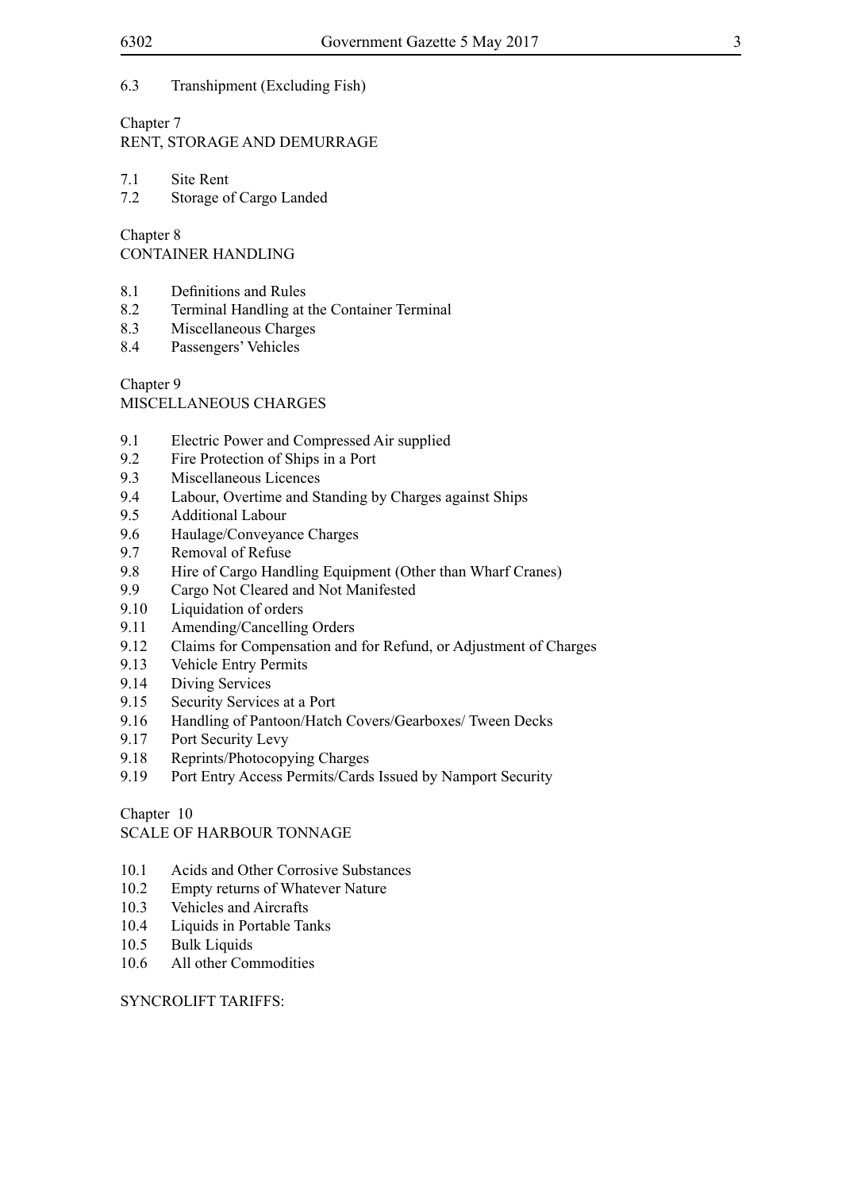6.3 Transhipment (Excluding Fish)

Chapter 7
RENT, STORAGE AND DEMURRAGE

7.1 Site Rent
7.2 Storage of Cargo Landed

Chapter 8
CONTAINER HANDLING

8.1 Definitions and Rules
8.2 Terminal Handling at the Container Terminal
8.3 Miscellaneous Charges
8.4 Passengers' Vehicles

Chapter 9
MISCELLANEOUS CHARGES

9.1 Electric Power and Compressed Air supplied
9.2 Fire Protection of Ships in a Port
9.3 Miscellaneous Licences
9.4 Labour, Overtime and Standing by Charges against Ships
9.5 Additional Labour
9.6 Haulage/Conveyance Charges
9.7 Removal of Refuse
9.8 Hire of Cargo Handling Equipment (Other than Wharf Cranes)
9.9 Cargo Not Cleared and Not Manifested
9.10 Liquidation of orders
9.11 Amending/Cancelling Orders
9.12 Claims for Compensation and for Refund, or Adjustment of Charges
9.13 Vehicle Entry Permits
9.14 Diving Services
9.15 Security Services at a Port
9.16 Handling of Pantoon/Hatch Covers/Gearboxes/ Tween Decks
9.17 Port Security Levy
9.18 Reprints/Photocopying Charges
9.19 Port Entry Access Permits/Cards Issued by Namport Security

Chapter 10
SCALE OF HARBOUR TONNAGE

10.1 Acids and Other Corrosive Substances
10.2 Empty returns of Whatever Nature
10.3 Vehicles and Aircrafts
10.4 Liquids in Portable Tanks
10.5 Bulk Liquids
10.6 All other Commodities

SYNCROLIFT TARIFFS: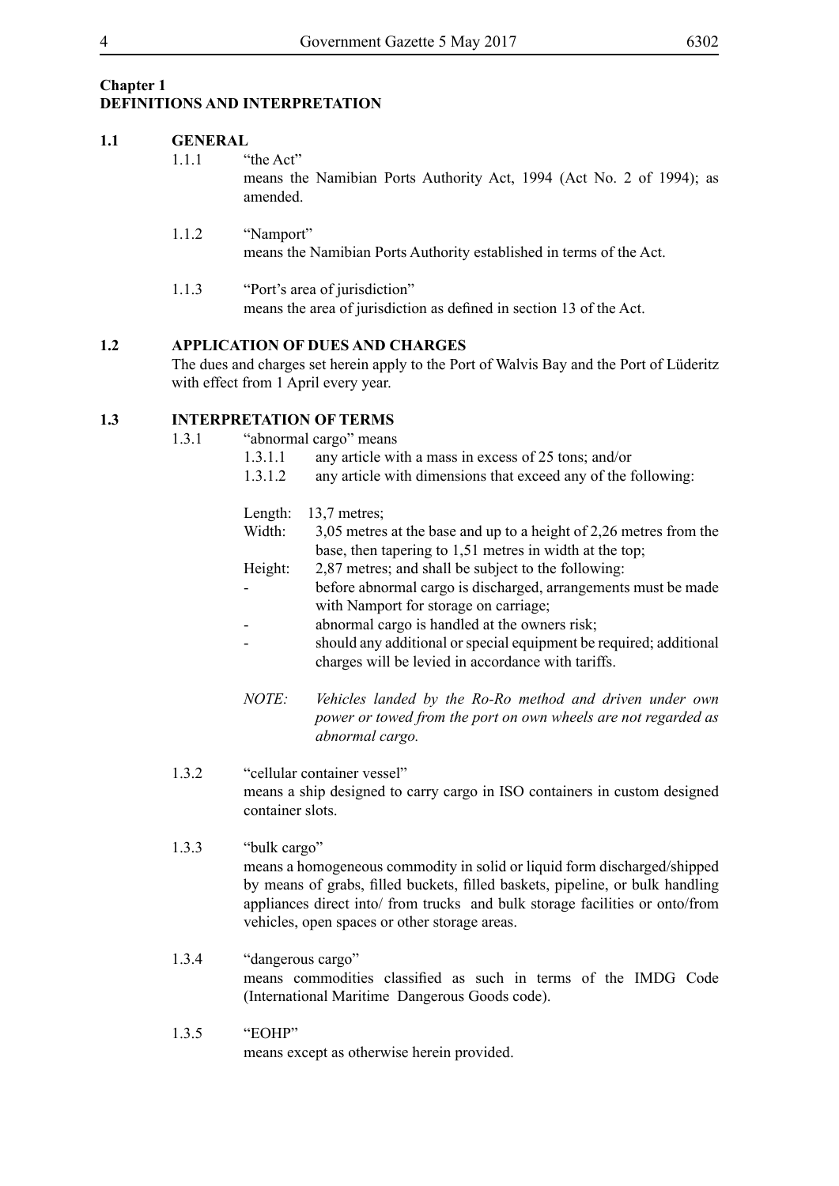## Chapter 1
## DEFINITIONS AND INTERPRETATION

### 1.1 GENERAL

1.1.1 "the Act"
means the Namibian Ports Authority Act, 1994 (Act No. 2 of 1994); as amended.

1.1.2 "Namport"
means the Namibian Ports Authority established in terms of the Act.

1.1.3 "Port's area of jurisdiction"
means the area of jurisdiction as defined in section 13 of the Act.

### 1.2 APPLICATION OF DUES AND CHARGES

The dues and charges set herein apply to the Port of Walvis Bay and the Port of Lüderitz with effect from 1 April every year.

### 1.3 INTERPRETATION OF TERMS

1.3.1 "abnormal cargo" means

1.3.1.1 any article with a mass in excess of 25 tons; and/or

1.3.1.2 any article with dimensions that exceed any of the following:

Length: 13,7 metres;

Width: 3,05 metres at the base and up to a height of 2,26 metres from the base, then tapering to 1,51 metres in width at the top;

Height: 2,87 metres; and shall be subject to the following:

- before abnormal cargo is discharged, arrangements must be made with Namport for storage on carriage;
- abnormal cargo is handled at the owners risk;
- should any additional or special equipment be required; additional charges will be levied in accordance with tariffs.

*NOTE: Vehicles landed by the Ro-Ro method and driven under own power or towed from the port on own wheels are not regarded as abnormal cargo.*

1.3.2 "cellular container vessel"
means a ship designed to carry cargo in ISO containers in custom designed container slots.

1.3.3 "bulk cargo"
means a homogeneous commodity in solid or liquid form discharged/shipped by means of grabs, filled buckets, filled baskets, pipeline, or bulk handling appliances direct into/ from trucks and bulk storage facilities or onto/from vehicles, open spaces or other storage areas.

1.3.4 "dangerous cargo"
means commodities classified as such in terms of the IMDG Code (International Maritime Dangerous Goods code).

1.3.5 "EOHP"
means except as otherwise herein provided.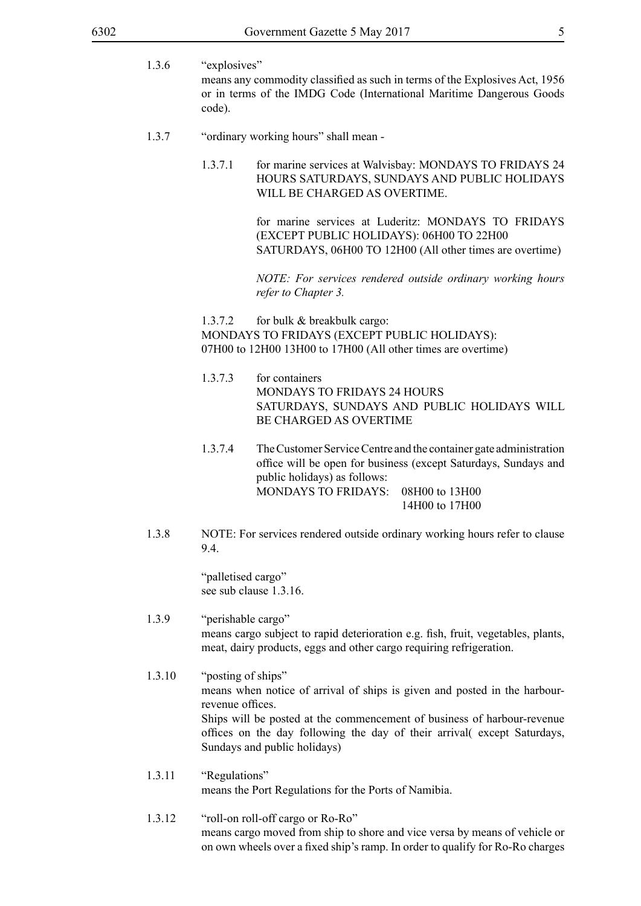1.3.6 "explosives"
means any commodity classified as such in terms of the Explosives Act, 1956 or in terms of the IMDG Code (International Maritime Dangerous Goods code).

1.3.7 "ordinary working hours" shall mean -

1.3.7.1 for marine services at Walvisbay: MONDAYS TO FRIDAYS 24 HOURS SATURDAYS, SUNDAYS AND PUBLIC HOLIDAYS WILL BE CHARGED AS OVERTIME.

for marine services at Luderitz: MONDAYS TO FRIDAYS (EXCEPT PUBLIC HOLIDAYS): 06H00 TO 22H00
SATURDAYS, 06H00 TO 12H00 (All other times are overtime)

*NOTE: For services rendered outside ordinary working hours refer to Chapter 3.*

1.3.7.2 for bulk & breakbulk cargo:
MONDAYS TO FRIDAYS (EXCEPT PUBLIC HOLIDAYS):
07H00 to 12H00 13H00 to 17H00 (All other times are overtime)

1.3.7.3 for containers
MONDAYS TO FRIDAYS 24 HOURS
SATURDAYS, SUNDAYS AND PUBLIC HOLIDAYS WILL BE CHARGED AS OVERTIME

1.3.7.4 The Customer Service Centre and the container gate administration office will be open for business (except Saturdays, Sundays and public holidays) as follows:
MONDAYS TO FRIDAYS: 08H00 to 13H00
14H00 to 17H00

1.3.8 NOTE: For services rendered outside ordinary working hours refer to clause 9.4.

"palletised cargo"
see sub clause 1.3.16.

1.3.9 "perishable cargo"
means cargo subject to rapid deterioration e.g. fish, fruit, vegetables, plants, meat, dairy products, eggs and other cargo requiring refrigeration.

1.3.10 "posting of ships"
means when notice of arrival of ships is given and posted in the harbour-revenue offices.
Ships will be posted at the commencement of business of harbour-revenue offices on the day following the day of their arrival( except Saturdays, Sundays and public holidays)

1.3.11 "Regulations"
means the Port Regulations for the Ports of Namibia.

1.3.12 "roll-on roll-off cargo or Ro-Ro"
means cargo moved from ship to shore and vice versa by means of vehicle or on own wheels over a fixed ship's ramp. In order to qualify for Ro-Ro charges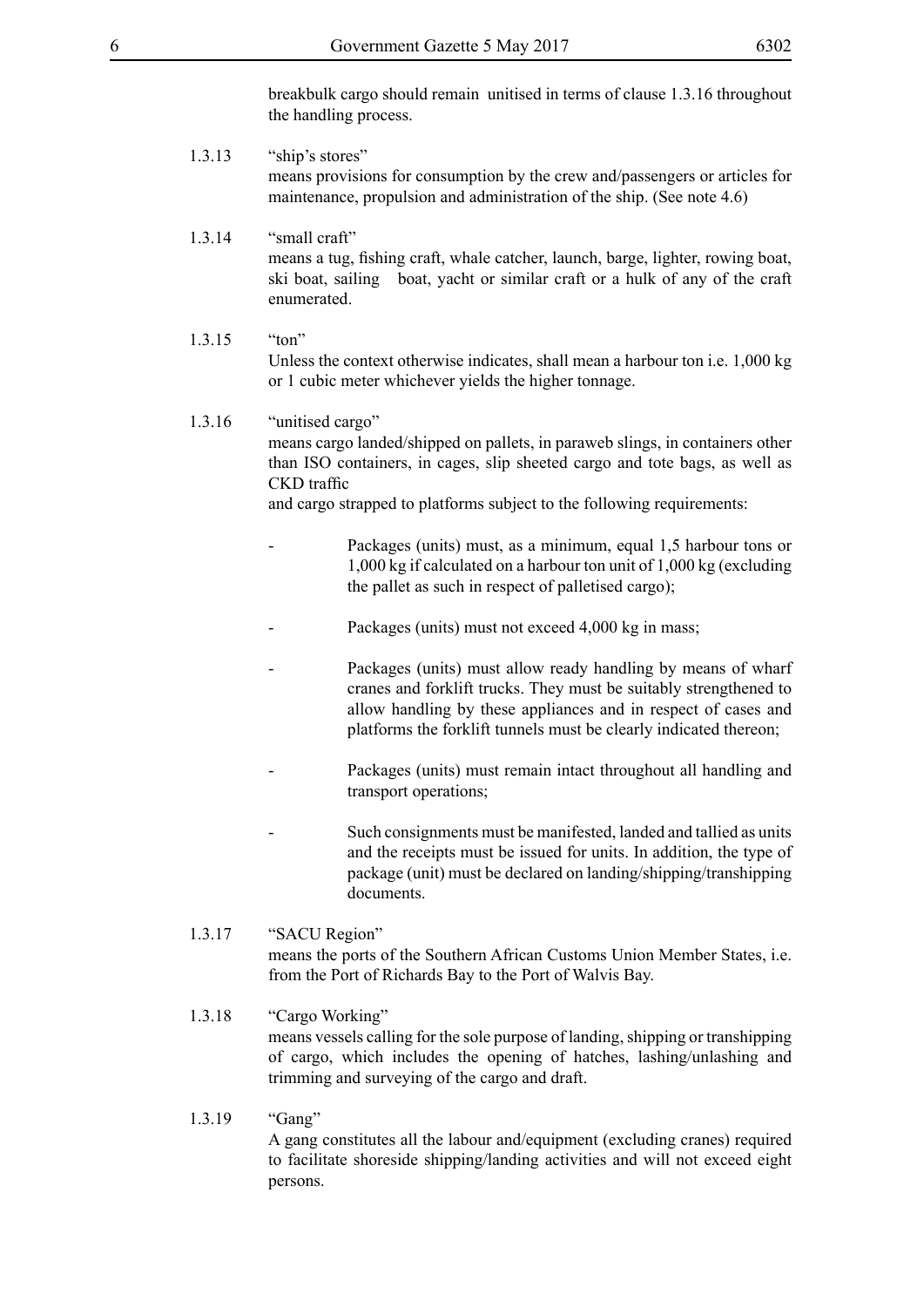breakbulk cargo should remain unitised in terms of clause 1.3.16 throughout the handling process.

1.3.13 "ship's stores"
means provisions for consumption by the crew and/passengers or articles for maintenance, propulsion and administration of the ship. (See note 4.6)

1.3.14 "small craft"
means a tug, fishing craft, whale catcher, launch, barge, lighter, rowing boat, ski boat, sailing boat, yacht or similar craft or a hulk of any of the craft enumerated.

1.3.15 "ton"
Unless the context otherwise indicates, shall mean a harbour ton i.e. 1,000 kg or 1 cubic meter whichever yields the higher tonnage.

1.3.16 "unitised cargo"
means cargo landed/shipped on pallets, in paraweb slings, in containers other than ISO containers, in cages, slip sheeted cargo and tote bags, as well as CKD traffic
and cargo strapped to platforms subject to the following requirements:

- Packages (units) must, as a minimum, equal 1,5 harbour tons or 1,000 kg if calculated on a harbour ton unit of 1,000 kg (excluding the pallet as such in respect of palletised cargo);
- Packages (units) must not exceed 4,000 kg in mass;
- Packages (units) must allow ready handling by means of wharf cranes and forklift trucks. They must be suitably strengthened to allow handling by these appliances and in respect of cases and platforms the forklift tunnels must be clearly indicated thereon;
- Packages (units) must remain intact throughout all handling and transport operations;
- Such consignments must be manifested, landed and tallied as units and the receipts must be issued for units. In addition, the type of package (unit) must be declared on landing/shipping/transhipping documents.

1.3.17 "SACU Region"
means the ports of the Southern African Customs Union Member States, i.e. from the Port of Richards Bay to the Port of Walvis Bay.

1.3.18 "Cargo Working"
means vessels calling for the sole purpose of landing, shipping or transhipping of cargo, which includes the opening of hatches, lashing/unlashing and trimming and surveying of the cargo and draft.

1.3.19 "Gang"
A gang constitutes all the labour and/equipment (excluding cranes) required to facilitate shoreside shipping/landing activities and will not exceed eight persons.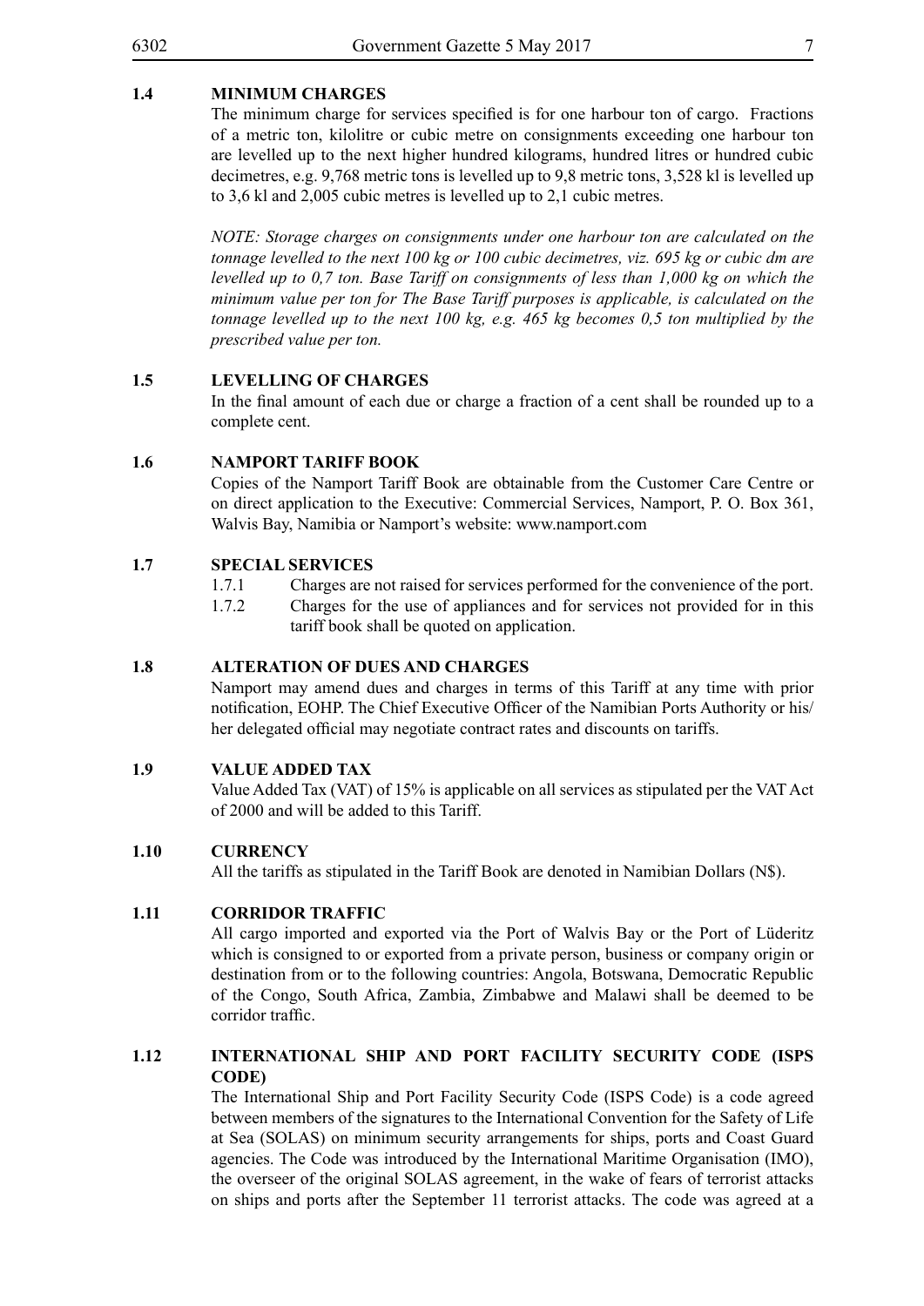### 1.4 MINIMUM CHARGES

The minimum charge for services specified is for one harbour ton of cargo. Fractions of a metric ton, kilolitre or cubic metre on consignments exceeding one harbour ton are levelled up to the next higher hundred kilograms, hundred litres or hundred cubic decimetres, e.g. 9,768 metric tons is levelled up to 9,8 metric tons, 3,528 kl is levelled up to 3,6 kl and 2,005 cubic metres is levelled up to 2,1 cubic metres.

*NOTE: Storage charges on consignments under one harbour ton are calculated on the tonnage levelled to the next 100 kg or 100 cubic decimetres, viz. 695 kg or cubic dm are levelled up to 0,7 ton. Base Tariff on consignments of less than 1,000 kg on which the minimum value per ton for The Base Tariff purposes is applicable, is calculated on the tonnage levelled up to the next 100 kg, e.g. 465 kg becomes 0,5 ton multiplied by the prescribed value per ton.*

### 1.5 LEVELLING OF CHARGES

In the final amount of each due or charge a fraction of a cent shall be rounded up to a complete cent.

### 1.6 NAMPORT TARIFF BOOK

Copies of the Namport Tariff Book are obtainable from the Customer Care Centre or on direct application to the Executive: Commercial Services, Namport, P. O. Box 361, Walvis Bay, Namibia or Namport's website: www.namport.com

### 1.7 SPECIAL SERVICES

1.7.1 Charges are not raised for services performed for the convenience of the port.

1.7.2 Charges for the use of appliances and for services not provided for in this tariff book shall be quoted on application.

### 1.8 ALTERATION OF DUES AND CHARGES

Namport may amend dues and charges in terms of this Tariff at any time with prior notification, EOHP. The Chief Executive Officer of the Namibian Ports Authority or his/her delegated official may negotiate contract rates and discounts on tariffs.

### 1.9 VALUE ADDED TAX

Value Added Tax (VAT) of 15% is applicable on all services as stipulated per the VAT Act of 2000 and will be added to this Tariff.

### 1.10 CURRENCY

All the tariffs as stipulated in the Tariff Book are denoted in Namibian Dollars (N$).

### 1.11 CORRIDOR TRAFFIC

All cargo imported and exported via the Port of Walvis Bay or the Port of Lüderitz which is consigned to or exported from a private person, business or company origin or destination from or to the following countries: Angola, Botswana, Democratic Republic of the Congo, South Africa, Zambia, Zimbabwe and Malawi shall be deemed to be corridor traffic.

### 1.12 INTERNATIONAL SHIP AND PORT FACILITY SECURITY CODE (ISPS CODE)

The International Ship and Port Facility Security Code (ISPS Code) is a code agreed between members of the signatures to the International Convention for the Safety of Life at Sea (SOLAS) on minimum security arrangements for ships, ports and Coast Guard agencies. The Code was introduced by the International Maritime Organisation (IMO), the overseer of the original SOLAS agreement, in the wake of fears of terrorist attacks on ships and ports after the September 11 terrorist attacks. The code was agreed at a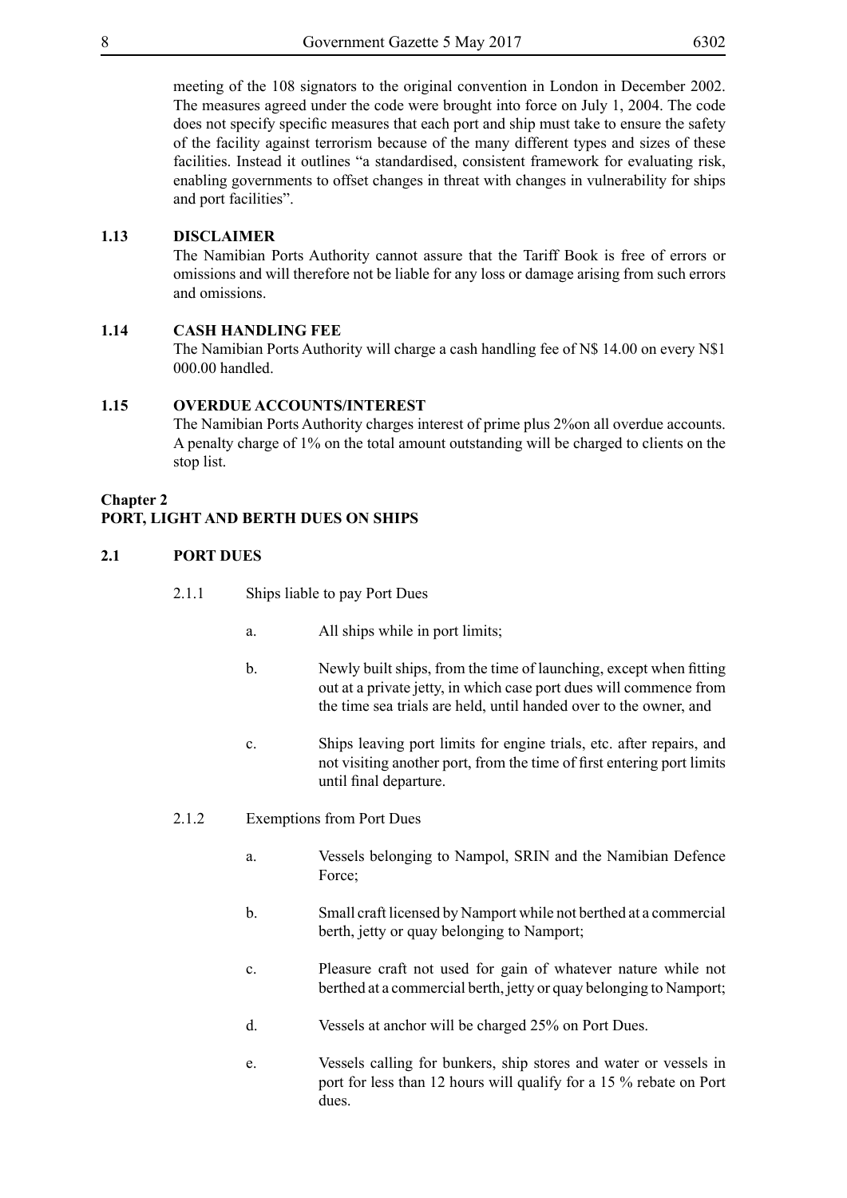meeting of the 108 signators to the original convention in London in December 2002. The measures agreed under the code were brought into force on July 1, 2004. The code does not specify specific measures that each port and ship must take to ensure the safety of the facility against terrorism because of the many different types and sizes of these facilities. Instead it outlines "a standardised, consistent framework for evaluating risk, enabling governments to offset changes in threat with changes in vulnerability for ships and port facilities".

### 1.13 DISCLAIMER

The Namibian Ports Authority cannot assure that the Tariff Book is free of errors or omissions and will therefore not be liable for any loss or damage arising from such errors and omissions.

### 1.14 CASH HANDLING FEE

The Namibian Ports Authority will charge a cash handling fee of N$ 14.00 on every N$1 000.00 handled.

### 1.15 OVERDUE ACCOUNTS/INTEREST

The Namibian Ports Authority charges interest of prime plus 2%on all overdue accounts. A penalty charge of 1% on the total amount outstanding will be charged to clients on the stop list.

## Chapter 2
## PORT, LIGHT AND BERTH DUES ON SHIPS

### 2.1 PORT DUES

2.1.1 Ships liable to pay Port Dues

a. All ships while in port limits;

b. Newly built ships, from the time of launching, except when fitting out at a private jetty, in which case port dues will commence from the time sea trials are held, until handed over to the owner, and

c. Ships leaving port limits for engine trials, etc. after repairs, and not visiting another port, from the time of first entering port limits until final departure.

2.1.2 Exemptions from Port Dues

a. Vessels belonging to Nampol, SRIN and the Namibian Defence Force;

b. Small craft licensed by Namport while not berthed at a commercial berth, jetty or quay belonging to Namport;

c. Pleasure craft not used for gain of whatever nature while not berthed at a commercial berth, jetty or quay belonging to Namport;

d. Vessels at anchor will be charged 25% on Port Dues.

e. Vessels calling for bunkers, ship stores and water or vessels in port for less than 12 hours will qualify for a 15 % rebate on Port dues.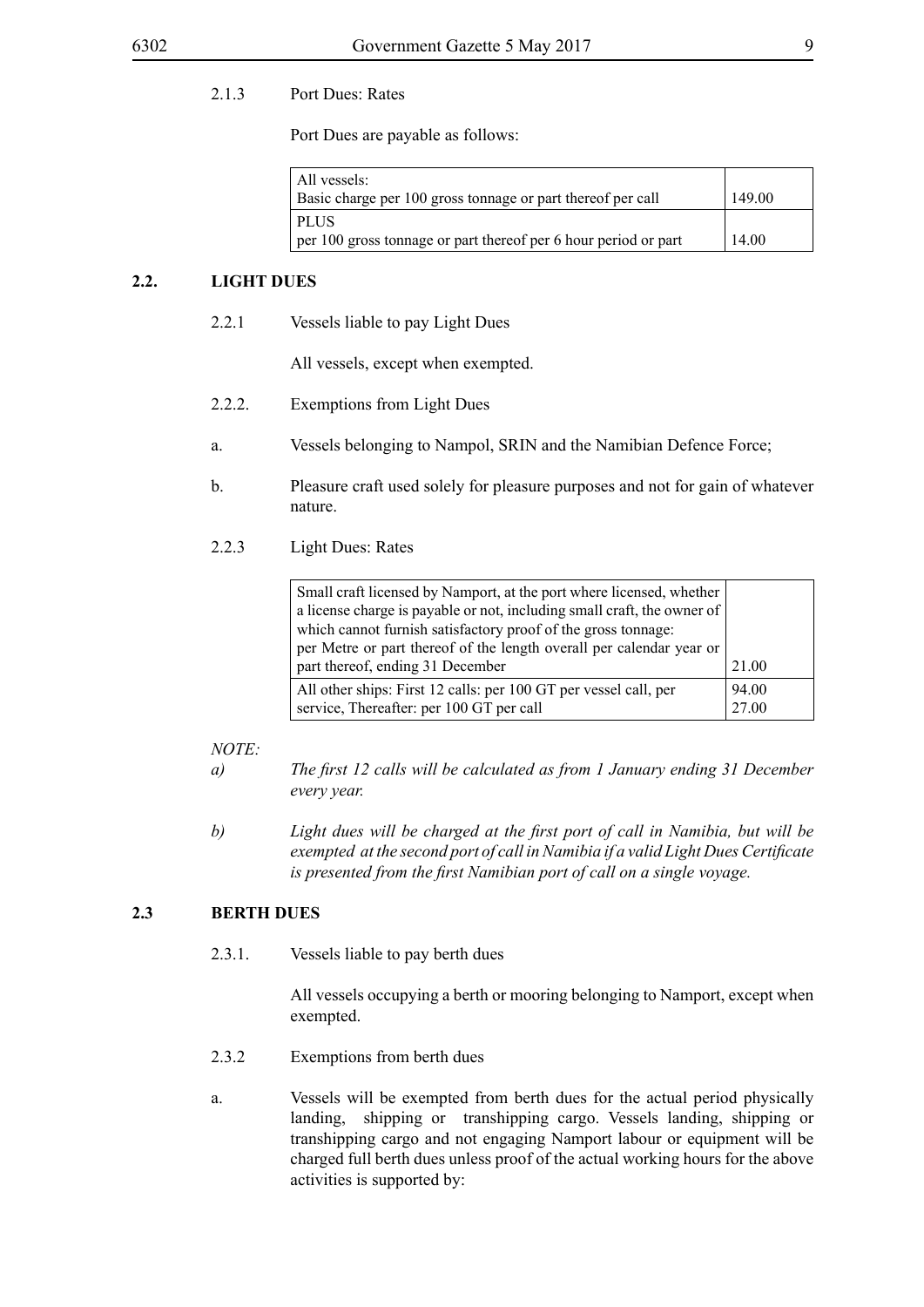2.1.3 Port Dues: Rates

Port Dues are payable as follows:

| | |
|---|---|
| All vessels:<br>Basic charge per 100 gross tonnage or part thereof per call | 149.00 |
| PLUS<br>per 100 gross tonnage or part thereof per 6 hour period or part | 14.00 |

## 2.2. LIGHT DUES

2.2.1 Vessels liable to pay Light Dues

All vessels, except when exempted.

2.2.2. Exemptions from Light Dues

a. Vessels belonging to Nampol, SRIN and the Namibian Defence Force;

b. Pleasure craft used solely for pleasure purposes and not for gain of whatever nature.

2.2.3 Light Dues: Rates

| | |
|---|---|
| Small craft licensed by Namport, at the port where licensed, whether a license charge is payable or not, including small craft, the owner of which cannot furnish satisfactory proof of the gross tonnage:<br>per Metre or part thereof of the length overall per calendar year or part thereof, ending 31 December | 21.00 |
| All other ships: First 12 calls: per 100 GT per vessel call, per service, Thereafter: per 100 GT per call | 94.00<br>27.00 |

*NOTE:*

*a) The first 12 calls will be calculated as from 1 January ending 31 December every year.*

*b) Light dues will be charged at the first port of call in Namibia, but will be exempted at the second port of call in Namibia if a valid Light Dues Certificate is presented from the first Namibian port of call on a single voyage.*

## 2.3 BERTH DUES

2.3.1. Vessels liable to pay berth dues

All vessels occupying a berth or mooring belonging to Namport, except when exempted.

2.3.2 Exemptions from berth dues

a. Vessels will be exempted from berth dues for the actual period physically landing, shipping or transhipping cargo. Vessels landing, shipping or transhipping cargo and not engaging Namport labour or equipment will be charged full berth dues unless proof of the actual working hours for the above activities is supported by: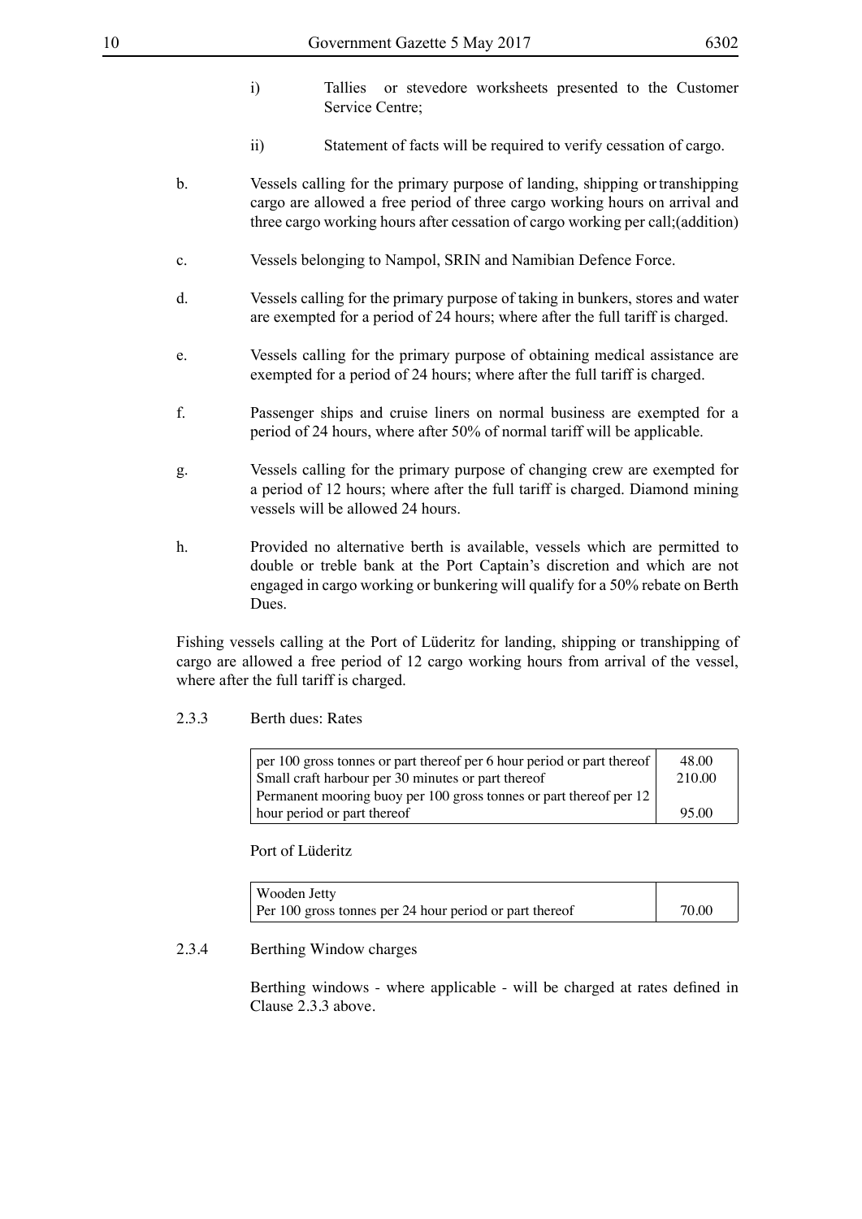i) Tallies or stevedore worksheets presented to the Customer Service Centre;

ii) Statement of facts will be required to verify cessation of cargo.

b. Vessels calling for the primary purpose of landing, shipping or transhipping cargo are allowed a free period of three cargo working hours on arrival and three cargo working hours after cessation of cargo working per call;(addition)

c. Vessels belonging to Nampol, SRIN and Namibian Defence Force.

d. Vessels calling for the primary purpose of taking in bunkers, stores and water are exempted for a period of 24 hours; where after the full tariff is charged.

e. Vessels calling for the primary purpose of obtaining medical assistance are exempted for a period of 24 hours; where after the full tariff is charged.

f. Passenger ships and cruise liners on normal business are exempted for a period of 24 hours, where after 50% of normal tariff will be applicable.

g. Vessels calling for the primary purpose of changing crew are exempted for a period of 12 hours; where after the full tariff is charged. Diamond mining vessels will be allowed 24 hours.

h. Provided no alternative berth is available, vessels which are permitted to double or treble bank at the Port Captain's discretion and which are not engaged in cargo working or bunkering will qualify for a 50% rebate on Berth Dues.

Fishing vessels calling at the Port of Lüderitz for landing, shipping or transhipping of cargo are allowed a free period of 12 cargo working hours from arrival of the vessel, where after the full tariff is charged.

2.3.3 Berth dues: Rates

| | |
|---|---|
| per 100 gross tonnes or part thereof per 6 hour period or part thereof | 48.00 |
| Small craft harbour per 30 minutes or part thereof | 210.00 |
| Permanent mooring buoy per 100 gross tonnes or part thereof per 12 hour period or part thereof | 95.00 |

Port of Lüderitz

| | |
|---|---|
| Wooden Jetty<br>Per 100 gross tonnes per 24 hour period or part thereof | 70.00 |

2.3.4 Berthing Window charges

Berthing windows - where applicable - will be charged at rates defined in Clause 2.3.3 above.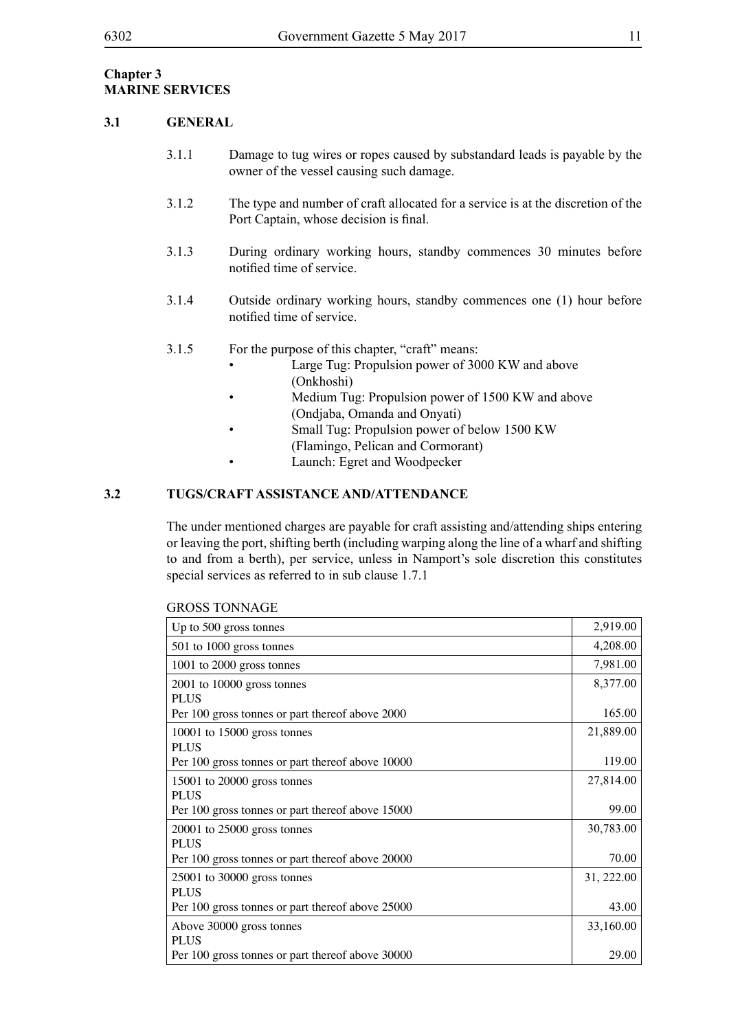## Chapter 3
## MARINE SERVICES

### 3.1 GENERAL

3.1.1 Damage to tug wires or ropes caused by substandard leads is payable by the owner of the vessel causing such damage.

3.1.2 The type and number of craft allocated for a service is at the discretion of the Port Captain, whose decision is final.

3.1.3 During ordinary working hours, standby commences 30 minutes before notified time of service.

3.1.4 Outside ordinary working hours, standby commences one (1) hour before notified time of service.

3.1.5 For the purpose of this chapter, "craft" means:

- Large Tug: Propulsion power of 3000 KW and above (Onkhoshi)
- Medium Tug: Propulsion power of 1500 KW and above (Ondjaba, Omanda and Onyati)
- Small Tug: Propulsion power of below 1500 KW (Flamingo, Pelican and Cormorant)
- Launch: Egret and Woodpecker

### 3.2 TUGS/CRAFT ASSISTANCE AND/ATTENDANCE

The under mentioned charges are payable for craft assisting and/attending ships entering or leaving the port, shifting berth (including warping along the line of a wharf and shifting to and from a berth), per service, unless in Namport's sole discretion this constitutes special services as referred to in sub clause 1.7.1

GROSS TONNAGE

| | |
|---|---|
| Up to 500 gross tonnes | 2,919.00 |
| 501 to 1000 gross tonnes | 4,208.00 |
| 1001 to 2000 gross tonnes | 7,981.00 |
| 2001 to 10000 gross tonnes<br>PLUS<br>Per 100 gross tonnes or part thereof above 2000 | 8,377.00<br><br>165.00 |
| 10001 to 15000 gross tonnes<br>PLUS<br>Per 100 gross tonnes or part thereof above 10000 | 21,889.00<br><br>119.00 |
| 15001 to 20000 gross tonnes<br>PLUS<br>Per 100 gross tonnes or part thereof above 15000 | 27,814.00<br><br>99.00 |
| 20001 to 25000 gross tonnes<br>PLUS<br>Per 100 gross tonnes or part thereof above 20000 | 30,783.00<br><br>70.00 |
| 25001 to 30000 gross tonnes<br>PLUS<br>Per 100 gross tonnes or part thereof above 25000 | 31, 222.00<br><br>43.00 |
| Above 30000 gross tonnes<br>PLUS<br>Per 100 gross tonnes or part thereof above 30000 | 33,160.00<br><br>29.00 |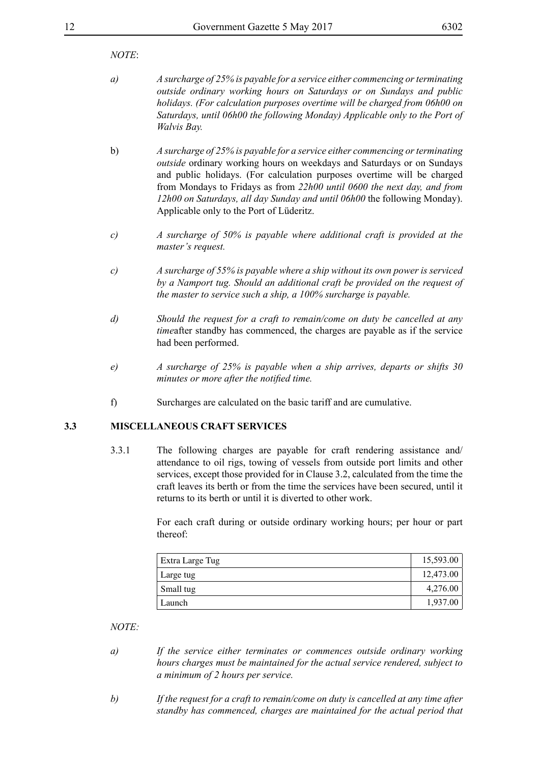*NOTE*:

*a)* *A surcharge of 25% is payable for a service either commencing or terminating outside ordinary working hours on Saturdays or on Sundays and public holidays. (For calculation purposes overtime will be charged from 06h00 on Saturdays, until 06h00 the following Monday) Applicable only to the Port of Walvis Bay.*

b) *A surcharge of 25% is payable for a service either commencing or terminating outside* ordinary working hours on weekdays and Saturdays or on Sundays and public holidays. (For calculation purposes overtime will be charged from Mondays to Fridays as from *22h00 until 0600 the next day, and from 12h00 on Saturdays, all day Sunday and until 06h00* the following Monday). Applicable only to the Port of Lüderitz.

*c)* *A surcharge of 50% is payable where additional craft is provided at the master's request.*

*c)* *A surcharge of 55% is payable where a ship without its own power is serviced by a Namport tug. Should an additional craft be provided on the request of the master to service such a ship, a 100% surcharge is payable.*

*d)* *Should the request for a craft to remain/come on duty be cancelled at any time*after standby has commenced, the charges are payable as if the service had been performed.

*e)* *A surcharge of 25% is payable when a ship arrives, departs or shifts 30 minutes or more after the notified time.*

f) Surcharges are calculated on the basic tariff and are cumulative.

### 3.3 MISCELLANEOUS CRAFT SERVICES

3.3.1 The following charges are payable for craft rendering assistance and/ attendance to oil rigs, towing of vessels from outside port limits and other services, except those provided for in Clause 3.2, calculated from the time the craft leaves its berth or from the time the services have been secured, until it returns to its berth or until it is diverted to other work.

For each craft during or outside ordinary working hours; per hour or part thereof:

| Craft | Charge |
|---|---|
| Extra Large Tug | 15,593.00 |
| Large tug | 12,473.00 |
| Small tug | 4,276.00 |
| Launch | 1,937.00 |

*NOTE:*

*a)* *If the service either terminates or commences outside ordinary working hours charges must be maintained for the actual service rendered, subject to a minimum of 2 hours per service.*

*b)* *If the request for a craft to remain/come on duty is cancelled at any time after standby has commenced, charges are maintained for the actual period that*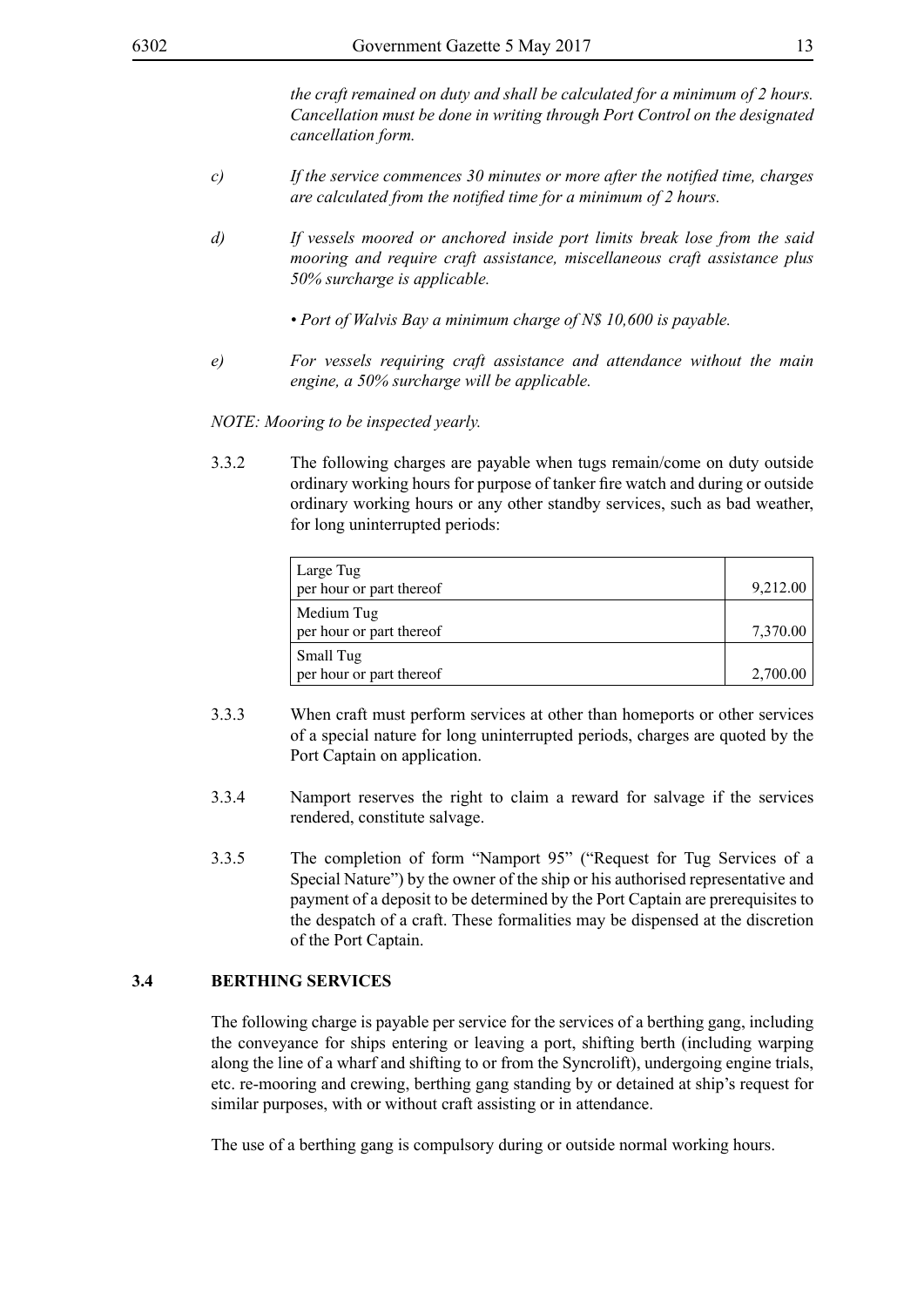*the craft remained on duty and shall be calculated for a minimum of 2 hours. Cancellation must be done in writing through Port Control on the designated cancellation form.*

c) *If the service commences 30 minutes or more after the notified time, charges are calculated from the notified time for a minimum of 2 hours.*

d) *If vessels moored or anchored inside port limits break lose from the said mooring and require craft assistance, miscellaneous craft assistance plus 50% surcharge is applicable.*

- *Port of Walvis Bay a minimum charge of N$ 10,600 is payable.*

e) *For vessels requiring craft assistance and attendance without the main engine, a 50% surcharge will be applicable.*

*NOTE: Mooring to be inspected yearly.*

3.3.2 The following charges are payable when tugs remain/come on duty outside ordinary working hours for purpose of tanker fire watch and during or outside ordinary working hours or any other standby services, such as bad weather, for long uninterrupted periods:

| | |
|---|---|
| Large Tug<br>per hour or part thereof | 9,212.00 |
| Medium Tug<br>per hour or part thereof | 7,370.00 |
| Small Tug<br>per hour or part thereof | 2,700.00 |

3.3.3 When craft must perform services at other than homeports or other services of a special nature for long uninterrupted periods, charges are quoted by the Port Captain on application.

3.3.4 Namport reserves the right to claim a reward for salvage if the services rendered, constitute salvage.

3.3.5 The completion of form "Namport 95" ("Request for Tug Services of a Special Nature") by the owner of the ship or his authorised representative and payment of a deposit to be determined by the Port Captain are prerequisites to the despatch of a craft. These formalities may be dispensed at the discretion of the Port Captain.

## 3.4 BERTHING SERVICES

The following charge is payable per service for the services of a berthing gang, including the conveyance for ships entering or leaving a port, shifting berth (including warping along the line of a wharf and shifting to or from the Syncrolift), undergoing engine trials, etc. re-mooring and crewing, berthing gang standing by or detained at ship's request for similar purposes, with or without craft assisting or in attendance.

The use of a berthing gang is compulsory during or outside normal working hours.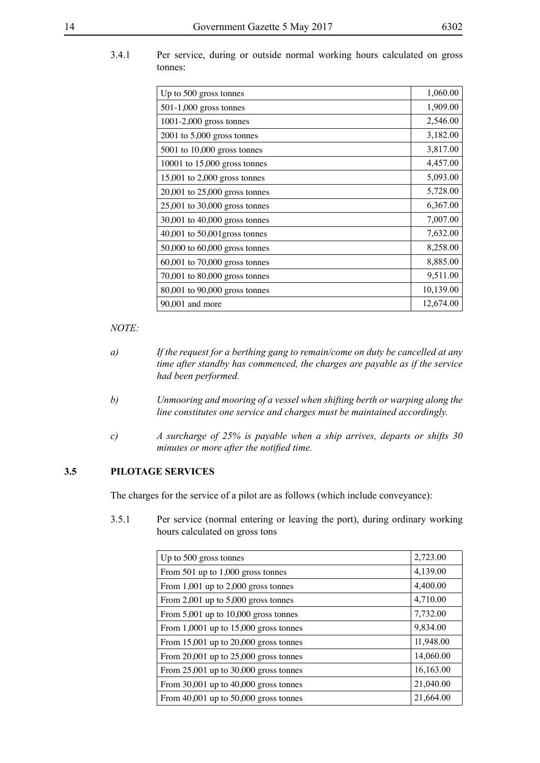3.4.1 Per service, during or outside normal working hours calculated on gross tonnes:

| | |
|---|---|
| Up to 500 gross tonnes | 1,060.00 |
| 501-1,000 gross tonnes | 1,909.00 |
| 1001-2,000 gross tonnes | 2,546.00 |
| 2001 to 5,000 gross tonnes | 3,182.00 |
| 5001 to 10,000 gross tonnes | 3,817.00 |
| 10001 to 15,000 gross tonnes | 4,457.00 |
| 15,001 to 2,000 gross tonnes | 5,093.00 |
| 20,001 to 25,000 gross tonnes | 5,728.00 |
| 25,001 to 30,000 gross tonnes | 6,367.00 |
| 30,001 to 40,000 gross tonnes | 7,007.00 |
| 40,001 to 50,001gross tonnes | 7,632.00 |
| 50,000 to 60,000 gross tonnes | 8,258.00 |
| 60,001 to 70,000 gross tonnes | 8,885.00 |
| 70,001 to 80,000 gross tonnes | 9,511.00 |
| 80,001 to 90,000 gross tonnes | 10,139.00 |
| 90,001 and more | 12,674.00 |

*NOTE:*

*a) If the request for a berthing gang to remain/come on duty be cancelled at any time after standby has commenced, the charges are payable as if the service had been performed.*

*b) Unmooring and mooring of a vessel when shifting berth or warping along the line constitutes one service and charges must be maintained accordingly.*

*c) A surcharge of 25% is payable when a ship arrives, departs or shifts 30 minutes or more after the notified time.*

## 3.5 PILOTAGE SERVICES

The charges for the service of a pilot are as follows (which include conveyance):

3.5.1 Per service (normal entering or leaving the port), during ordinary working hours calculated on gross tons

| | |
|---|---|
| Up to 500 gross tonnes | 2,723.00 |
| From 501 up to 1,000 gross tonnes | 4,139.00 |
| From 1,001 up to 2,000 gross tonnes | 4,400.00 |
| From 2,001 up to 5,000 gross tonnes | 4,710.00 |
| From 5,001 up to 10,000 gross tonnes | 7,732.00 |
| From 1,0001 up to 15,000 gross tonnes | 9,834.00 |
| From 15,001 up to 20,000 gross tonnes | 11,948.00 |
| From 20,001 up to 25,000 gross tonnes | 14,060.00 |
| From 25,001 up to 30,000 gross tonnes | 16,163.00 |
| From 30,001 up to 40,000 gross tonnes | 21,040.00 |
| From 40,001 up to 50,000 gross tonnes | 21,664.00 |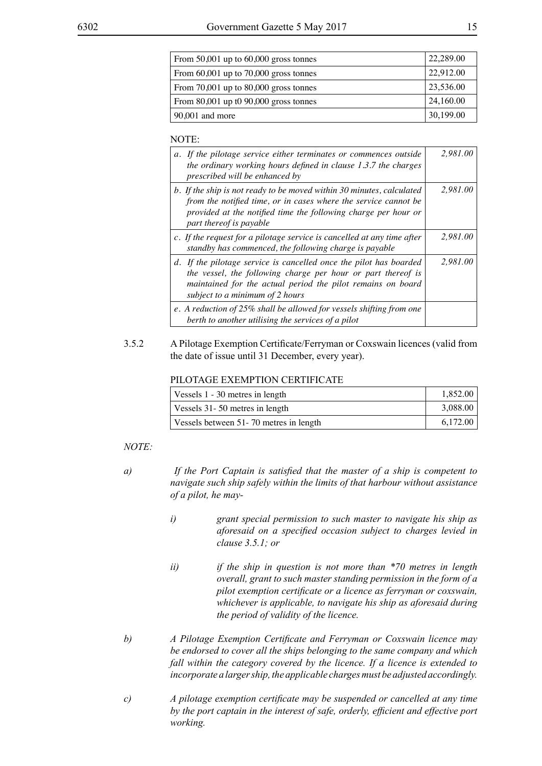| | |
|---|---|
| From 50,001 up to 60,000 gross tonnes | 22,289.00 |
| From 60,001 up to 70,000 gross tonnes | 22,912.00 |
| From 70,001 up to 80,000 gross tonnes | 23,536.00 |
| From 80,001 up t0 90,000 gross tonnes | 24,160.00 |
| 90,001 and more | 30,199.00 |

NOTE:

| | |
|---|---|
| *a. If the pilotage service either terminates or commences outside the ordinary working hours defined in clause 1.3.7 the charges prescribed will be enhanced by* | *2,981.00* |
| *b. If the ship is not ready to be moved within 30 minutes, calculated from the notified time, or in cases where the service cannot be provided at the notified time the following charge per hour or part thereof is payable* | *2,981.00* |
| *c. If the request for a pilotage service is cancelled at any time after standby has commenced, the following charge is payable* | *2,981.00* |
| *d. If the pilotage service is cancelled once the pilot has boarded the vessel, the following charge per hour or part thereof is maintained for the actual period the pilot remains on board subject to a minimum of 2 hours* | *2,981.00* |
| *e. A reduction of 25% shall be allowed for vessels shifting from one berth to another utilising the services of a pilot* | |

3.5.2 A Pilotage Exemption Certificate/Ferryman or Coxswain licences (valid from the date of issue until 31 December, every year).

PILOTAGE EXEMPTION CERTIFICATE

| | |
|---|---|
| Vessels 1 - 30 metres in length | 1,852.00 |
| Vessels 31- 50 metres in length | 3,088.00 |
| Vessels between 51- 70 metres in length | 6,172.00 |

*NOTE:*

*a) If the Port Captain is satisfied that the master of a ship is competent to navigate such ship safely within the limits of that harbour without assistance of a pilot, he may-*

*i) grant special permission to such master to navigate his ship as aforesaid on a specified occasion subject to charges levied in clause 3.5.1; or*

*ii) if the ship in question is not more than *70 metres in length overall, grant to such master standing permission in the form of a pilot exemption certificate or a licence as ferryman or coxswain, whichever is applicable, to navigate his ship as aforesaid during the period of validity of the licence.*

*b) A Pilotage Exemption Certificate and Ferryman or Coxswain licence may be endorsed to cover all the ships belonging to the same company and which fall within the category covered by the licence. If a licence is extended to incorporate a larger ship, the applicable charges must be adjusted accordingly.*

*c) A pilotage exemption certificate may be suspended or cancelled at any time by the port captain in the interest of safe, orderly, efficient and effective port working.*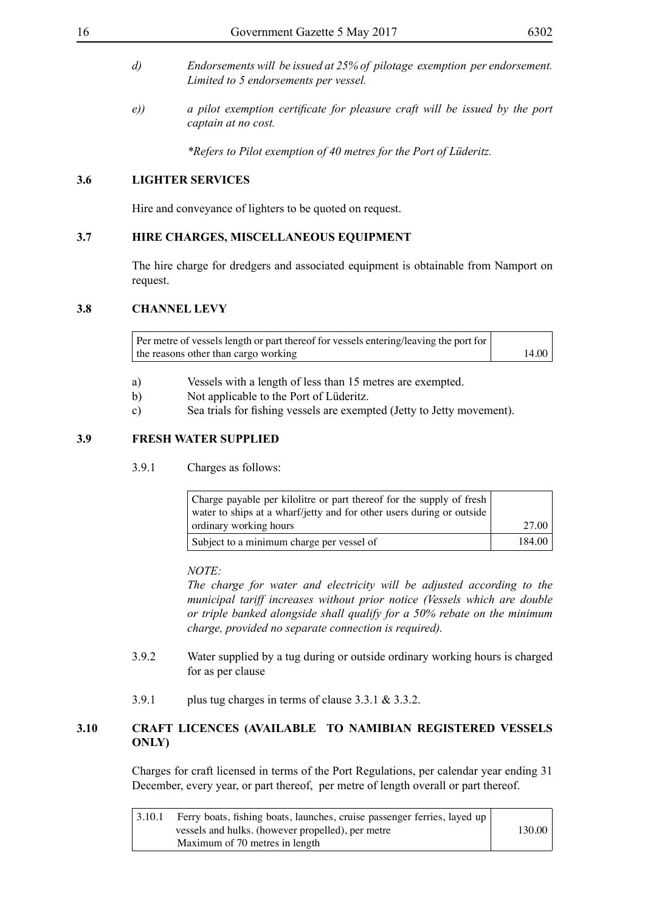*d) Endorsements will be issued at 25% of pilotage exemption per endorsement. Limited to 5 endorsements per vessel.*

*e)) a pilot exemption certificate for pleasure craft will be issued by the port captain at no cost.*

*\*Refers to Pilot exemption of 40 metres for the Port of Lüderitz.*

### 3.6 LIGHTER SERVICES

Hire and conveyance of lighters to be quoted on request.

### 3.7 HIRE CHARGES, MISCELLANEOUS EQUIPMENT

The hire charge for dredgers and associated equipment is obtainable from Namport on request.

### 3.8 CHANNEL LEVY

| | |
|---|---|
| Per metre of vessels length or part thereof for vessels entering/leaving the port for the reasons other than cargo working | 14.00 |

a) Vessels with a length of less than 15 metres are exempted.
b) Not applicable to the Port of Lüderitz.
c) Sea trials for fishing vessels are exempted (Jetty to Jetty movement).

### 3.9 FRESH WATER SUPPLIED

3.9.1 Charges as follows:

| | |
|---|---|
| Charge payable per kilolitre or part thereof for the supply of fresh water to ships at a wharf/jetty and for other users during or outside ordinary working hours | 27.00 |
| Subject to a minimum charge per vessel of | 184.00 |

*NOTE:*
*The charge for water and electricity will be adjusted according to the municipal tariff increases without prior notice (Vessels which are double or triple banked alongside shall qualify for a 50% rebate on the minimum charge, provided no separate connection is required).*

3.9.2 Water supplied by a tug during or outside ordinary working hours is charged for as per clause

3.9.1 plus tug charges in terms of clause 3.3.1 & 3.3.2.

### 3.10 CRAFT LICENCES (AVAILABLE TO NAMIBIAN REGISTERED VESSELS ONLY)

Charges for craft licensed in terms of the Port Regulations, per calendar year ending 31 December, every year, or part thereof, per metre of length overall or part thereof.

| | |
|---|---|
| 3.10.1 Ferry boats, fishing boats, launches, cruise passenger ferries, layed up vessels and hulks. (however propelled), per metre Maximum of 70 metres in length | 130.00 |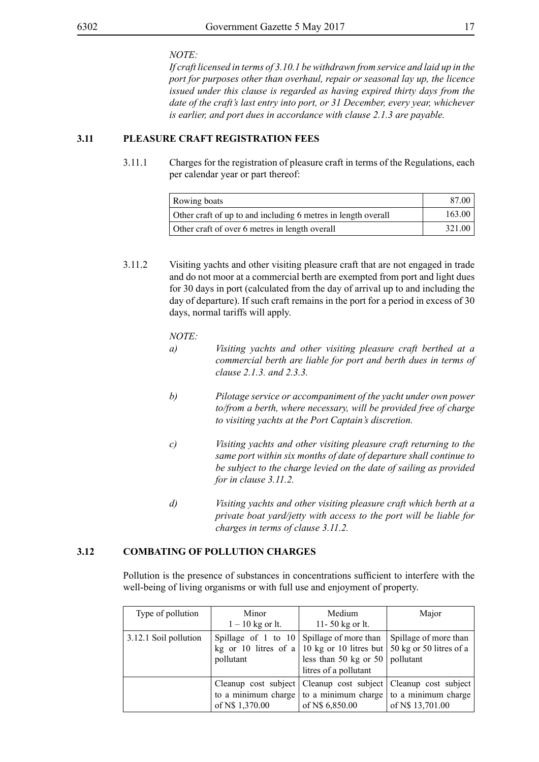*NOTE:*

*If craft licensed in terms of 3.10.1 be withdrawn from service and laid up in the port for purposes other than overhaul, repair or seasonal lay up, the licence issued under this clause is regarded as having expired thirty days from the date of the craft's last entry into port, or 31 December, every year, whichever is earlier, and port dues in accordance with clause 2.1.3 are payable.*

### 3.11 PLEASURE CRAFT REGISTRATION FEES

3.11.1 Charges for the registration of pleasure craft in terms of the Regulations, each per calendar year or part thereof:

| | |
|---|---|
| Rowing boats | 87.00 |
| Other craft of up to and including 6 metres in length overall | 163.00 |
| Other craft of over 6 metres in length overall | 321.00 |

3.11.2 Visiting yachts and other visiting pleasure craft that are not engaged in trade and do not moor at a commercial berth are exempted from port and light dues for 30 days in port (calculated from the day of arrival up to and including the day of departure). If such craft remains in the port for a period in excess of 30 days, normal tariffs will apply.

*NOTE:*

*a) Visiting yachts and other visiting pleasure craft berthed at a commercial berth are liable for port and berth dues in terms of clause 2.1.3. and 2.3.3.*

*b) Pilotage service or accompaniment of the yacht under own power to/from a berth, where necessary, will be provided free of charge to visiting yachts at the Port Captain's discretion.*

*c) Visiting yachts and other visiting pleasure craft returning to the same port within six months of date of departure shall continue to be subject to the charge levied on the date of sailing as provided for in clause 3.11.2.*

*d) Visiting yachts and other visiting pleasure craft which berth at a private boat yard/jetty with access to the port will be liable for charges in terms of clause 3.11.2.*

### 3.12 COMBATING OF POLLUTION CHARGES

Pollution is the presence of substances in concentrations sufficient to interfere with the well-being of living organisms or with full use and enjoyment of property.

| Type of pollution | Minor<br>1 – 10 kg or lt. | Medium<br>11- 50 kg or lt. | Major |
|---|---|---|---|
| 3.12.1 Soil pollution | Spillage of 1 to 10 kg or 10 litres of a pollutant | Spillage of more than 10 kg or 10 litres but less than 50 kg or 50 litres of a pollutant | Spillage of more than 50 kg or 50 litres of a pollutant |
| | Cleanup cost subject to a minimum charge of N$ 1,370.00 | Cleanup cost subject to a minimum charge of N$ 6,850.00 | Cleanup cost subject to a minimum charge of N$ 13,701.00 |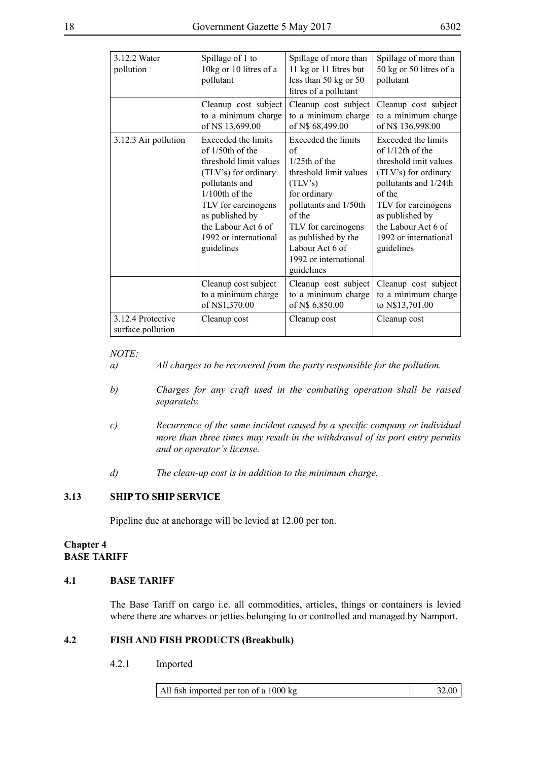| 3.12.2 Water pollution | Spillage of 1 to 10kg or 10 litres of a pollutant | Spillage of more than 11 kg or 11 litres but less than 50 kg or 50 litres of a pollutant | Spillage of more than 50 kg or 50 litres of a pollutant |
|---|---|---|---|
| | Cleanup cost subject to a minimum charge of N$ 13,699.00 | Cleanup cost subject to a minimum charge of N$ 68,499.00 | Cleanup cost subject to a minimum charge of N$ 136,998.00 |
| 3.12.3 Air pollution | Exceeded the limits of 1/50th of the threshold limit values (TLV's) for ordinary pollutants and 1/100th of the TLV for carcinogens as published by the Labour Act 6 of 1992 or international guidelines | Exceeded the limits of 1/25th of the threshold limit values (TLV's) for ordinary pollutants and 1/50th of the TLV for carcinogens as published by the Labour Act 6 of 1992 or international guidelines | Exceeded the limits of 1/12th of the threshold imit values (TLV's) for ordinary pollutants and 1/24th of the TLV for carcinogens as published by the Labour Act 6 of 1992 or international guidelines |
| | Cleanup cost subject to a minimum charge of N$1,370.00 | Cleanup cost subject to a minimum charge of N$ 6,850.00 | Cleanup cost subject to a minimum charge to N$13,701.00 |
| 3.12.4 Protective surface pollution | Cleanup cost | Cleanup cost | Cleanup cost |

*NOTE:*

*a) All charges to be recovered from the party responsible for the pollution.*

*b) Charges for any craft used in the combating operation shall be raised separately.*

*c) Recurrence of the same incident caused by a specific company or individual more than three times may result in the withdrawal of its port entry permits and or operator's license.*

*d) The clean-up cost is in addition to the minimum charge.*

### 3.13 SHIP TO SHIP SERVICE

Pipeline due at anchorage will be levied at 12.00 per ton.

## Chapter 4
## BASE TARIFF

### 4.1 BASE TARIFF

The Base Tariff on cargo i.e. all commodities, articles, things or containers is levied where there are wharves or jetties belonging to or controlled and managed by Namport.

### 4.2 FISH AND FISH PRODUCTS (Breakbulk)

4.2.1 Imported

| All fish imported per ton of a 1000 kg | 32.00 |
|---|---|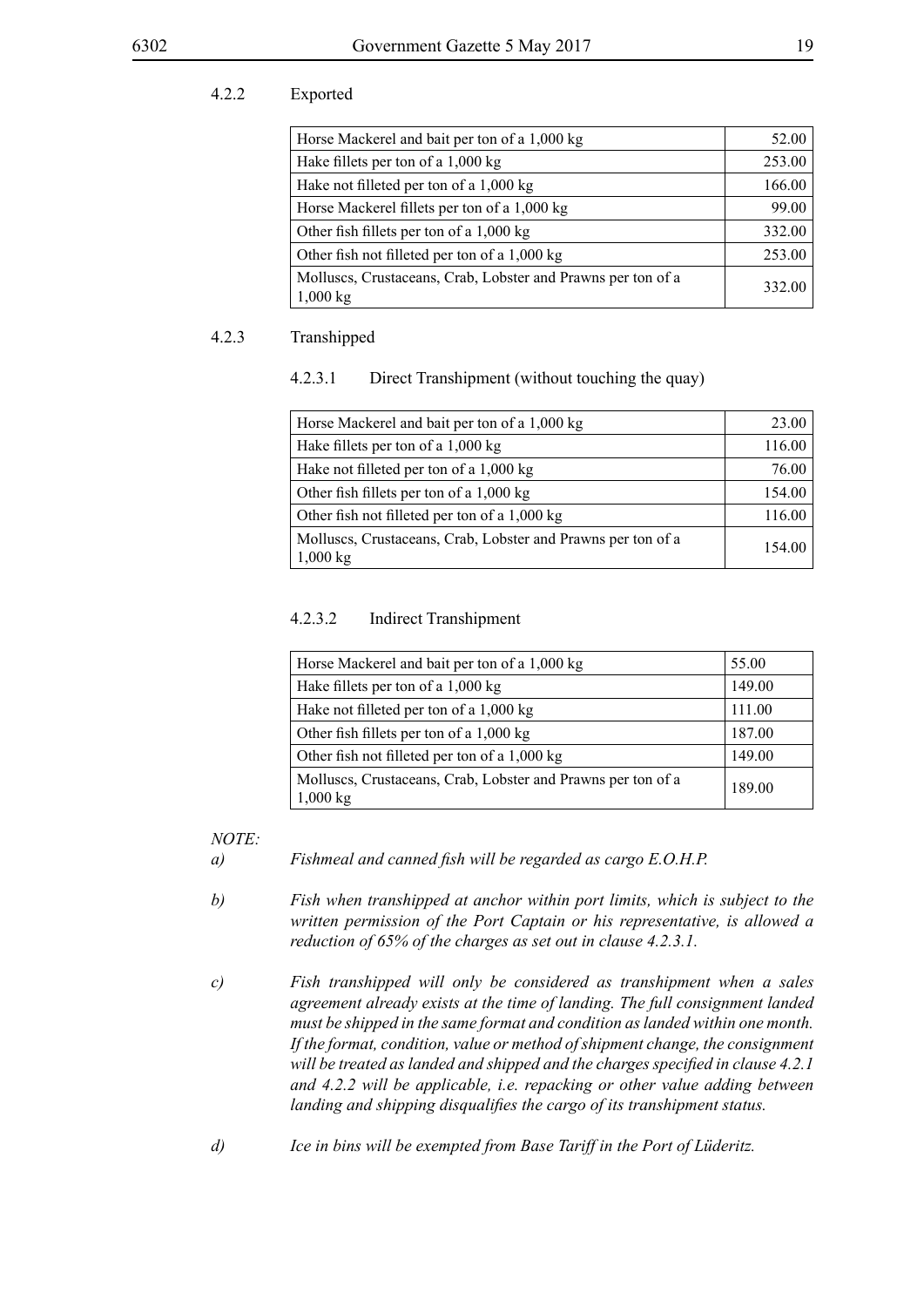4.2.2 Exported

| Horse Mackerel and bait per ton of a 1,000 kg | 52.00 |
|---|---|
| Hake fillets per ton of a 1,000 kg | 253.00 |
| Hake not filleted per ton of a 1,000 kg | 166.00 |
| Horse Mackerel fillets per ton of a 1,000 kg | 99.00 |
| Other fish fillets per ton of a 1,000 kg | 332.00 |
| Other fish not filleted per ton of a 1,000 kg | 253.00 |
| Molluscs, Crustaceans, Crab, Lobster and Prawns per ton of a 1,000 kg | 332.00 |

4.2.3 Transhipped

4.2.3.1 Direct Transhipment (without touching the quay)

| Horse Mackerel and bait per ton of a 1,000 kg | 23.00 |
|---|---|
| Hake fillets per ton of a 1,000 kg | 116.00 |
| Hake not filleted per ton of a 1,000 kg | 76.00 |
| Other fish fillets per ton of a 1,000 kg | 154.00 |
| Other fish not filleted per ton of a 1,000 kg | 116.00 |
| Molluscs, Crustaceans, Crab, Lobster and Prawns per ton of a 1,000 kg | 154.00 |

4.2.3.2 Indirect Transhipment

| Horse Mackerel and bait per ton of a 1,000 kg | 55.00 |
|---|---|
| Hake fillets per ton of a 1,000 kg | 149.00 |
| Hake not filleted per ton of a 1,000 kg | 111.00 |
| Other fish fillets per ton of a 1,000 kg | 187.00 |
| Other fish not filleted per ton of a 1,000 kg | 149.00 |
| Molluscs, Crustaceans, Crab, Lobster and Prawns per ton of a 1,000 kg | 189.00 |

*NOTE:*

*a) Fishmeal and canned fish will be regarded as cargo E.O.H.P.*

*b) Fish when transhipped at anchor within port limits, which is subject to the written permission of the Port Captain or his representative, is allowed a reduction of 65% of the charges as set out in clause 4.2.3.1.*

*c) Fish transhipped will only be considered as transhipment when a sales agreement already exists at the time of landing. The full consignment landed must be shipped in the same format and condition as landed within one month. If the format, condition, value or method of shipment change, the consignment will be treated as landed and shipped and the charges specified in clause 4.2.1 and 4.2.2 will be applicable, i.e. repacking or other value adding between landing and shipping disqualifies the cargo of its transhipment status.*

*d) Ice in bins will be exempted from Base Tariff in the Port of Lüderitz.*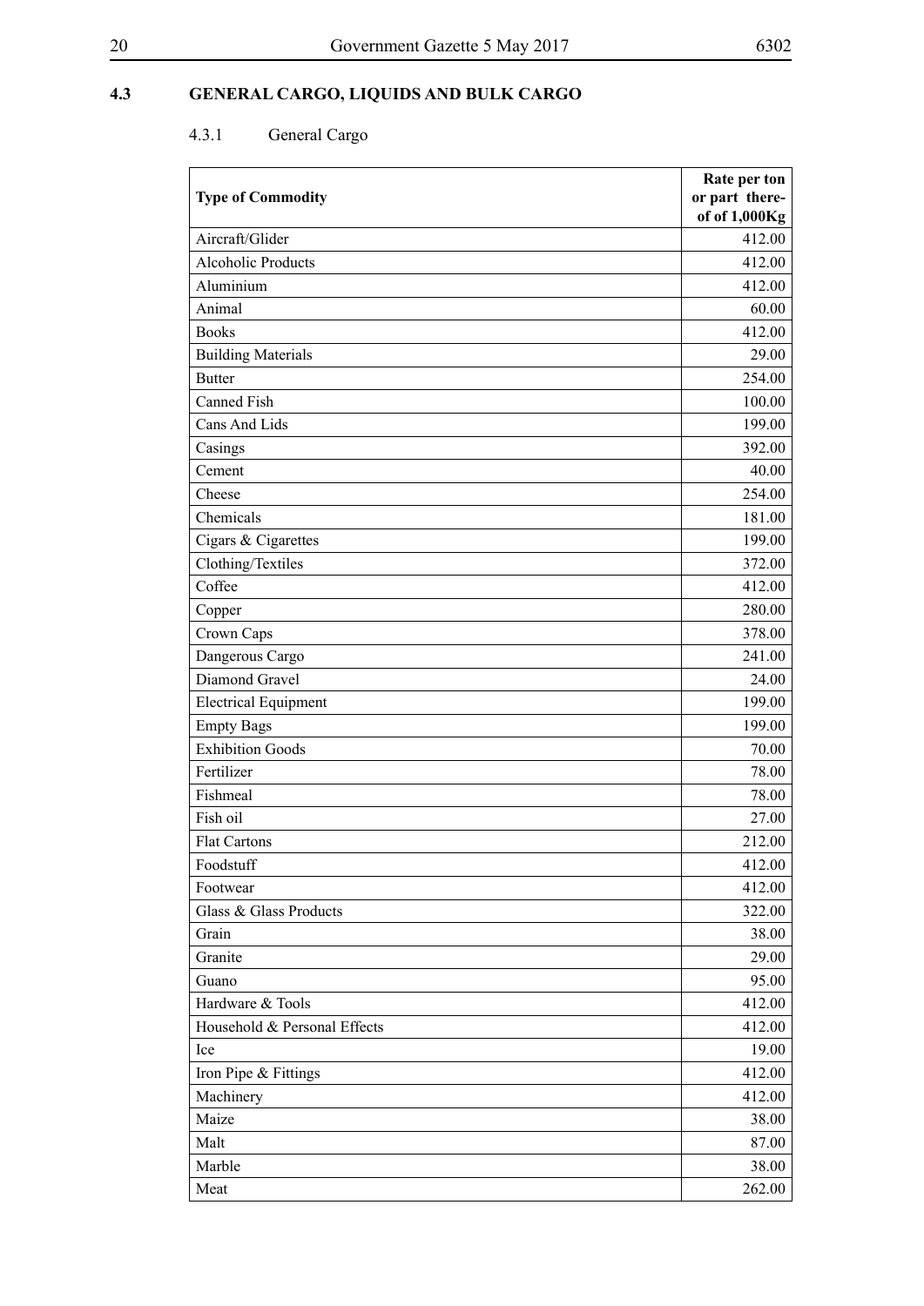## 4.3 GENERAL CARGO, LIQUIDS AND BULK CARGO

### 4.3.1 General Cargo

| Type of Commodity | Rate per ton or part thereof of 1,000Kg |
|---|---|
| Aircraft/Glider | 412.00 |
| Alcoholic Products | 412.00 |
| Aluminium | 412.00 |
| Animal | 60.00 |
| Books | 412.00 |
| Building Materials | 29.00 |
| Butter | 254.00 |
| Canned Fish | 100.00 |
| Cans And Lids | 199.00 |
| Casings | 392.00 |
| Cement | 40.00 |
| Cheese | 254.00 |
| Chemicals | 181.00 |
| Cigars & Cigarettes | 199.00 |
| Clothing/Textiles | 372.00 |
| Coffee | 412.00 |
| Copper | 280.00 |
| Crown Caps | 378.00 |
| Dangerous Cargo | 241.00 |
| Diamond Gravel | 24.00 |
| Electrical Equipment | 199.00 |
| Empty Bags | 199.00 |
| Exhibition Goods | 70.00 |
| Fertilizer | 78.00 |
| Fishmeal | 78.00 |
| Fish oil | 27.00 |
| Flat Cartons | 212.00 |
| Foodstuff | 412.00 |
| Footwear | 412.00 |
| Glass & Glass Products | 322.00 |
| Grain | 38.00 |
| Granite | 29.00 |
| Guano | 95.00 |
| Hardware & Tools | 412.00 |
| Household & Personal Effects | 412.00 |
| Ice | 19.00 |
| Iron Pipe & Fittings | 412.00 |
| Machinery | 412.00 |
| Maize | 38.00 |
| Malt | 87.00 |
| Marble | 38.00 |
| Meat | 262.00 |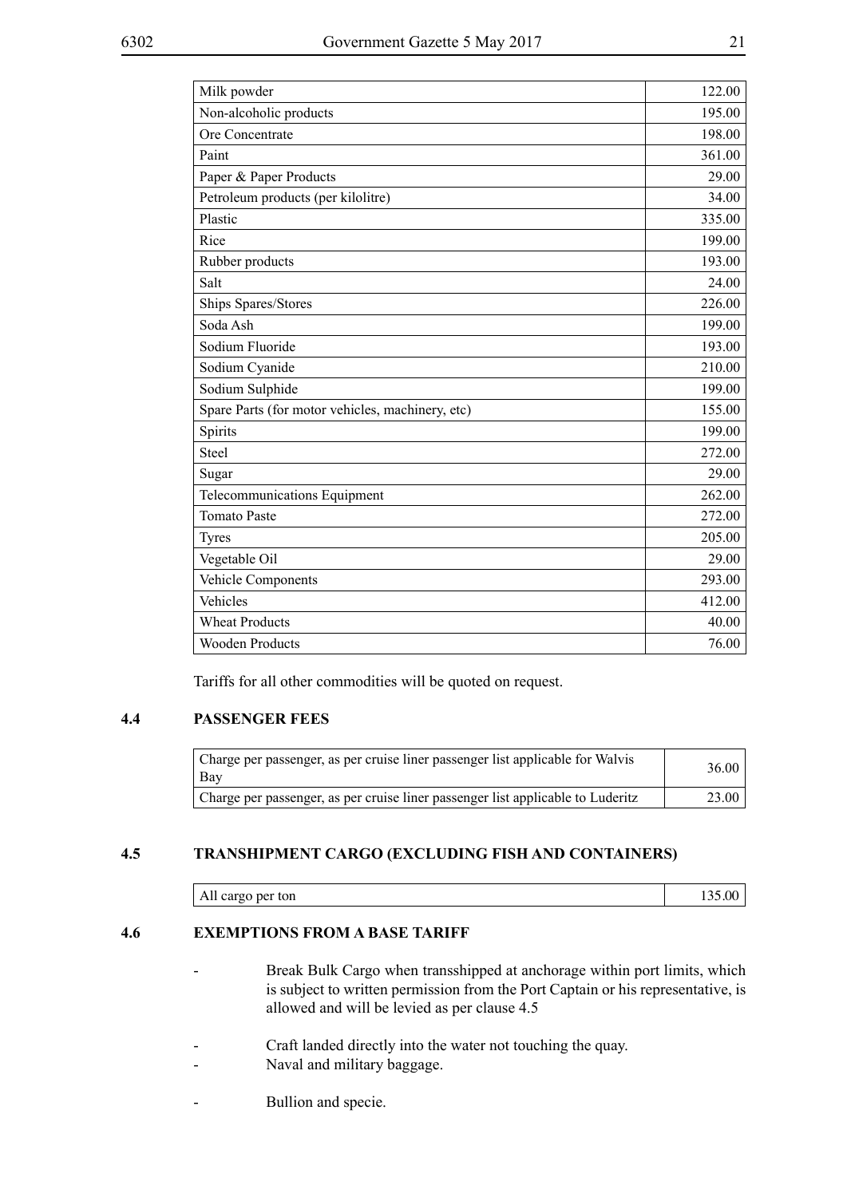| | |
|---|---|
| Milk powder | 122.00 |
| Non-alcoholic products | 195.00 |
| Ore Concentrate | 198.00 |
| Paint | 361.00 |
| Paper & Paper Products | 29.00 |
| Petroleum products (per kilolitre) | 34.00 |
| Plastic | 335.00 |
| Rice | 199.00 |
| Rubber products | 193.00 |
| Salt | 24.00 |
| Ships Spares/Stores | 226.00 |
| Soda Ash | 199.00 |
| Sodium Fluoride | 193.00 |
| Sodium Cyanide | 210.00 |
| Sodium Sulphide | 199.00 |
| Spare Parts (for motor vehicles, machinery, etc) | 155.00 |
| Spirits | 199.00 |
| Steel | 272.00 |
| Sugar | 29.00 |
| Telecommunications Equipment | 262.00 |
| Tomato Paste | 272.00 |
| Tyres | 205.00 |
| Vegetable Oil | 29.00 |
| Vehicle Components | 293.00 |
| Vehicles | 412.00 |
| Wheat Products | 40.00 |
| Wooden Products | 76.00 |

Tariffs for all other commodities will be quoted on request.

### 4.4 PASSENGER FEES

| | |
|---|---|
| Charge per passenger, as per cruise liner passenger list applicable for Walvis Bay | 36.00 |
| Charge per passenger, as per cruise liner passenger list applicable to Luderitz | 23.00 |

### 4.5 TRANSHIPMENT CARGO (EXCLUDING FISH AND CONTAINERS)

| | |
|---|---|
| All cargo per ton | 135.00 |

### 4.6 EXEMPTIONS FROM A BASE TARIFF

- Break Bulk Cargo when transshipped at anchorage within port limits, which is subject to written permission from the Port Captain or his representative, is allowed and will be levied as per clause 4.5
- Craft landed directly into the water not touching the quay.
- Naval and military baggage.
- Bullion and specie.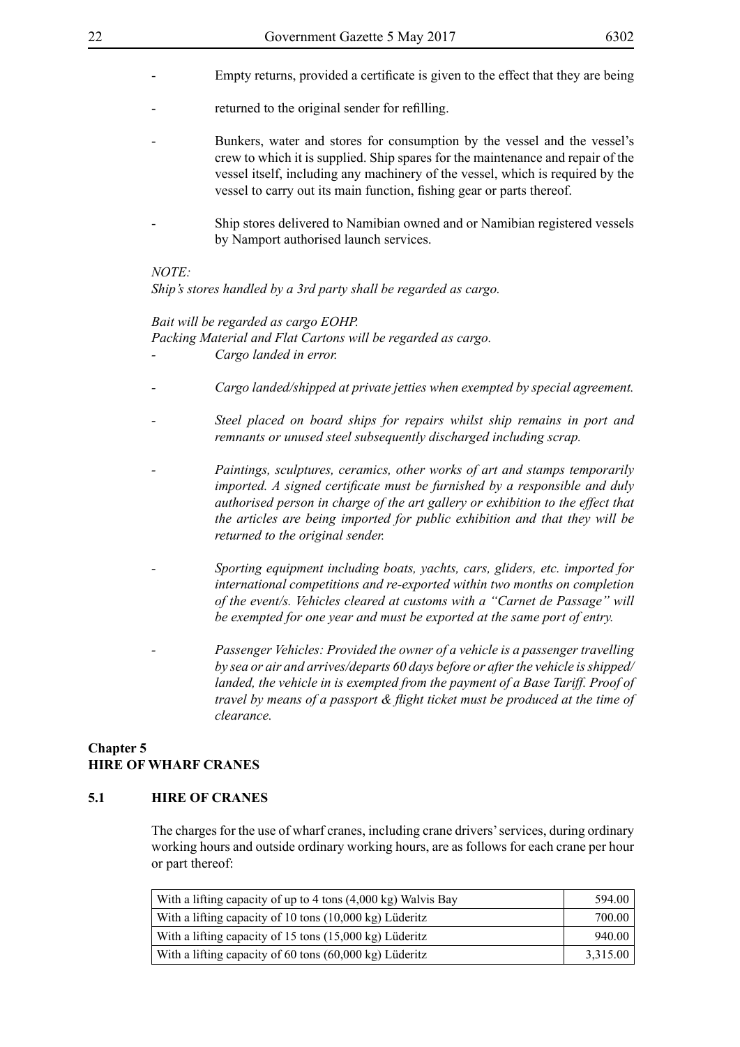- Empty returns, provided a certificate is given to the effect that they are being

- returned to the original sender for refilling.

- Bunkers, water and stores for consumption by the vessel and the vessel's crew to which it is supplied. Ship spares for the maintenance and repair of the vessel itself, including any machinery of the vessel, which is required by the vessel to carry out its main function, fishing gear or parts thereof.

- Ship stores delivered to Namibian owned and or Namibian registered vessels by Namport authorised launch services.

*NOTE:*
*Ship's stores handled by a 3rd party shall be regarded as cargo.*

*Bait will be regarded as cargo EOHP.*
*Packing Material and Flat Cartons will be regarded as cargo.*

- *Cargo landed in error.*

- *Cargo landed/shipped at private jetties when exempted by special agreement.*

- *Steel placed on board ships for repairs whilst ship remains in port and remnants or unused steel subsequently discharged including scrap.*

- *Paintings, sculptures, ceramics, other works of art and stamps temporarily imported. A signed certificate must be furnished by a responsible and duly authorised person in charge of the art gallery or exhibition to the effect that the articles are being imported for public exhibition and that they will be returned to the original sender.*

- *Sporting equipment including boats, yachts, cars, gliders, etc. imported for international competitions and re-exported within two months on completion of the event/s. Vehicles cleared at customs with a "Carnet de Passage" will be exempted for one year and must be exported at the same port of entry.*

- *Passenger Vehicles: Provided the owner of a vehicle is a passenger travelling by sea or air and arrives/departs 60 days before or after the vehicle is shipped/ landed, the vehicle in is exempted from the payment of a Base Tariff. Proof of travel by means of a passport & flight ticket must be produced at the time of clearance.*

## Chapter 5
## HIRE OF WHARF CRANES

### 5.1 HIRE OF CRANES

The charges for the use of wharf cranes, including crane drivers' services, during ordinary working hours and outside ordinary working hours, are as follows for each crane per hour or part thereof:

| | |
|---|---:|
| With a lifting capacity of up to 4 tons (4,000 kg) Walvis Bay | 594.00 |
| With a lifting capacity of 10 tons (10,000 kg) Lüderitz | 700.00 |
| With a lifting capacity of 15 tons (15,000 kg) Lüderitz | 940.00 |
| With a lifting capacity of 60 tons (60,000 kg) Lüderitz | 3,315.00 |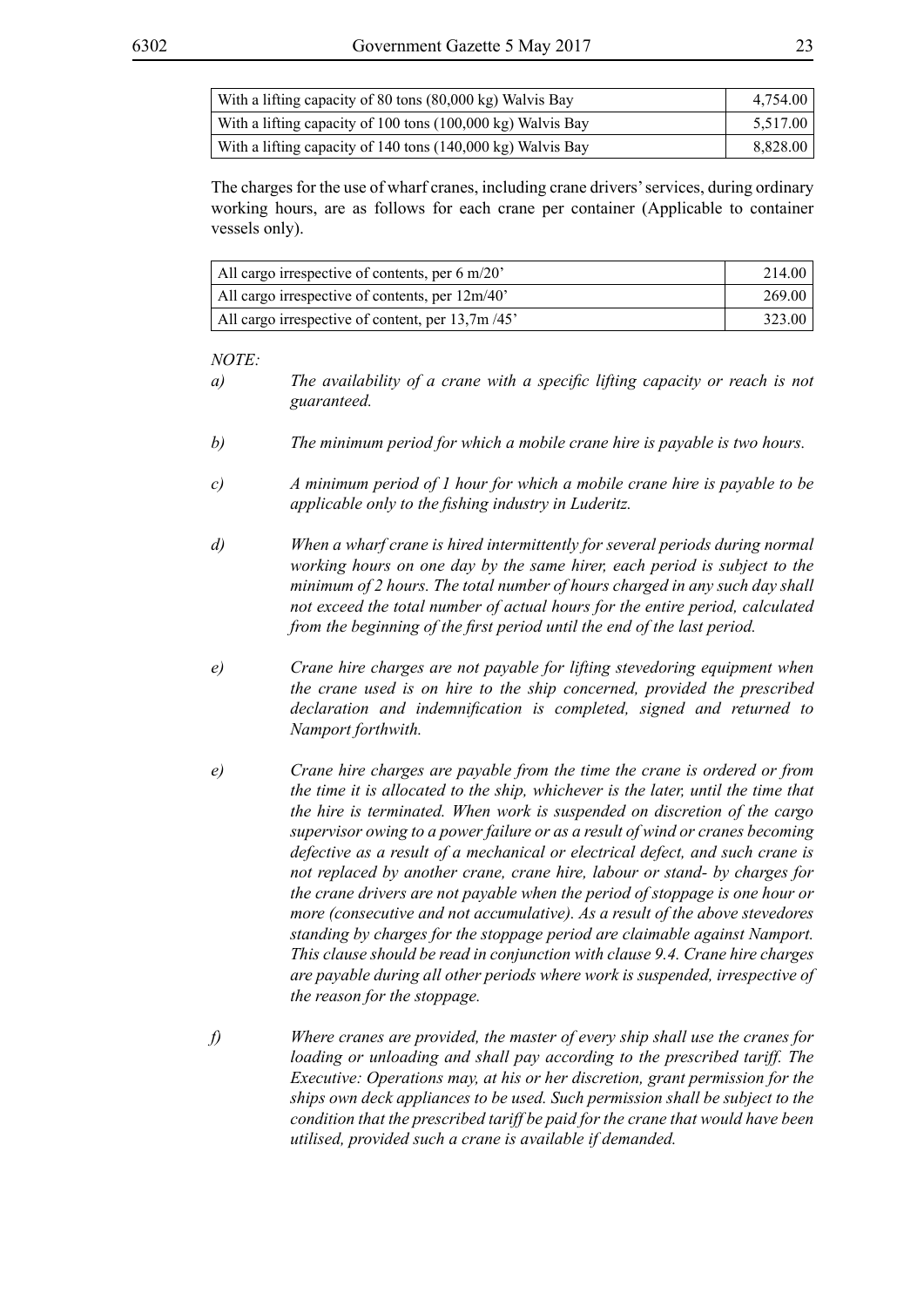| | |
|---|---|
| With a lifting capacity of 80 tons (80,000 kg) Walvis Bay | 4,754.00 |
| With a lifting capacity of 100 tons (100,000 kg) Walvis Bay | 5,517.00 |
| With a lifting capacity of 140 tons (140,000 kg) Walvis Bay | 8,828.00 |

The charges for the use of wharf cranes, including crane drivers' services, during ordinary working hours, are as follows for each crane per container (Applicable to container vessels only).

| | |
|---|---|
| All cargo irrespective of contents, per 6 m/20' | 214.00 |
| All cargo irrespective of contents, per 12m/40' | 269.00 |
| All cargo irrespective of content, per 13,7m /45' | 323.00 |

*NOTE:*

*a)* *The availability of a crane with a specific lifting capacity or reach is not guaranteed.*

*b)* *The minimum period for which a mobile crane hire is payable is two hours.*

*c)* *A minimum period of 1 hour for which a mobile crane hire is payable to be applicable only to the fishing industry in Luderitz.*

*d)* *When a wharf crane is hired intermittently for several periods during normal working hours on one day by the same hirer, each period is subject to the minimum of 2 hours. The total number of hours charged in any such day shall not exceed the total number of actual hours for the entire period, calculated from the beginning of the first period until the end of the last period.*

*e)* *Crane hire charges are not payable for lifting stevedoring equipment when the crane used is on hire to the ship concerned, provided the prescribed declaration and indemnification is completed, signed and returned to Namport forthwith.*

*e)* *Crane hire charges are payable from the time the crane is ordered or from the time it is allocated to the ship, whichever is the later, until the time that the hire is terminated. When work is suspended on discretion of the cargo supervisor owing to a power failure or as a result of wind or cranes becoming defective as a result of a mechanical or electrical defect, and such crane is not replaced by another crane, crane hire, labour or stand- by charges for the crane drivers are not payable when the period of stoppage is one hour or more (consecutive and not accumulative). As a result of the above stevedores standing by charges for the stoppage period are claimable against Namport. This clause should be read in conjunction with clause 9.4. Crane hire charges are payable during all other periods where work is suspended, irrespective of the reason for the stoppage.*

*f)* *Where cranes are provided, the master of every ship shall use the cranes for loading or unloading and shall pay according to the prescribed tariff. The Executive: Operations may, at his or her discretion, grant permission for the ships own deck appliances to be used. Such permission shall be subject to the condition that the prescribed tariff be paid for the crane that would have been utilised, provided such a crane is available if demanded.*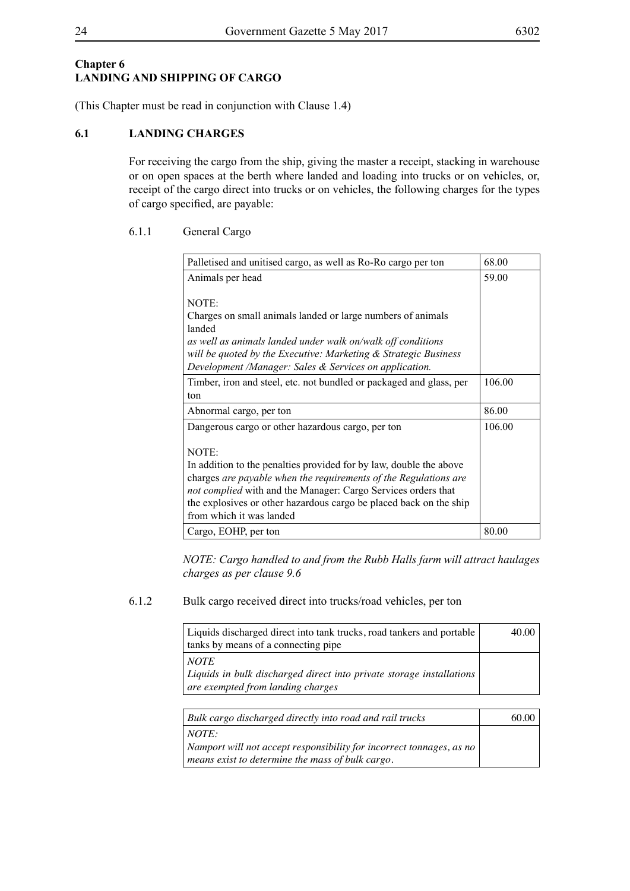**Chapter 6**
**LANDING AND SHIPPING OF CARGO**

(This Chapter must be read in conjunction with Clause 1.4)

## 6.1 LANDING CHARGES

For receiving the cargo from the ship, giving the master a receipt, stacking in warehouse or on open spaces at the berth where landed and loading into trucks or on vehicles, or, receipt of the cargo direct into trucks or on vehicles, the following charges for the types of cargo specified, are payable:

### 6.1.1 General Cargo

| | |
|---|---|
| Palletised and unitised cargo, as well as Ro-Ro cargo per ton | 68.00 |
| Animals per head<br><br>NOTE:<br>Charges on small animals landed or large numbers of animals landed *as well as animals landed under walk on/walk off conditions will be quoted by the Executive: Marketing & Strategic Business Development /Manager: Sales & Services on application.* | 59.00 |
| Timber, iron and steel, etc. not bundled or packaged and glass, per ton | 106.00 |
| Abnormal cargo, per ton | 86.00 |
| Dangerous cargo or other hazardous cargo, per ton<br><br>NOTE:<br>In addition to the penalties provided for by law, double the above charges *are payable when the requirements of the Regulations are not complied* with and the Manager: Cargo Services orders that the explosives or other hazardous cargo be placed back on the ship from which it was landed | 106.00 |
| Cargo, EOHP, per ton | 80.00 |

*NOTE: Cargo handled to and from the Rubb Halls farm will attract haulages charges as per clause 9.6*

### 6.1.2 Bulk cargo received direct into trucks/road vehicles, per ton

| | |
|---|---|
| Liquids discharged direct into tank trucks, road tankers and portable tanks by means of a connecting pipe | 40.00 |
| *NOTE*<br>*Liquids in bulk discharged direct into private storage installations are exempted from landing charges* | |

| | |
|---|---|
| *Bulk cargo discharged directly into road and rail trucks* | 60.00 |
| *NOTE:*<br>*Namport will not accept responsibility for incorrect tonnages, as no means exist to determine the mass of bulk cargo.* | |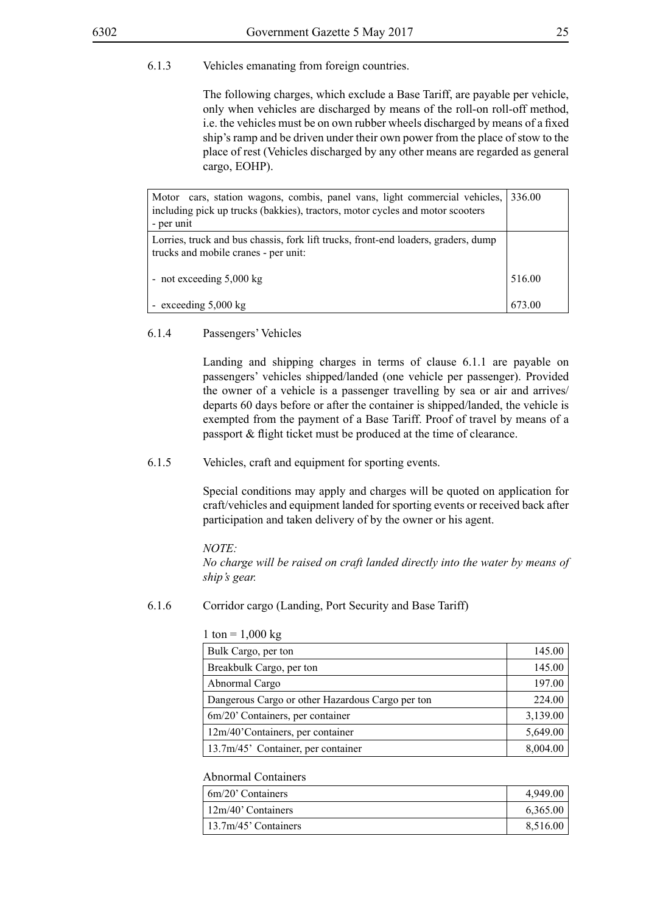6.1.3 Vehicles emanating from foreign countries.

The following charges, which exclude a Base Tariff, are payable per vehicle, only when vehicles are discharged by means of the roll-on roll-off method, i.e. the vehicles must be on own rubber wheels discharged by means of a fixed ship's ramp and be driven under their own power from the place of stow to the place of rest (Vehicles discharged by any other means are regarded as general cargo, EOHP).

| | |
|---|---|
| Motor cars, station wagons, combis, panel vans, light commercial vehicles, including pick up trucks (bakkies), tractors, motor cycles and motor scooters - per unit | 336.00 |
| Lorries, truck and bus chassis, fork lift trucks, front-end loaders, graders, dump trucks and mobile cranes - per unit: | |
| - not exceeding 5,000 kg | 516.00 |
| - exceeding 5,000 kg | 673.00 |

6.1.4 Passengers' Vehicles

Landing and shipping charges in terms of clause 6.1.1 are payable on passengers' vehicles shipped/landed (one vehicle per passenger). Provided the owner of a vehicle is a passenger travelling by sea or air and arrives/departs 60 days before or after the container is shipped/landed, the vehicle is exempted from the payment of a Base Tariff. Proof of travel by means of a passport & flight ticket must be produced at the time of clearance.

6.1.5 Vehicles, craft and equipment for sporting events.

Special conditions may apply and charges will be quoted on application for craft/vehicles and equipment landed for sporting events or received back after participation and taken delivery of by the owner or his agent.

*NOTE:*
*No charge will be raised on craft landed directly into the water by means of ship's gear.*

6.1.6 Corridor cargo (Landing, Port Security and Base Tariff)

1 ton = 1,000 kg

| | |
|---|---:|
| Bulk Cargo, per ton | 145.00 |
| Breakbulk Cargo, per ton | 145.00 |
| Abnormal Cargo | 197.00 |
| Dangerous Cargo or other Hazardous Cargo per ton | 224.00 |
| 6m/20' Containers, per container | 3,139.00 |
| 12m/40'Containers, per container | 5,649.00 |
| 13.7m/45' Container, per container | 8,004.00 |

Abnormal Containers

| | |
|---|---:|
| 6m/20' Containers | 4,949.00 |
| 12m/40' Containers | 6,365.00 |
| 13.7m/45' Containers | 8,516.00 |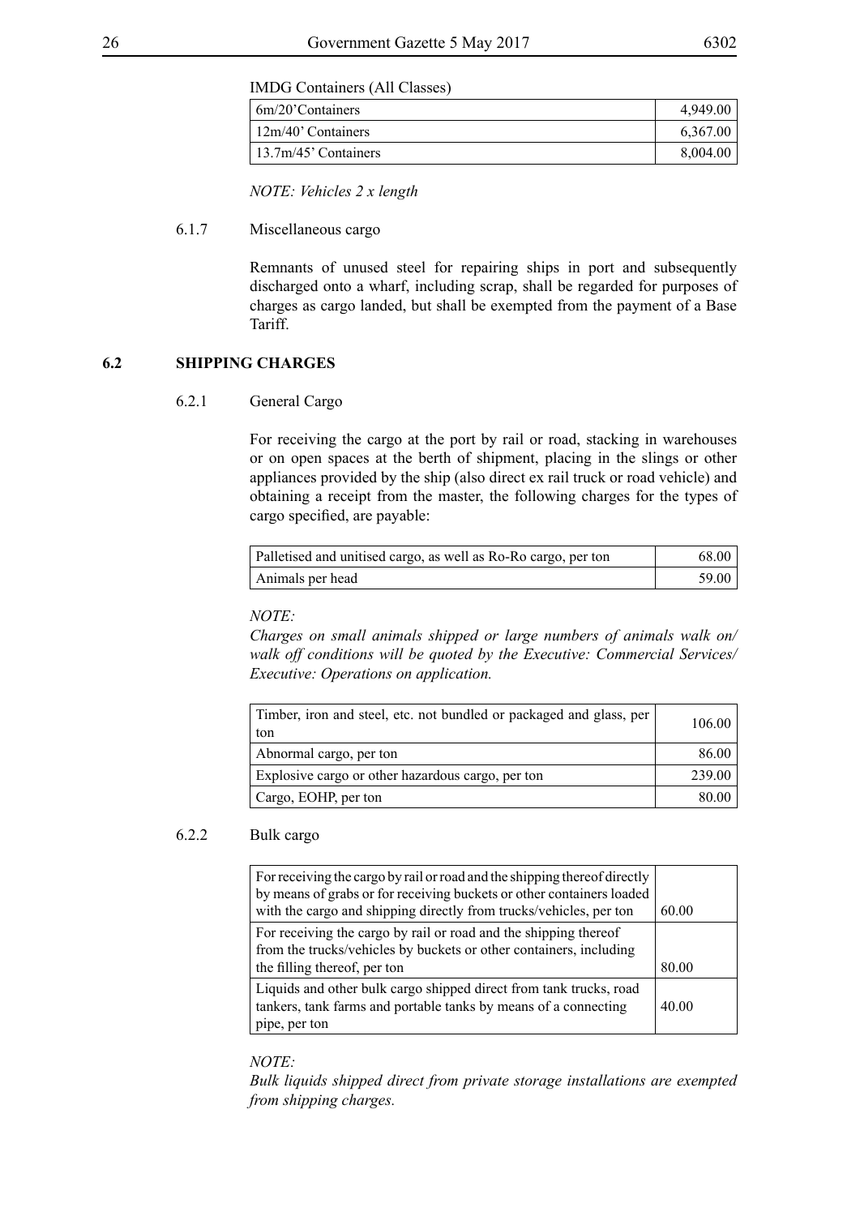IMDG Containers (All Classes)

| | |
|---|---|
| 6m/20'Containers | 4,949.00 |
| 12m/40' Containers | 6,367.00 |
| 13.7m/45' Containers | 8,004.00 |

*NOTE: Vehicles 2 x length*

6.1.7 Miscellaneous cargo

Remnants of unused steel for repairing ships in port and subsequently discharged onto a wharf, including scrap, shall be regarded for purposes of charges as cargo landed, but shall be exempted from the payment of a Base Tariff.

## 6.2 SHIPPING CHARGES

6.2.1 General Cargo

For receiving the cargo at the port by rail or road, stacking in warehouses or on open spaces at the berth of shipment, placing in the slings or other appliances provided by the ship (also direct ex rail truck or road vehicle) and obtaining a receipt from the master, the following charges for the types of cargo specified, are payable:

| | |
|---|---|
| Palletised and unitised cargo, as well as Ro-Ro cargo, per ton | 68.00 |
| Animals per head | 59.00 |

*NOTE:*
*Charges on small animals shipped or large numbers of animals walk on/ walk off conditions will be quoted by the Executive: Commercial Services/ Executive: Operations on application.*

| | |
|---|---|
| Timber, iron and steel, etc. not bundled or packaged and glass, per ton | 106.00 |
| Abnormal cargo, per ton | 86.00 |
| Explosive cargo or other hazardous cargo, per ton | 239.00 |
| Cargo, EOHP, per ton | 80.00 |

6.2.2 Bulk cargo

| | |
|---|---|
| For receiving the cargo by rail or road and the shipping thereof directly by means of grabs or for receiving buckets or other containers loaded with the cargo and shipping directly from trucks/vehicles, per ton | 60.00 |
| For receiving the cargo by rail or road and the shipping thereof from the trucks/vehicles by buckets or other containers, including the filling thereof, per ton | 80.00 |
| Liquids and other bulk cargo shipped direct from tank trucks, road tankers, tank farms and portable tanks by means of a connecting pipe, per ton | 40.00 |

*NOTE:*
*Bulk liquids shipped direct from private storage installations are exempted from shipping charges.*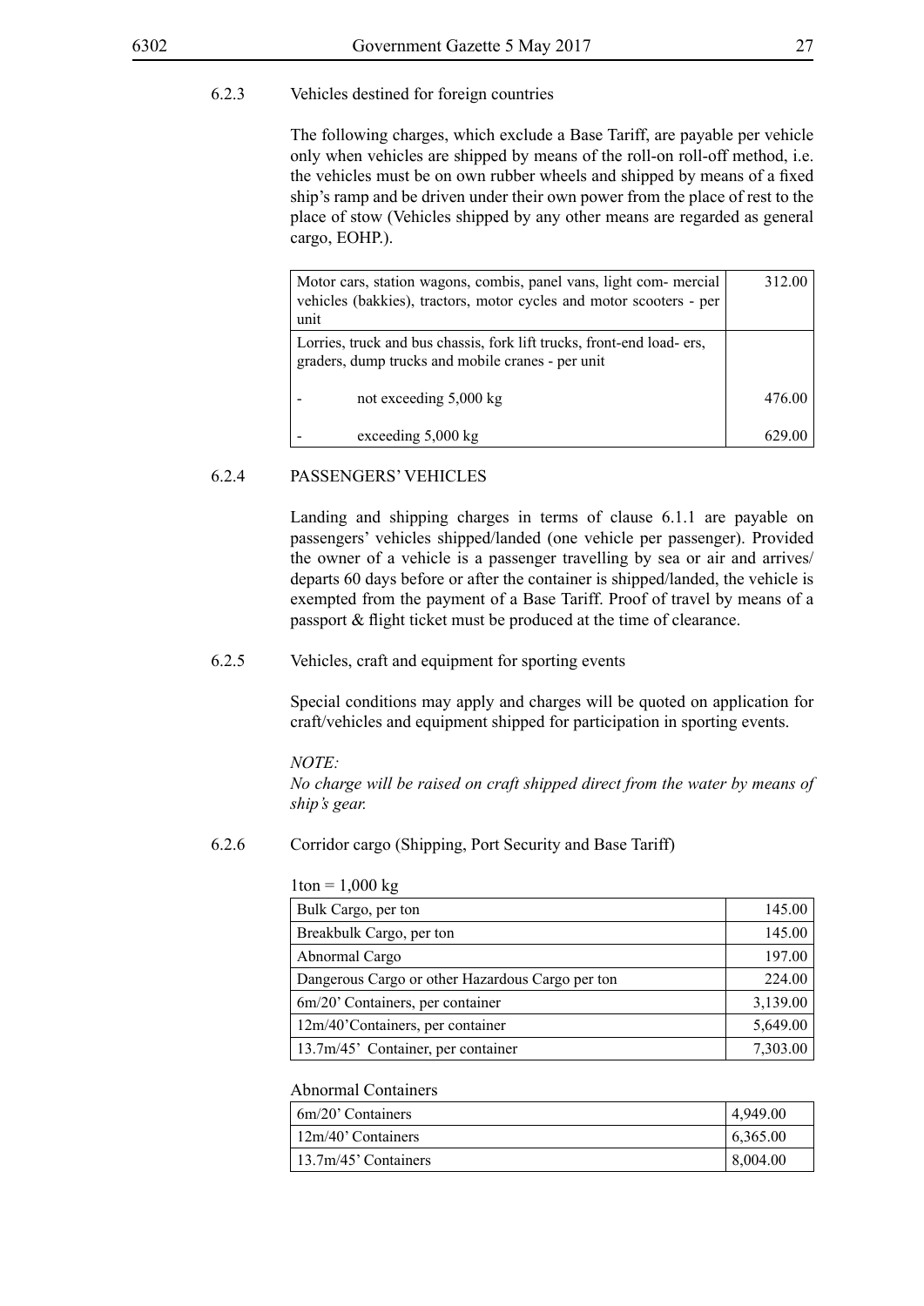### 6.2.3 Vehicles destined for foreign countries

The following charges, which exclude a Base Tariff, are payable per vehicle only when vehicles are shipped by means of the roll-on roll-off method, i.e. the vehicles must be on own rubber wheels and shipped by means of a fixed ship's ramp and be driven under their own power from the place of rest to the place of stow (Vehicles shipped by any other means are regarded as general cargo, EOHP.).

| | |
|---|---|
| Motor cars, station wagons, combis, panel vans, light com- mercial vehicles (bakkies), tractors, motor cycles and motor scooters - per unit | 312.00 |
| Lorries, truck and bus chassis, fork lift trucks, front-end load- ers, graders, dump trucks and mobile cranes - per unit | |
| - not exceeding 5,000 kg | 476.00 |
| - exceeding 5,000 kg | 629.00 |

### 6.2.4 PASSENGERS' VEHICLES

Landing and shipping charges in terms of clause 6.1.1 are payable on passengers' vehicles shipped/landed (one vehicle per passenger). Provided the owner of a vehicle is a passenger travelling by sea or air and arrives/ departs 60 days before or after the container is shipped/landed, the vehicle is exempted from the payment of a Base Tariff. Proof of travel by means of a passport & flight ticket must be produced at the time of clearance.

### 6.2.5 Vehicles, craft and equipment for sporting events

Special conditions may apply and charges will be quoted on application for craft/vehicles and equipment shipped for participation in sporting events.

*NOTE:*
*No charge will be raised on craft shipped direct from the water by means of ship's gear.*

### 6.2.6 Corridor cargo (Shipping, Port Security and Base Tariff)

1ton = 1,000 kg

| | |
|---|---|
| Bulk Cargo, per ton | 145.00 |
| Breakbulk Cargo, per ton | 145.00 |
| Abnormal Cargo | 197.00 |
| Dangerous Cargo or other Hazardous Cargo per ton | 224.00 |
| 6m/20' Containers, per container | 3,139.00 |
| 12m/40'Containers, per container | 5,649.00 |
| 13.7m/45' Container, per container | 7,303.00 |

Abnormal Containers

| | |
|---|---|
| 6m/20' Containers | 4,949.00 |
| 12m/40' Containers | 6,365.00 |
| 13.7m/45' Containers | 8,004.00 |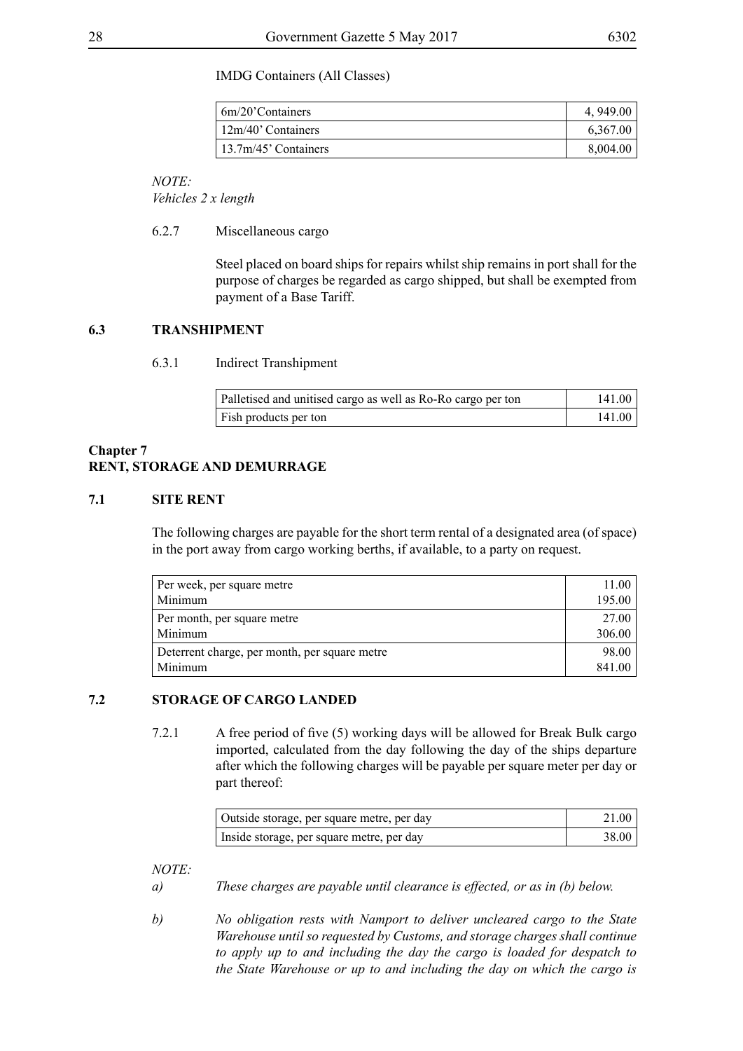IMDG Containers (All Classes)

| | |
|---|---|
| 6m/20'Containers | 4, 949.00 |
| 12m/40' Containers | 6,367.00 |
| 13.7m/45' Containers | 8,004.00 |

*NOTE:*
*Vehicles 2 x length*

6.2.7 Miscellaneous cargo

Steel placed on board ships for repairs whilst ship remains in port shall for the purpose of charges be regarded as cargo shipped, but shall be exempted from payment of a Base Tariff.

### 6.3 TRANSHIPMENT

6.3.1 Indirect Transhipment

| | |
|---|---|
| Palletised and unitised cargo as well as Ro-Ro cargo per ton | 141.00 |
| Fish products per ton | 141.00 |

## Chapter 7
## RENT, STORAGE AND DEMURRAGE

### 7.1 SITE RENT

The following charges are payable for the short term rental of a designated area (of space) in the port away from cargo working berths, if available, to a party on request.

| | |
|---|---|
| Per week, per square metre<br>Minimum | 11.00<br>195.00 |
| Per month, per square metre<br>Minimum | 27.00<br>306.00 |
| Deterrent charge, per month, per square metre<br>Minimum | 98.00<br>841.00 |

### 7.2 STORAGE OF CARGO LANDED

7.2.1 A free period of five (5) working days will be allowed for Break Bulk cargo imported, calculated from the day following the day of the ships departure after which the following charges will be payable per square meter per day or part thereof:

| | |
|---|---|
| Outside storage, per square metre, per day | 21.00 |
| Inside storage, per square metre, per day | 38.00 |

*NOTE:*

*a) These charges are payable until clearance is effected, or as in (b) below.*

*b) No obligation rests with Namport to deliver uncleared cargo to the State Warehouse until so requested by Customs, and storage charges shall continue to apply up to and including the day the cargo is loaded for despatch to the State Warehouse or up to and including the day on which the cargo is*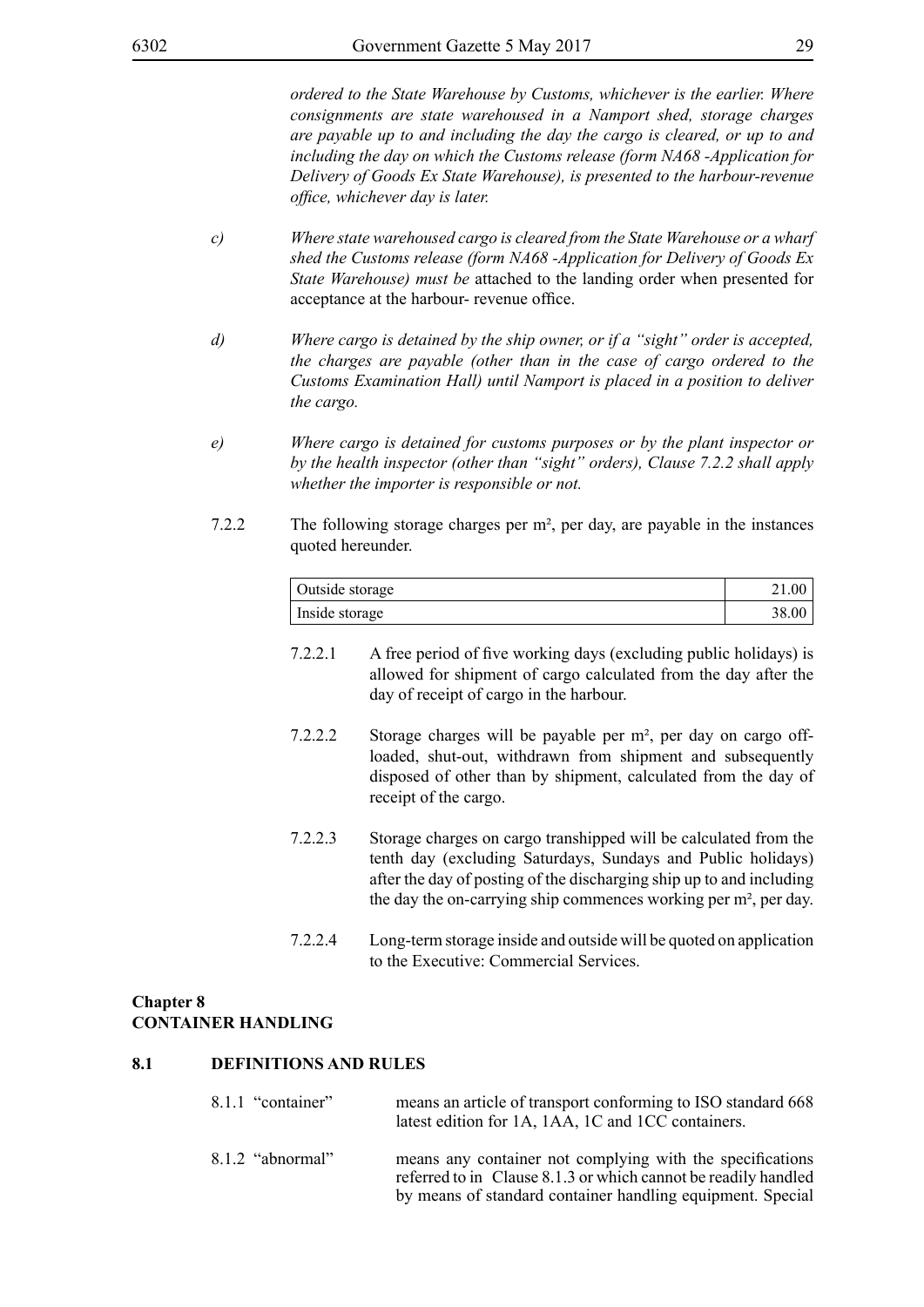*ordered to the State Warehouse by Customs, whichever is the earlier. Where consignments are state warehoused in a Namport shed, storage charges are payable up to and including the day the cargo is cleared, or up to and including the day on which the Customs release (form NA68 -Application for Delivery of Goods Ex State Warehouse), is presented to the harbour-revenue office, whichever day is later.*

c) *Where state warehoused cargo is cleared from the State Warehouse or a wharf shed the Customs release (form NA68 -Application for Delivery of Goods Ex State Warehouse) must be* attached to the landing order when presented for acceptance at the harbour- revenue office.

d) *Where cargo is detained by the ship owner, or if a "sight" order is accepted, the charges are payable (other than in the case of cargo ordered to the Customs Examination Hall) until Namport is placed in a position to deliver the cargo.*

e) *Where cargo is detained for customs purposes or by the plant inspector or by the health inspector (other than "sight" orders), Clause 7.2.2 shall apply whether the importer is responsible or not.*

7.2.2 The following storage charges per m², per day, are payable in the instances quoted hereunder.

| | |
|---|---|
| Outside storage | 21.00 |
| Inside storage | 38.00 |

7.2.2.1 A free period of five working days (excluding public holidays) is allowed for shipment of cargo calculated from the day after the day of receipt of cargo in the harbour.

7.2.2.2 Storage charges will be payable per m², per day on cargo off-loaded, shut-out, withdrawn from shipment and subsequently disposed of other than by shipment, calculated from the day of receipt of the cargo.

7.2.2.3 Storage charges on cargo transhipped will be calculated from the tenth day (excluding Saturdays, Sundays and Public holidays) after the day of posting of the discharging ship up to and including the day the on-carrying ship commences working per m², per day.

7.2.2.4 Long-term storage inside and outside will be quoted on application to the Executive: Commercial Services.

## Chapter 8
## CONTAINER HANDLING

### 8.1 DEFINITIONS AND RULES

8.1.1 "container" means an article of transport conforming to ISO standard 668 latest edition for 1A, 1AA, 1C and 1CC containers.

8.1.2 "abnormal" means any container not complying with the specifications referred to in Clause 8.1.3 or which cannot be readily handled by means of standard container handling equipment. Special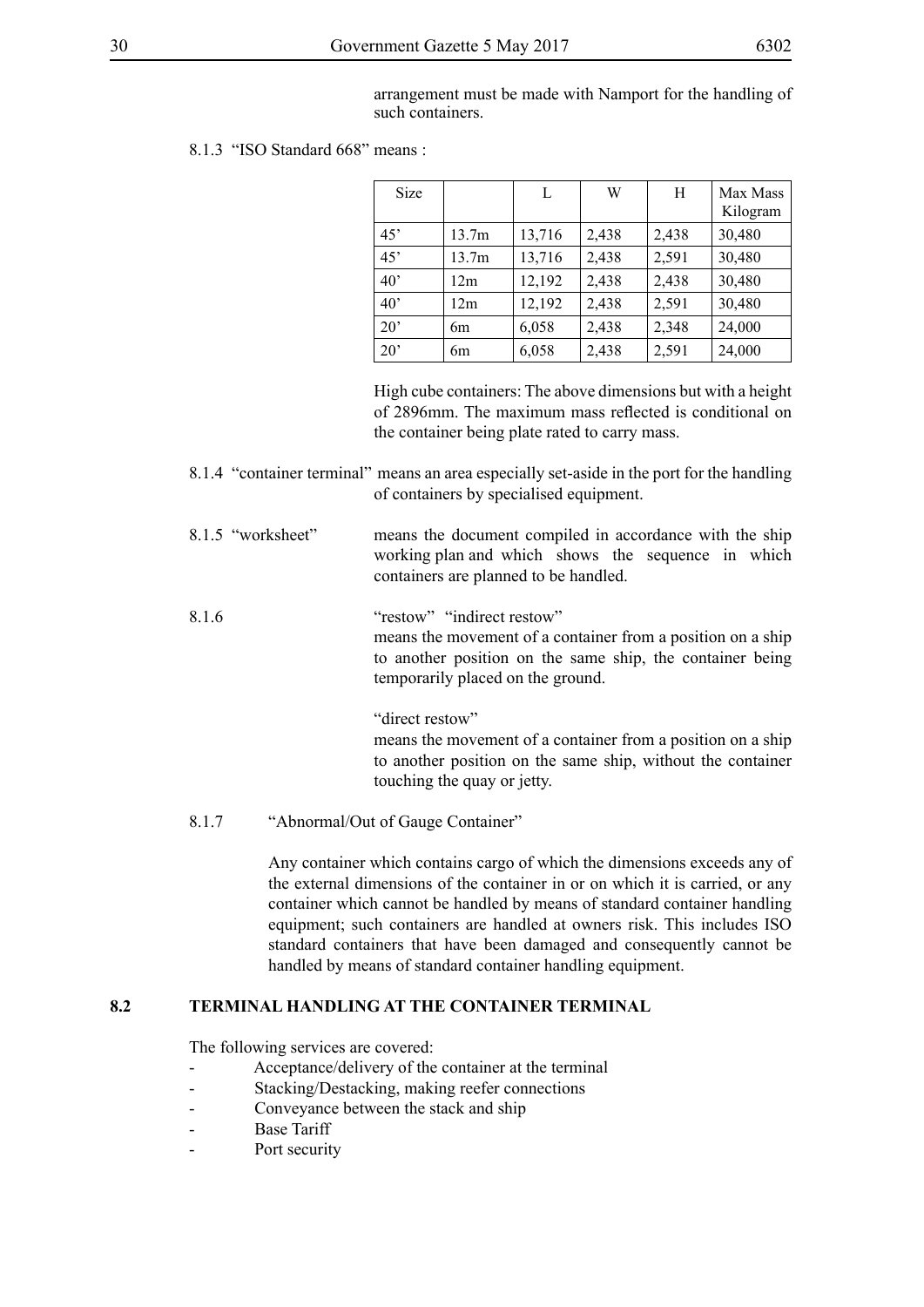arrangement must be made with Namport for the handling of such containers.

8.1.3 "ISO Standard 668" means :

| Size | | L | W | H | Max Mass Kilogram |
|---|---|---|---|---|---|
| 45' | 13.7m | 13,716 | 2,438 | 2,438 | 30,480 |
| 45' | 13.7m | 13,716 | 2,438 | 2,591 | 30,480 |
| 40' | 12m | 12,192 | 2,438 | 2,438 | 30,480 |
| 40' | 12m | 12,192 | 2,438 | 2,591 | 30,480 |
| 20' | 6m | 6,058 | 2,438 | 2,348 | 24,000 |
| 20' | 6m | 6,058 | 2,438 | 2,591 | 24,000 |

High cube containers: The above dimensions but with a height of 2896mm. The maximum mass reflected is conditional on the container being plate rated to carry mass.

8.1.4 "container terminal" means an area especially set-aside in the port for the handling of containers by specialised equipment.

8.1.5 "worksheet" means the document compiled in accordance with the ship working plan and which shows the sequence in which containers are planned to be handled.

8.1.6 "restow" "indirect restow"
means the movement of a container from a position on a ship to another position on the same ship, the container being temporarily placed on the ground.

"direct restow"
means the movement of a container from a position on a ship to another position on the same ship, without the container touching the quay or jetty.

8.1.7 "Abnormal/Out of Gauge Container"

Any container which contains cargo of which the dimensions exceeds any of the external dimensions of the container in or on which it is carried, or any container which cannot be handled by means of standard container handling equipment; such containers are handled at owners risk. This includes ISO standard containers that have been damaged and consequently cannot be handled by means of standard container handling equipment.

## 8.2 TERMINAL HANDLING AT THE CONTAINER TERMINAL

The following services are covered:

- Acceptance/delivery of the container at the terminal
- Stacking/Destacking, making reefer connections
- Conveyance between the stack and ship
- Base Tariff
- Port security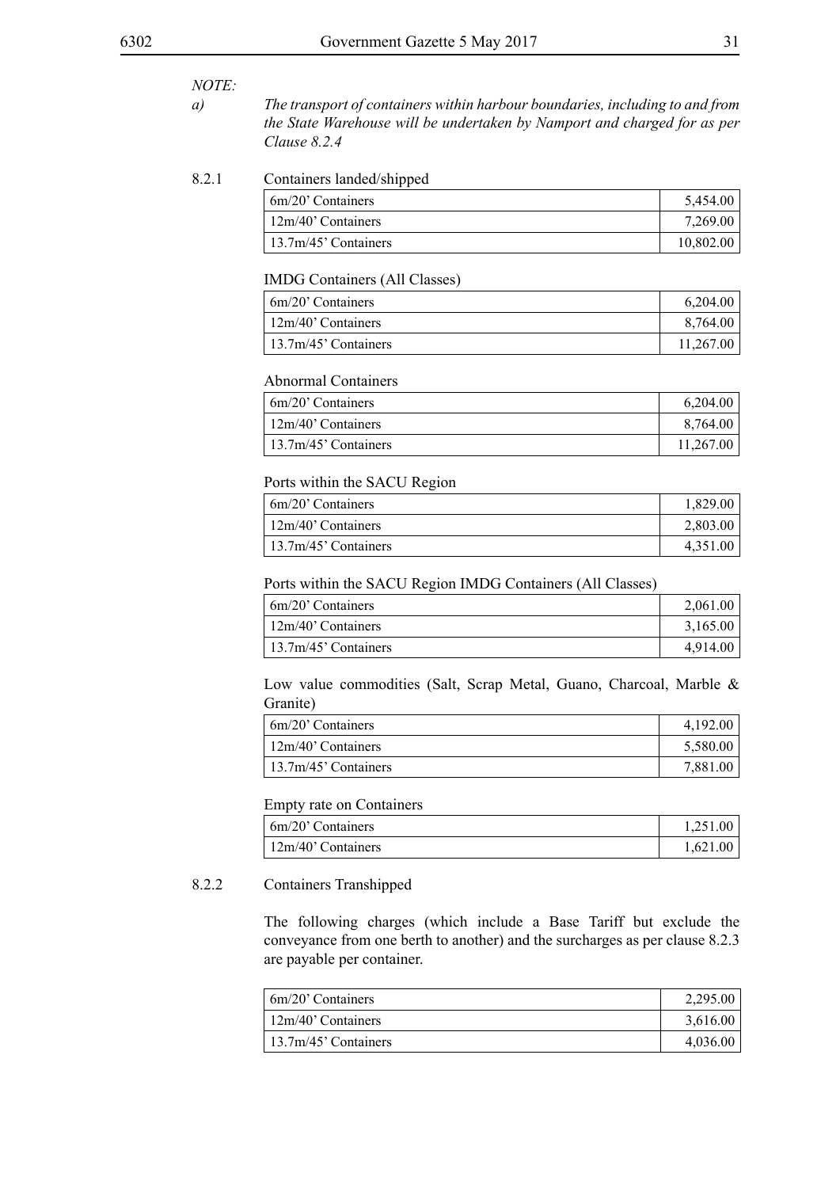*NOTE:*

*a) The transport of containers within harbour boundaries, including to and from the State Warehouse will be undertaken by Namport and charged for as per Clause 8.2.4*

8.2.1 Containers landed/shipped

| | |
|---|---:|
| 6m/20' Containers | 5,454.00 |
| 12m/40' Containers | 7,269.00 |
| 13.7m/45' Containers | 10,802.00 |

IMDG Containers (All Classes)

| | |
|---|---:|
| 6m/20' Containers | 6,204.00 |
| 12m/40' Containers | 8,764.00 |
| 13.7m/45' Containers | 11,267.00 |

Abnormal Containers

| | |
|---|---:|
| 6m/20' Containers | 6,204.00 |
| 12m/40' Containers | 8,764.00 |
| 13.7m/45' Containers | 11,267.00 |

Ports within the SACU Region

| | |
|---|---:|
| 6m/20' Containers | 1,829.00 |
| 12m/40' Containers | 2,803.00 |
| 13.7m/45' Containers | 4,351.00 |

Ports within the SACU Region IMDG Containers (All Classes)

| | |
|---|---:|
| 6m/20' Containers | 2,061.00 |
| 12m/40' Containers | 3,165.00 |
| 13.7m/45' Containers | 4,914.00 |

Low value commodities (Salt, Scrap Metal, Guano, Charcoal, Marble & Granite)

| | |
|---|---:|
| 6m/20' Containers | 4,192.00 |
| 12m/40' Containers | 5,580.00 |
| 13.7m/45' Containers | 7,881.00 |

Empty rate on Containers

| | |
|---|---:|
| 6m/20' Containers | 1,251.00 |
| 12m/40' Containers | 1,621.00 |

8.2.2 Containers Transhipped

The following charges (which include a Base Tariff but exclude the conveyance from one berth to another) and the surcharges as per clause 8.2.3 are payable per container.

| | |
|---|---:|
| 6m/20' Containers | 2,295.00 |
| 12m/40' Containers | 3,616.00 |
| 13.7m/45' Containers | 4,036.00 |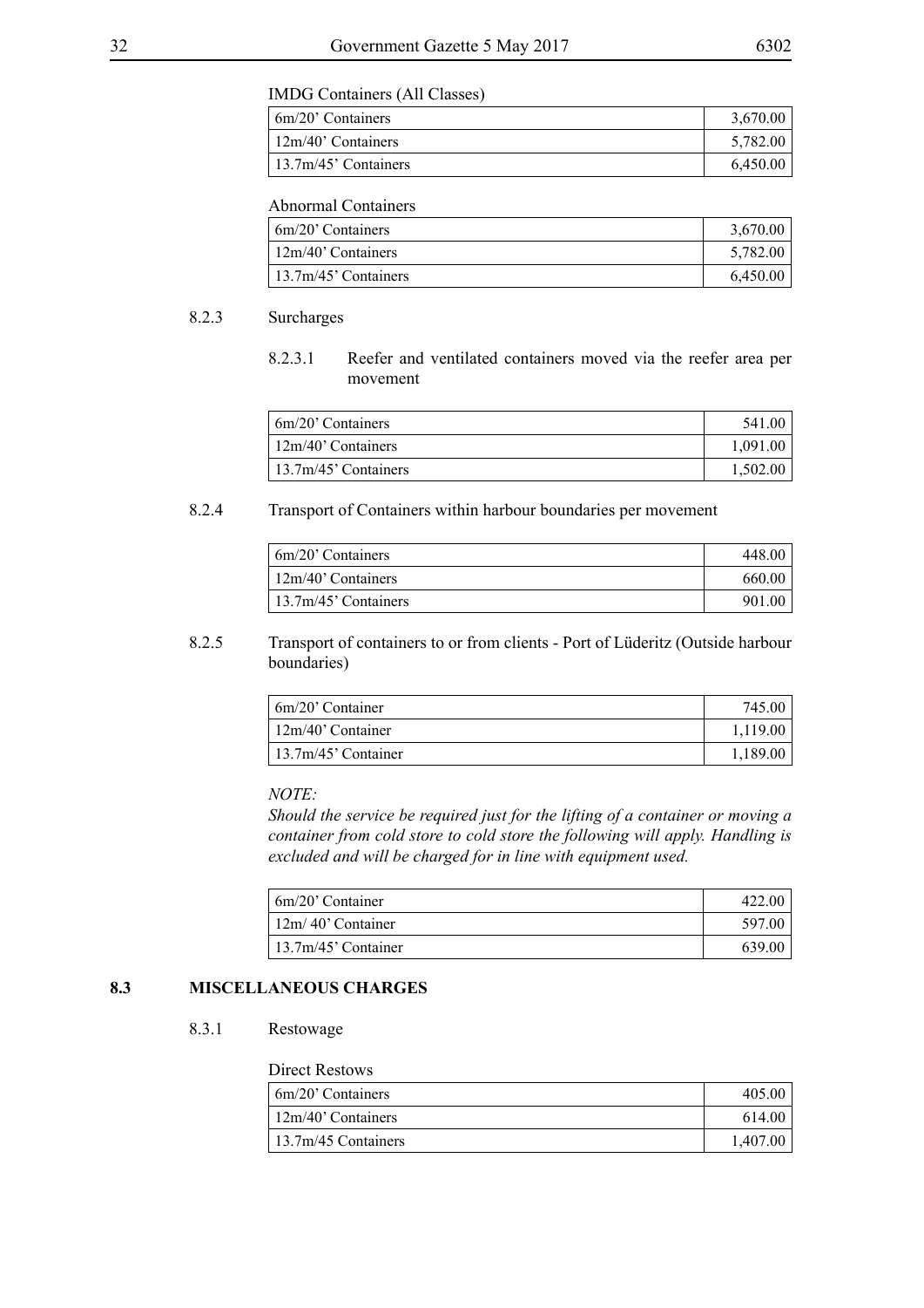IMDG Containers (All Classes)

| | |
|---|---|
| 6m/20' Containers | 3,670.00 |
| 12m/40' Containers | 5,782.00 |
| 13.7m/45' Containers | 6,450.00 |

Abnormal Containers

| | |
|---|---|
| 6m/20' Containers | 3,670.00 |
| 12m/40' Containers | 5,782.00 |
| 13.7m/45' Containers | 6,450.00 |

8.2.3 Surcharges

8.2.3.1 Reefer and ventilated containers moved via the reefer area per movement

| | |
|---|---|
| 6m/20' Containers | 541.00 |
| 12m/40' Containers | 1,091.00 |
| 13.7m/45' Containers | 1,502.00 |

8.2.4 Transport of Containers within harbour boundaries per movement

| | |
|---|---|
| 6m/20' Containers | 448.00 |
| 12m/40' Containers | 660.00 |
| 13.7m/45' Containers | 901.00 |

8.2.5 Transport of containers to or from clients - Port of Lüderitz (Outside harbour boundaries)

| | |
|---|---|
| 6m/20' Container | 745.00 |
| 12m/40' Container | 1,119.00 |
| 13.7m/45' Container | 1,189.00 |

*NOTE:*
*Should the service be required just for the lifting of a container or moving a container from cold store to cold store the following will apply. Handling is excluded and will be charged for in line with equipment used.*

| | |
|---|---|
| 6m/20' Container | 422.00 |
| 12m/ 40' Container | 597.00 |
| 13.7m/45' Container | 639.00 |

## 8.3 MISCELLANEOUS CHARGES

8.3.1 Restowage

Direct Restows

| | |
|---|---|
| 6m/20' Containers | 405.00 |
| 12m/40' Containers | 614.00 |
| 13.7m/45 Containers | 1,407.00 |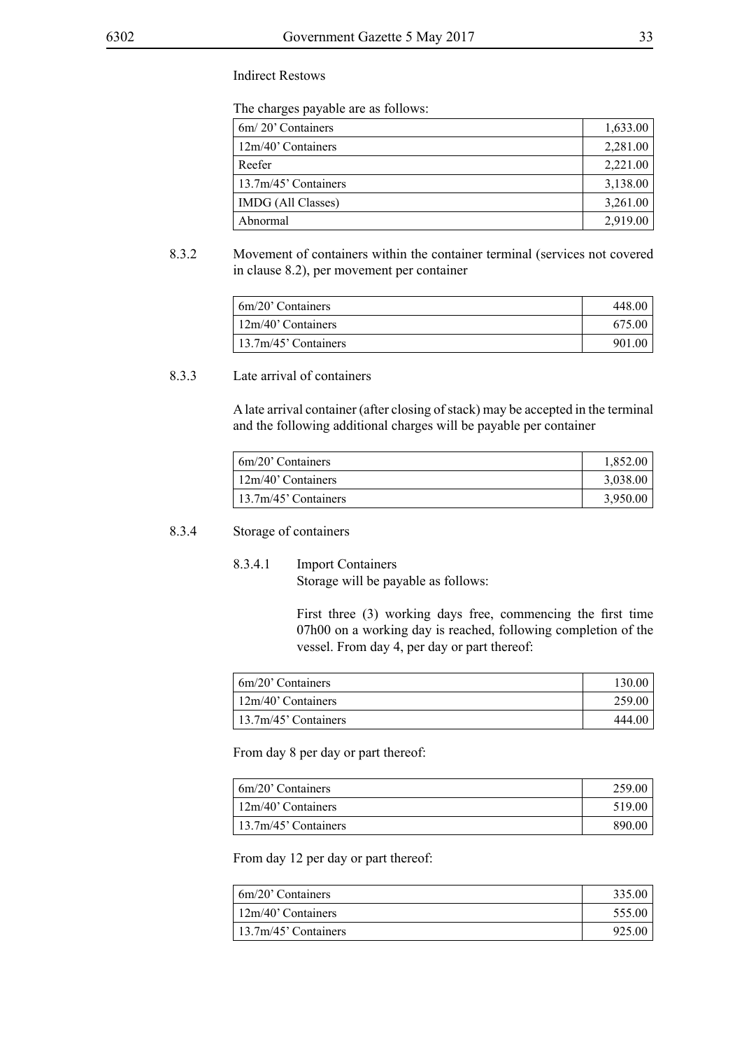Indirect Restows

The charges payable are as follows:

| | |
|---|---|
| 6m/ 20' Containers | 1,633.00 |
| 12m/40' Containers | 2,281.00 |
| Reefer | 2,221.00 |
| 13.7m/45' Containers | 3,138.00 |
| IMDG (All Classes) | 3,261.00 |
| Abnormal | 2,919.00 |

8.3.2 Movement of containers within the container terminal (services not covered in clause 8.2), per movement per container

| | |
|---|---|
| 6m/20' Containers | 448.00 |
| 12m/40' Containers | 675.00 |
| 13.7m/45' Containers | 901.00 |

8.3.3 Late arrival of containers

A late arrival container (after closing of stack) may be accepted in the terminal and the following additional charges will be payable per container

| | |
|---|---|
| 6m/20' Containers | 1,852.00 |
| 12m/40' Containers | 3,038.00 |
| 13.7m/45' Containers | 3,950.00 |

8.3.4 Storage of containers

8.3.4.1 Import Containers
Storage will be payable as follows:

First three (3) working days free, commencing the first time 07h00 on a working day is reached, following completion of the vessel. From day 4, per day or part thereof:

| | |
|---|---|
| 6m/20' Containers | 130.00 |
| 12m/40' Containers | 259.00 |
| 13.7m/45' Containers | 444.00 |

From day 8 per day or part thereof:

| | |
|---|---|
| 6m/20' Containers | 259.00 |
| 12m/40' Containers | 519.00 |
| 13.7m/45' Containers | 890.00 |

From day 12 per day or part thereof:

| | |
|---|---|
| 6m/20' Containers | 335.00 |
| 12m/40' Containers | 555.00 |
| 13.7m/45' Containers | 925.00 |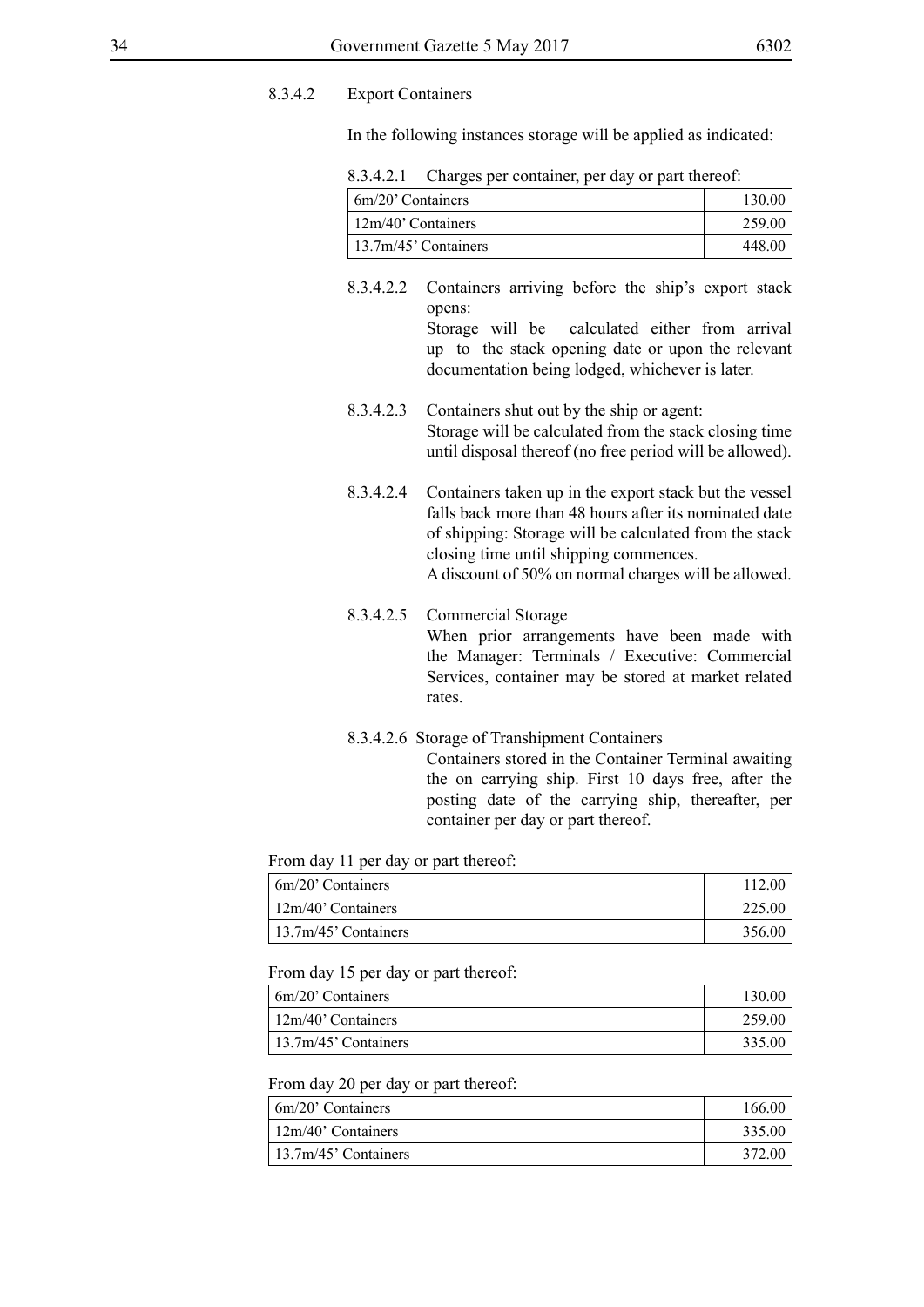8.3.4.2 Export Containers

In the following instances storage will be applied as indicated:

8.3.4.2.1 Charges per container, per day or part thereof:

| | |
|---|---|
| 6m/20' Containers | 130.00 |
| 12m/40' Containers | 259.00 |
| 13.7m/45' Containers | 448.00 |

8.3.4.2.2 Containers arriving before the ship's export stack opens:
Storage will be calculated either from arrival up to the stack opening date or upon the relevant documentation being lodged, whichever is later.

8.3.4.2.3 Containers shut out by the ship or agent:
Storage will be calculated from the stack closing time until disposal thereof (no free period will be allowed).

8.3.4.2.4 Containers taken up in the export stack but the vessel falls back more than 48 hours after its nominated date of shipping: Storage will be calculated from the stack closing time until shipping commences.
A discount of 50% on normal charges will be allowed.

8.3.4.2.5 Commercial Storage
When prior arrangements have been made with the Manager: Terminals / Executive: Commercial Services, container may be stored at market related rates.

8.3.4.2.6 Storage of Transhipment Containers
Containers stored in the Container Terminal awaiting the on carrying ship. First 10 days free, after the posting date of the carrying ship, thereafter, per container per day or part thereof.

From day 11 per day or part thereof:

| | |
|---|---|
| 6m/20' Containers | 112.00 |
| 12m/40' Containers | 225.00 |
| 13.7m/45' Containers | 356.00 |

From day 15 per day or part thereof:

| | |
|---|---|
| 6m/20' Containers | 130.00 |
| 12m/40' Containers | 259.00 |
| 13.7m/45' Containers | 335.00 |

From day 20 per day or part thereof:

| | |
|---|---|
| 6m/20' Containers | 166.00 |
| 12m/40' Containers | 335.00 |
| 13.7m/45' Containers | 372.00 |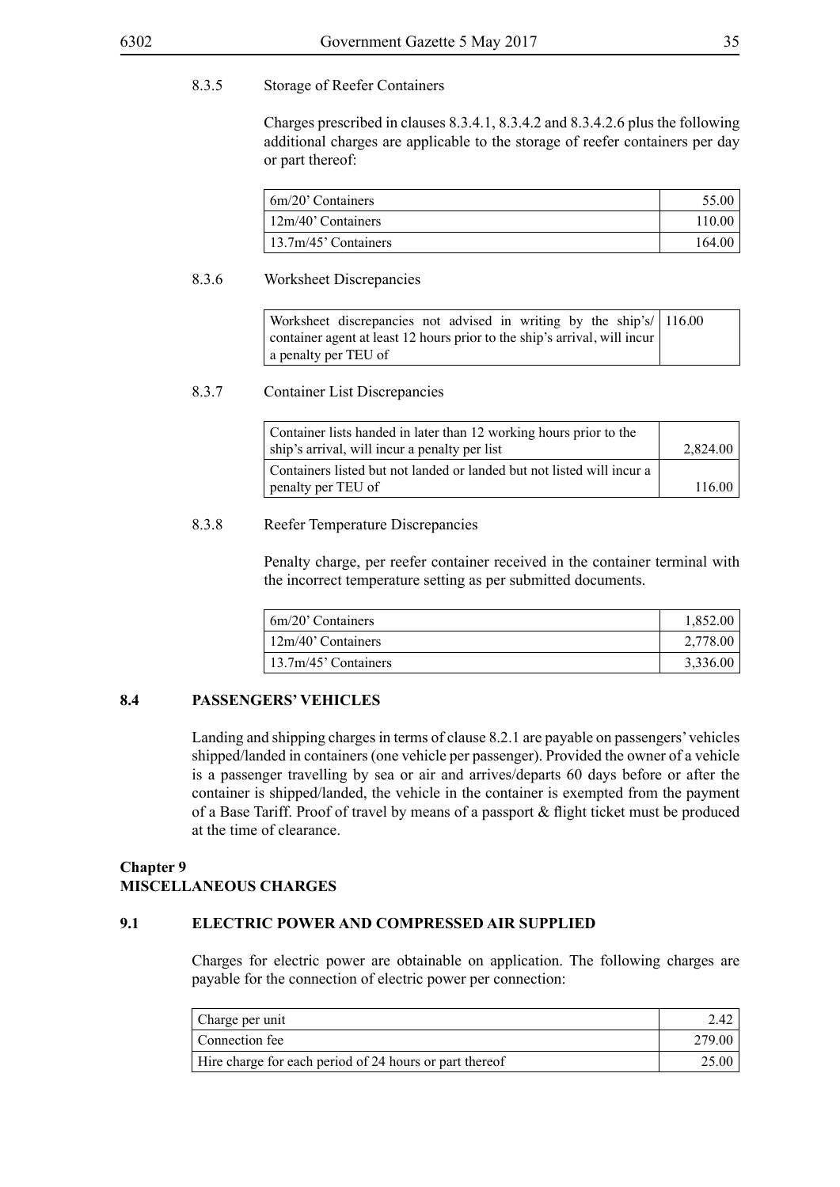#### 8.3.5 Storage of Reefer Containers

Charges prescribed in clauses 8.3.4.1, 8.3.4.2 and 8.3.4.2.6 plus the following additional charges are applicable to the storage of reefer containers per day or part thereof:

| | |
|---|---|
| 6m/20' Containers | 55.00 |
| 12m/40' Containers | 110.00 |
| 13.7m/45' Containers | 164.00 |

#### 8.3.6 Worksheet Discrepancies

| | |
|---|---|
| Worksheet discrepancies not advised in writing by the ship's/ container agent at least 12 hours prior to the ship's arrival, will incur a penalty per TEU of | 116.00 |

#### 8.3.7 Container List Discrepancies

| | |
|---|---|
| Container lists handed in later than 12 working hours prior to the ship's arrival, will incur a penalty per list | 2,824.00 |
| Containers listed but not landed or landed but not listed will incur a penalty per TEU of | 116.00 |

#### 8.3.8 Reefer Temperature Discrepancies

Penalty charge, per reefer container received in the container terminal with the incorrect temperature setting as per submitted documents.

| | |
|---|---|
| 6m/20' Containers | 1,852.00 |
| 12m/40' Containers | 2,778.00 |
| 13.7m/45' Containers | 3,336.00 |

### 8.4 PASSENGERS' VEHICLES

Landing and shipping charges in terms of clause 8.2.1 are payable on passengers' vehicles shipped/landed in containers (one vehicle per passenger). Provided the owner of a vehicle is a passenger travelling by sea or air and arrives/departs 60 days before or after the container is shipped/landed, the vehicle in the container is exempted from the payment of a Base Tariff. Proof of travel by means of a passport & flight ticket must be produced at the time of clearance.

## Chapter 9
## MISCELLANEOUS CHARGES

### 9.1 ELECTRIC POWER AND COMPRESSED AIR SUPPLIED

Charges for electric power are obtainable on application. The following charges are payable for the connection of electric power per connection:

| | |
|---|---|
| Charge per unit | 2.42 |
| Connection fee | 279.00 |
| Hire charge for each period of 24 hours or part thereof | 25.00 |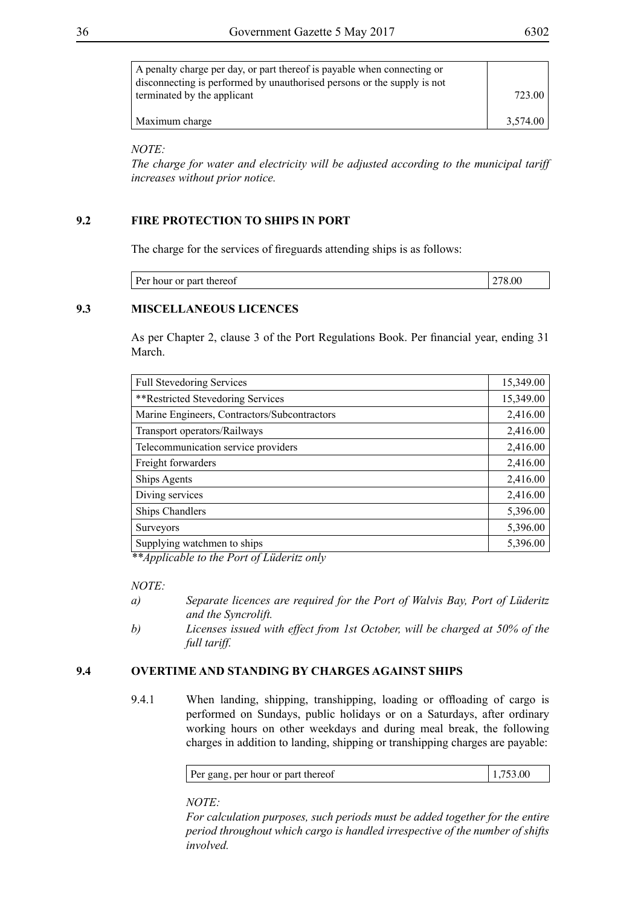| | |
|---|---|
| A penalty charge per day, or part thereof is payable when connecting or disconnecting is performed by unauthorised persons or the supply is not terminated by the applicant | 723.00 |
| Maximum charge | 3,574.00 |

*NOTE:*
*The charge for water and electricity will be adjusted according to the municipal tariff increases without prior notice.*

## 9.2 FIRE PROTECTION TO SHIPS IN PORT

The charge for the services of fireguards attending ships is as follows:

| | |
|---|---|
| Per hour or part thereof | 278.00 |

## 9.3 MISCELLANEOUS LICENCES

As per Chapter 2, clause 3 of the Port Regulations Book. Per financial year, ending 31 March.

| | |
|---|---|
| Full Stevedoring Services | 15,349.00 |
| **Restricted Stevedoring Services | 15,349.00 |
| Marine Engineers, Contractors/Subcontractors | 2,416.00 |
| Transport operators/Railways | 2,416.00 |
| Telecommunication service providers | 2,416.00 |
| Freight forwarders | 2,416.00 |
| Ships Agents | 2,416.00 |
| Diving services | 2,416.00 |
| Ships Chandlers | 5,396.00 |
| Surveyors | 5,396.00 |
| Supplying watchmen to ships | 5,396.00 |

*\*\*Applicable to the Port of Lüderitz only*

*NOTE:*

*a) Separate licences are required for the Port of Walvis Bay, Port of Lüderitz and the Syncrolift.*

*b) Licenses issued with effect from 1st October, will be charged at 50% of the full tariff.*

## 9.4 OVERTIME AND STANDING BY CHARGES AGAINST SHIPS

9.4.1 When landing, shipping, transhipping, loading or offloading of cargo is performed on Sundays, public holidays or on a Saturdays, after ordinary working hours on other weekdays and during meal break, the following charges in addition to landing, shipping or transhipping charges are payable:

| | |
|---|---|
| Per gang, per hour or part thereof | 1,753.00 |

*NOTE:*
*For calculation purposes, such periods must be added together for the entire period throughout which cargo is handled irrespective of the number of shifts involved.*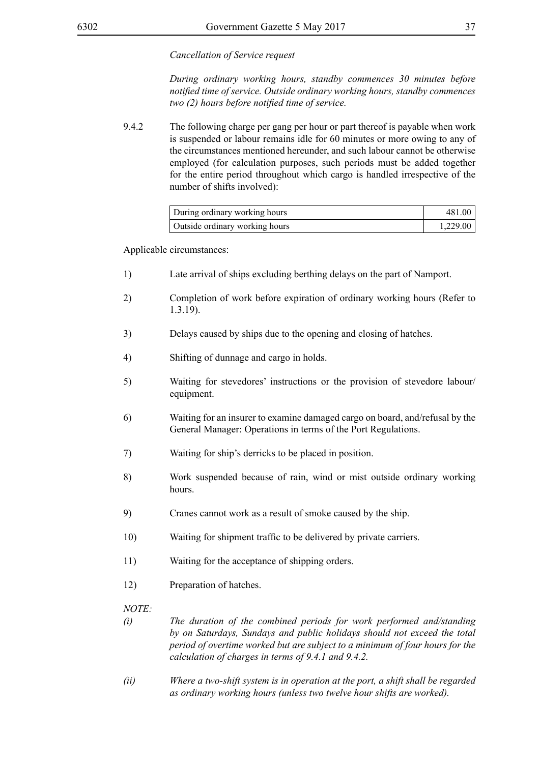*Cancellation of Service request*

*During ordinary working hours, standby commences 30 minutes before notified time of service. Outside ordinary working hours, standby commences two (2) hours before notified time of service.*

9.4.2 The following charge per gang per hour or part thereof is payable when work is suspended or labour remains idle for 60 minutes or more owing to any of the circumstances mentioned hereunder, and such labour cannot be otherwise employed (for calculation purposes, such periods must be added together for the entire period throughout which cargo is handled irrespective of the number of shifts involved):

| | |
|---|---|
| During ordinary working hours | 481.00 |
| Outside ordinary working hours | 1,229.00 |

Applicable circumstances:

1) Late arrival of ships excluding berthing delays on the part of Namport.

2) Completion of work before expiration of ordinary working hours (Refer to 1.3.19).

3) Delays caused by ships due to the opening and closing of hatches.

4) Shifting of dunnage and cargo in holds.

5) Waiting for stevedores' instructions or the provision of stevedore labour/ equipment.

6) Waiting for an insurer to examine damaged cargo on board, and/refusal by the General Manager: Operations in terms of the Port Regulations.

7) Waiting for ship's derricks to be placed in position.

8) Work suspended because of rain, wind or mist outside ordinary working hours.

9) Cranes cannot work as a result of smoke caused by the ship.

10) Waiting for shipment traffic to be delivered by private carriers.

11) Waiting for the acceptance of shipping orders.

12) Preparation of hatches.

*NOTE:*

*(i) The duration of the combined periods for work performed and/standing by on Saturdays, Sundays and public holidays should not exceed the total period of overtime worked but are subject to a minimum of four hours for the calculation of charges in terms of 9.4.1 and 9.4.2.*

*(ii) Where a two-shift system is in operation at the port, a shift shall be regarded as ordinary working hours (unless two twelve hour shifts are worked).*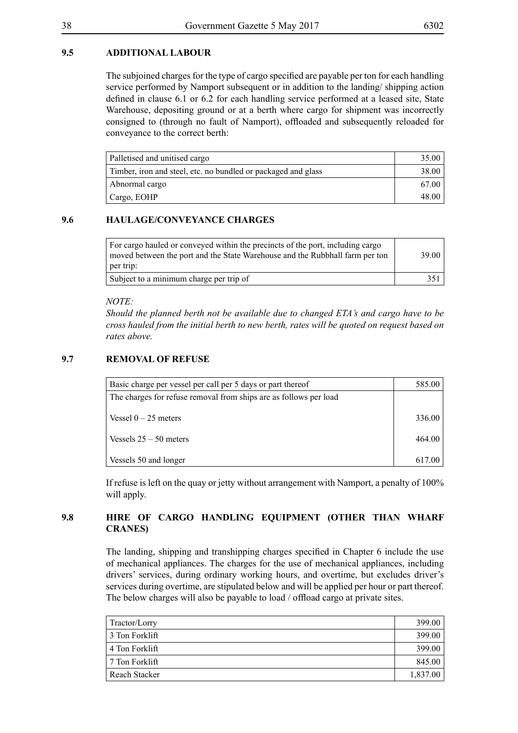### 9.5 ADDITIONAL LABOUR

The subjoined charges for the type of cargo specified are payable per ton for each handling service performed by Namport subsequent or in addition to the landing/ shipping action defined in clause 6.1 or 6.2 for each handling service performed at a leased site, State Warehouse, depositing ground or at a berth where cargo for shipment was incorrectly consigned to (through no fault of Namport), offloaded and subsequently reloaded for conveyance to the correct berth:

| | |
|---|---|
| Palletised and unitised cargo | 35.00 |
| Timber, iron and steel, etc. no bundled or packaged and glass | 38.00 |
| Abnormal cargo | 67.00 |
| Cargo, EOHP | 48.00 |

### 9.6 HAULAGE/CONVEYANCE CHARGES

| | |
|---|---|
| For cargo hauled or conveyed within the precincts of the port, including cargo moved between the port and the State Warehouse and the Rubbhall farm per ton per trip: | 39.00 |
| Subject to a minimum charge per trip of | 351 |

*NOTE:*

*Should the planned berth not be available due to changed ETA's and cargo have to be cross hauled from the initial berth to new berth, rates will be quoted on request based on rates above.*

### 9.7 REMOVAL OF REFUSE

| | |
|---|---|
| Basic charge per vessel per call per 5 days or part thereof | 585.00 |
| The charges for refuse removal from ships are as follows per load | |
| Vessel 0 – 25 meters | 336.00 |
| Vessels 25 – 50 meters | 464.00 |
| Vessels 50 and longer | 617.00 |

If refuse is left on the quay or jetty without arrangement with Namport, a penalty of 100% will apply.

### 9.8 HIRE OF CARGO HANDLING EQUIPMENT (OTHER THAN WHARF CRANES)

The landing, shipping and transhipping charges specified in Chapter 6 include the use of mechanical appliances. The charges for the use of mechanical appliances, including drivers' services, during ordinary working hours, and overtime, but excludes driver's services during overtime, are stipulated below and will be applied per hour or part thereof. The below charges will also be payable to load / offload cargo at private sites.

| | |
|---|---|
| Tractor/Lorry | 399.00 |
| 3 Ton Forklift | 399.00 |
| 4 Ton Forklift | 399.00 |
| 7 Ton Forklift | 845.00 |
| Reach Stacker | 1,837.00 |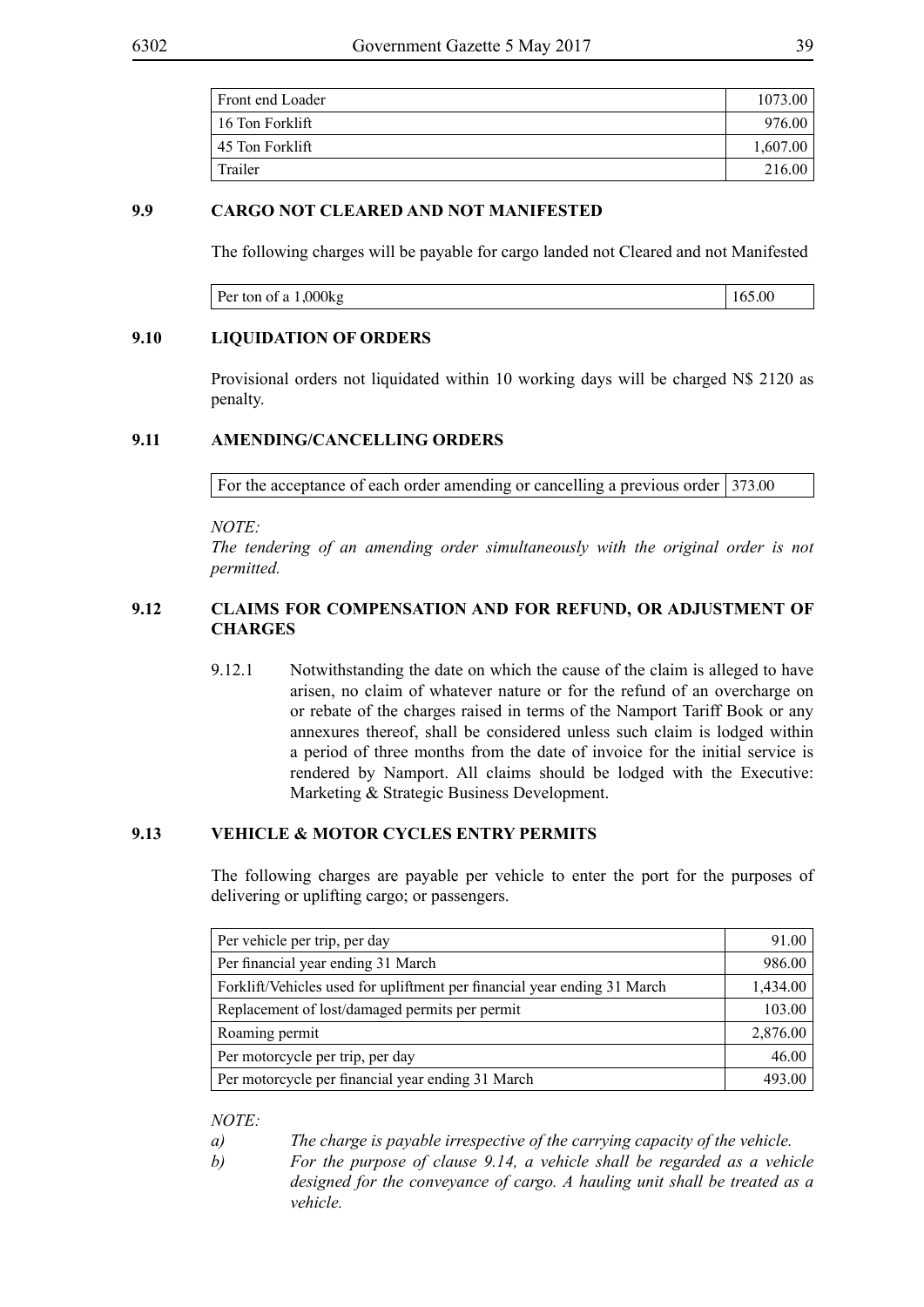| Front end Loader | 1073.00 |
|---|---|
| 16 Ton Forklift | 976.00 |
| 45 Ton Forklift | 1,607.00 |
| Trailer | 216.00 |

### 9.9 CARGO NOT CLEARED AND NOT MANIFESTED

The following charges will be payable for cargo landed not Cleared and not Manifested

| Per ton of a 1,000kg | 165.00 |
|---|---|

### 9.10 LIQUIDATION OF ORDERS

Provisional orders not liquidated within 10 working days will be charged N$ 2120 as penalty.

### 9.11 AMENDING/CANCELLING ORDERS

| For the acceptance of each order amending or cancelling a previous order | 373.00 |
|---|---|

*NOTE:*
*The tendering of an amending order simultaneously with the original order is not permitted.*

### 9.12 CLAIMS FOR COMPENSATION AND FOR REFUND, OR ADJUSTMENT OF CHARGES

9.12.1 Notwithstanding the date on which the cause of the claim is alleged to have arisen, no claim of whatever nature or for the refund of an overcharge on or rebate of the charges raised in terms of the Namport Tariff Book or any annexures thereof, shall be considered unless such claim is lodged within a period of three months from the date of invoice for the initial service is rendered by Namport. All claims should be lodged with the Executive: Marketing & Strategic Business Development.

### 9.13 VEHICLE & MOTOR CYCLES ENTRY PERMITS

The following charges are payable per vehicle to enter the port for the purposes of delivering or uplifting cargo; or passengers.

| Per vehicle per trip, per day | 91.00 |
|---|---|
| Per financial year ending 31 March | 986.00 |
| Forklift/Vehicles used for upliftment per financial year ending 31 March | 1,434.00 |
| Replacement of lost/damaged permits per permit | 103.00 |
| Roaming permit | 2,876.00 |
| Per motorcycle per trip, per day | 46.00 |
| Per motorcycle per financial year ending 31 March | 493.00 |

*NOTE:*

*a) The charge is payable irrespective of the carrying capacity of the vehicle.*

*b) For the purpose of clause 9.14, a vehicle shall be regarded as a vehicle designed for the conveyance of cargo. A hauling unit shall be treated as a vehicle.*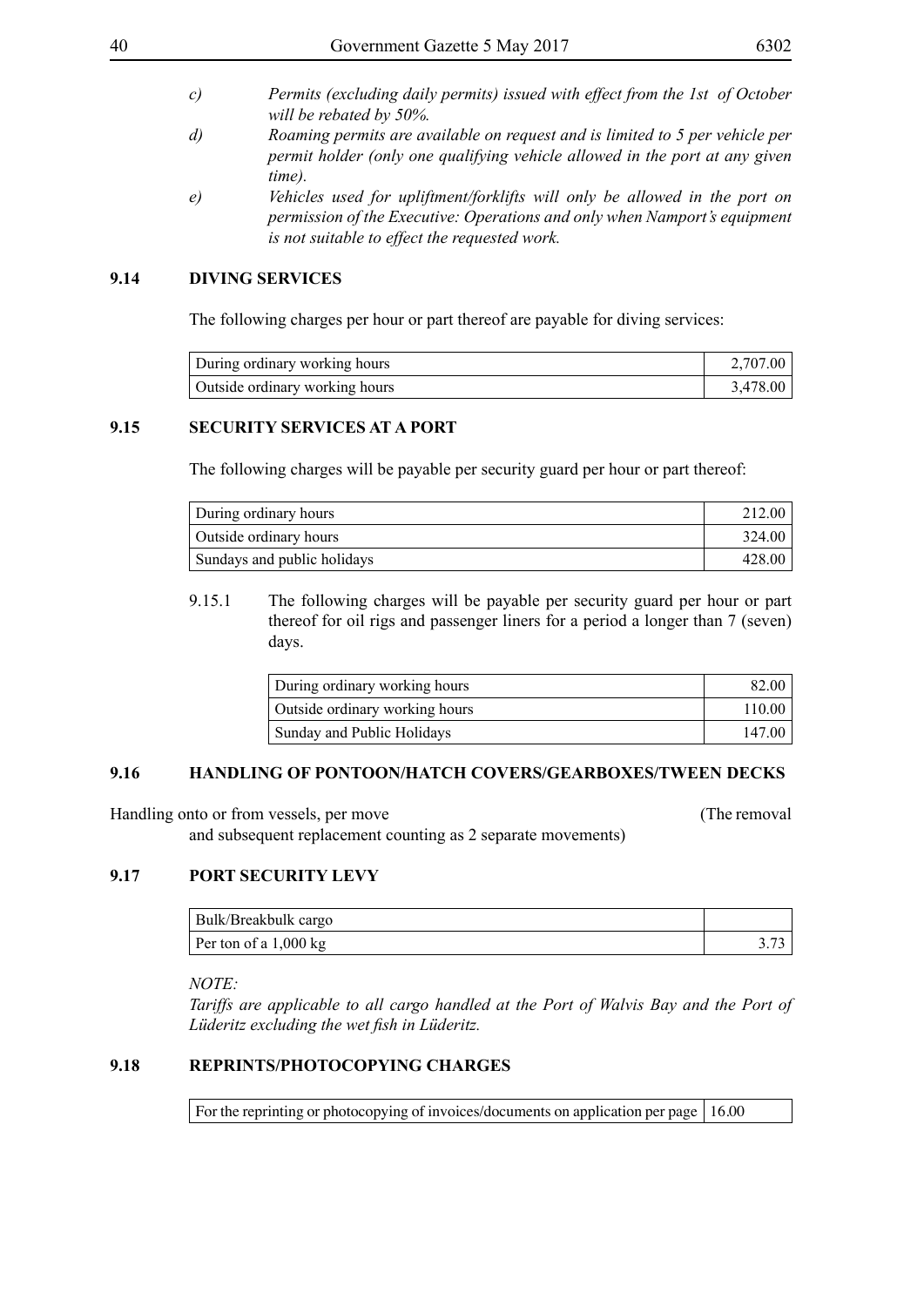*c) Permits (excluding daily permits) issued with effect from the 1st of October will be rebated by 50%.*

*d) Roaming permits are available on request and is limited to 5 per vehicle per permit holder (only one qualifying vehicle allowed in the port at any given time).*

*e) Vehicles used for upliftment/forklifts will only be allowed in the port on permission of the Executive: Operations and only when Namport's equipment is not suitable to effect the requested work.*

### 9.14 DIVING SERVICES

The following charges per hour or part thereof are payable for diving services:

| | |
|---|---|
| During ordinary working hours | 2,707.00 |
| Outside ordinary working hours | 3,478.00 |

### 9.15 SECURITY SERVICES AT A PORT

The following charges will be payable per security guard per hour or part thereof:

| | |
|---|---|
| During ordinary hours | 212.00 |
| Outside ordinary hours | 324.00 |
| Sundays and public holidays | 428.00 |

9.15.1 The following charges will be payable per security guard per hour or part thereof for oil rigs and passenger liners for a period a longer than 7 (seven) days.

| | |
|---|---|
| During ordinary working hours | 82.00 |
| Outside ordinary working hours | 110.00 |
| Sunday and Public Holidays | 147.00 |

### 9.16 HANDLING OF PONTOON/HATCH COVERS/GEARBOXES/TWEEN DECKS

Handling onto or from vessels, per move (The removal and subsequent replacement counting as 2 separate movements)

### 9.17 PORT SECURITY LEVY

| | |
|---|---|
| Bulk/Breakbulk cargo | |
| Per ton of a 1,000 kg | 3.73 |

*NOTE:*

*Tariffs are applicable to all cargo handled at the Port of Walvis Bay and the Port of Lüderitz excluding the wet fish in Lüderitz.*

### 9.18 REPRINTS/PHOTOCOPYING CHARGES

| | |
|---|---|
| For the reprinting or photocopying of invoices/documents on application per page | 16.00 |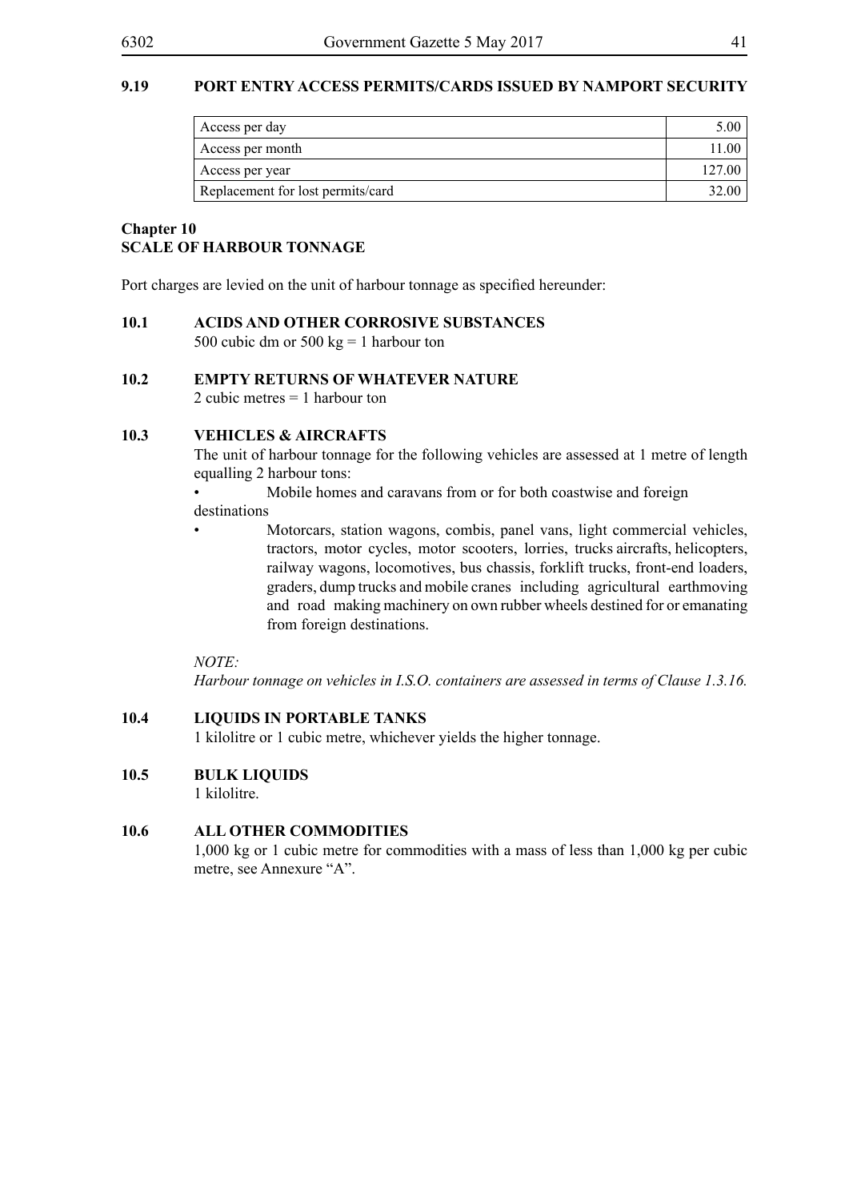### 9.19 PORT ENTRY ACCESS PERMITS/CARDS ISSUED BY NAMPORT SECURITY

| | |
|---|---|
| Access per day | 5.00 |
| Access per month | 11.00 |
| Access per year | 127.00 |
| Replacement for lost permits/card | 32.00 |

## Chapter 10
## SCALE OF HARBOUR TONNAGE

Port charges are levied on the unit of harbour tonnage as specified hereunder:

### 10.1 ACIDS AND OTHER CORROSIVE SUBSTANCES

500 cubic dm or 500 kg = 1 harbour ton

### 10.2 EMPTY RETURNS OF WHATEVER NATURE

2 cubic metres = 1 harbour ton

### 10.3 VEHICLES & AIRCRAFTS

The unit of harbour tonnage for the following vehicles are assessed at 1 metre of length equalling 2 harbour tons:

- Mobile homes and caravans from or for both coastwise and foreign destinations
- Motorcars, station wagons, combis, panel vans, light commercial vehicles, tractors, motor cycles, motor scooters, lorries, trucks aircrafts, helicopters, railway wagons, locomotives, bus chassis, forklift trucks, front-end loaders, graders, dump trucks and mobile cranes including agricultural earthmoving and road making machinery on own rubber wheels destined for or emanating from foreign destinations.

*NOTE:*
*Harbour tonnage on vehicles in I.S.O. containers are assessed in terms of Clause 1.3.16.*

### 10.4 LIQUIDS IN PORTABLE TANKS

1 kilolitre or 1 cubic metre, whichever yields the higher tonnage.

### 10.5 BULK LIQUIDS

1 kilolitre.

### 10.6 ALL OTHER COMMODITIES

1,000 kg or 1 cubic metre for commodities with a mass of less than 1,000 kg per cubic metre, see Annexure "A".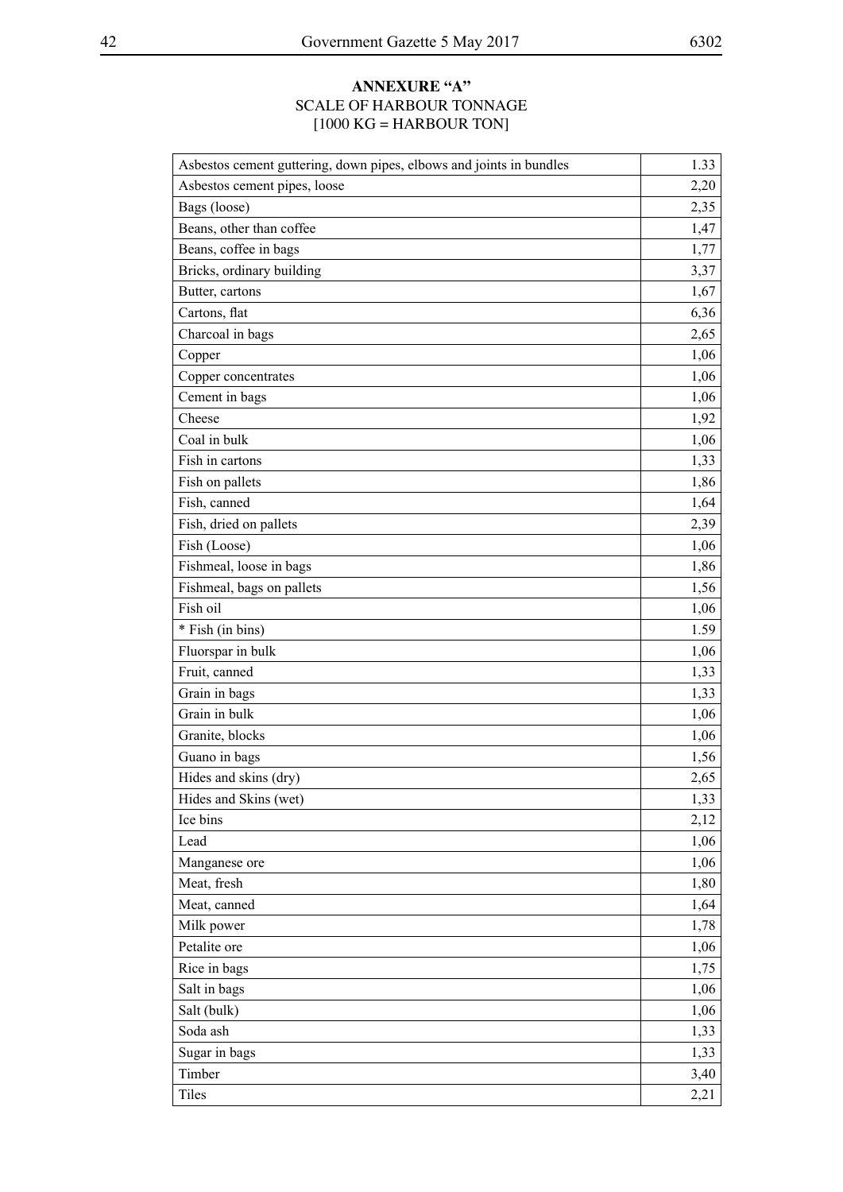**ANNEXURE "A"**
SCALE OF HARBOUR TONNAGE
[1000 KG = HARBOUR TON]

| | |
|---|---|
| Asbestos cement guttering, down pipes, elbows and joints in bundles | 1.33 |
| Asbestos cement pipes, loose | 2,20 |
| Bags (loose) | 2,35 |
| Beans, other than coffee | 1,47 |
| Beans, coffee in bags | 1,77 |
| Bricks, ordinary building | 3,37 |
| Butter, cartons | 1,67 |
| Cartons, flat | 6,36 |
| Charcoal in bags | 2,65 |
| Copper | 1,06 |
| Copper concentrates | 1,06 |
| Cement in bags | 1,06 |
| Cheese | 1,92 |
| Coal in bulk | 1,06 |
| Fish in cartons | 1,33 |
| Fish on pallets | 1,86 |
| Fish, canned | 1,64 |
| Fish, dried on pallets | 2,39 |
| Fish (Loose) | 1,06 |
| Fishmeal, loose in bags | 1,86 |
| Fishmeal, bags on pallets | 1,56 |
| Fish oil | 1,06 |
| * Fish (in bins) | 1.59 |
| Fluorspar in bulk | 1,06 |
| Fruit, canned | 1,33 |
| Grain in bags | 1,33 |
| Grain in bulk | 1,06 |
| Granite, blocks | 1,06 |
| Guano in bags | 1,56 |
| Hides and skins (dry) | 2,65 |
| Hides and Skins (wet) | 1,33 |
| Ice bins | 2,12 |
| Lead | 1,06 |
| Manganese ore | 1,06 |
| Meat, fresh | 1,80 |
| Meat, canned | 1,64 |
| Milk power | 1,78 |
| Petalite ore | 1,06 |
| Rice in bags | 1,75 |
| Salt in bags | 1,06 |
| Salt (bulk) | 1,06 |
| Soda ash | 1,33 |
| Sugar in bags | 1,33 |
| Timber | 3,40 |
| Tiles | 2,21 |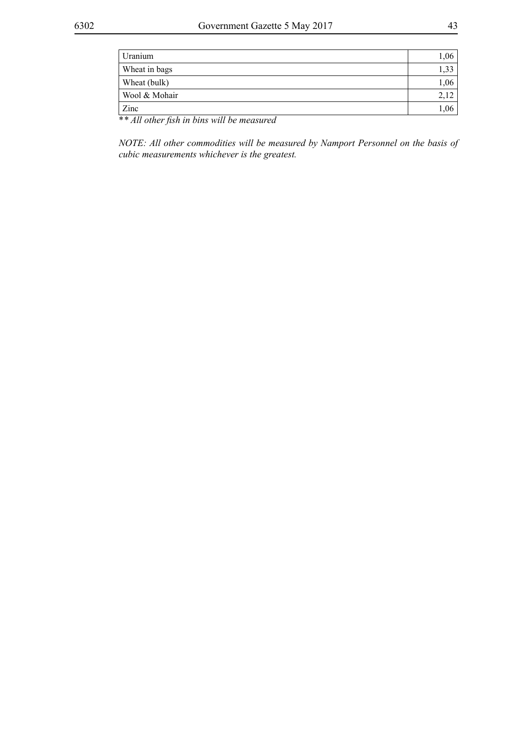| | |
|---|---|
| Uranium | 1,06 |
| Wheat in bags | 1,33 |
| Wheat (bulk) | 1,06 |
| Wool & Mohair | 2,12 |
| Zinc | 1,06 |

*** All other fish in bins will be measured*

*NOTE: All other commodities will be measured by Namport Personnel on the basis of cubic measurements whichever is the greatest.*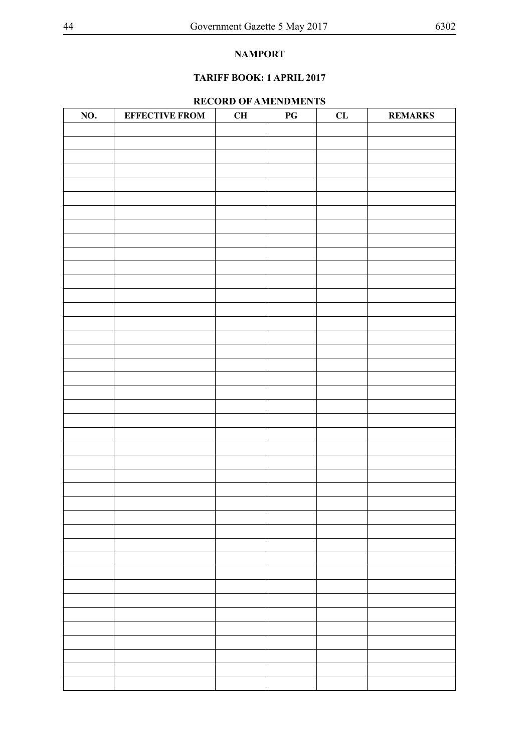**NAMPORT**

**TARIFF BOOK: 1 APRIL 2017**

**RECORD OF AMENDMENTS**

| NO. | EFFECTIVE FROM | CH | PG | CL | REMARKS |
|---|---|---|---|---|---|
| | | | | | |
| | | | | | |
| | | | | | |
| | | | | | |
| | | | | | |
| | | | | | |
| | | | | | |
| | | | | | |
| | | | | | |
| | | | | | |
| | | | | | |
| | | | | | |
| | | | | | |
| | | | | | |
| | | | | | |
| | | | | | |
| | | | | | |
| | | | | | |
| | | | | | |
| | | | | | |
| | | | | | |
| | | | | | |
| | | | | | |
| | | | | | |
| | | | | | |
| | | | | | |
| | | | | | |
| | | | | | |
| | | | | | |
| | | | | | |
| | | | | | |
| | | | | | |
| | | | | | |
| | | | | | |
| | | | | | |
| | | | | | |
| | | | | | |
| | | | | | |
| | | | | | |
| | | | | | |
| | | | | | |
| | | | | | |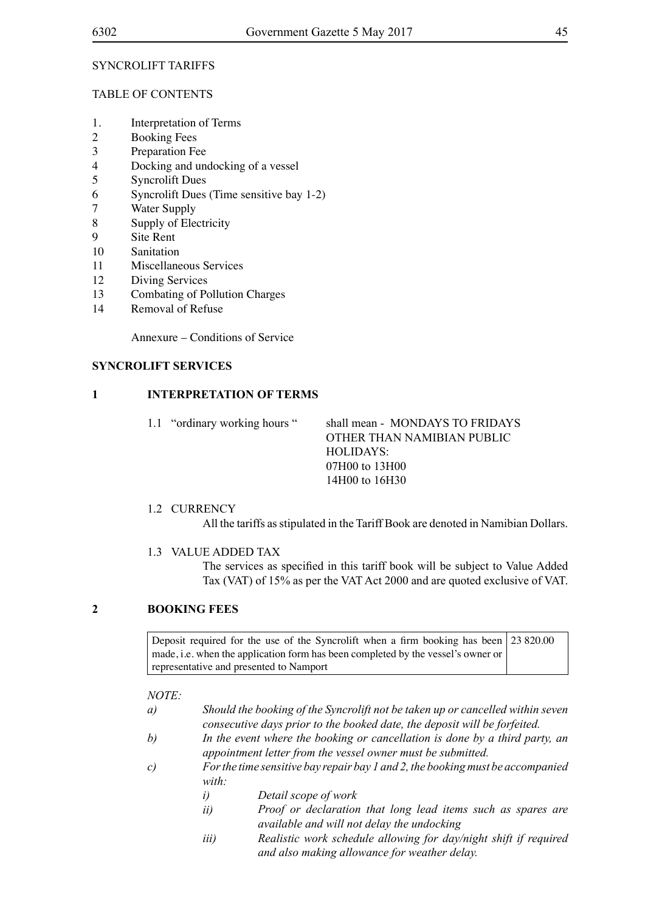SYNCROLIFT TARIFFS

TABLE OF CONTENTS

1. Interpretation of Terms
2. Booking Fees
3. Preparation Fee
4. Docking and undocking of a vessel
5. Syncrolift Dues
6. Syncrolift Dues (Time sensitive bay 1-2)
7. Water Supply
8. Supply of Electricity
9. Site Rent
10. Sanitation
11. Miscellaneous Services
12. Diving Services
13. Combating of Pollution Charges
14. Removal of Refuse

Annexure – Conditions of Service

**SYNCROLIFT SERVICES**

## 1 INTERPRETATION OF TERMS

1.1 "ordinary working hours " shall mean - MONDAYS TO FRIDAYS OTHER THAN NAMIBIAN PUBLIC HOLIDAYS:
07H00 to 13H00
14H00 to 16H30

1.2 CURRENCY

All the tariffs as stipulated in the Tariff Book are denoted in Namibian Dollars.

1.3 VALUE ADDED TAX

The services as specified in this tariff book will be subject to Value Added Tax (VAT) of 15% as per the VAT Act 2000 and are quoted exclusive of VAT.

## 2 BOOKING FEES

| | |
|---|---|
| Deposit required for the use of the Syncrolift when a firm booking has been made, i.e. when the application form has been completed by the vessel's owner or representative and presented to Namport | 23 820.00 |

*NOTE:*

*a) Should the booking of the Syncrolift not be taken up or cancelled within seven consecutive days prior to the booked date, the deposit will be forfeited.*

*b) In the event where the booking or cancellation is done by a third party, an appointment letter from the vessel owner must be submitted.*

*c) For the time sensitive bay repair bay 1 and 2, the booking must be accompanied with:*

*i) Detail scope of work*

*ii) Proof or declaration that long lead items such as spares are available and will not delay the undocking*

*iii) Realistic work schedule allowing for day/night shift if required and also making allowance for weather delay.*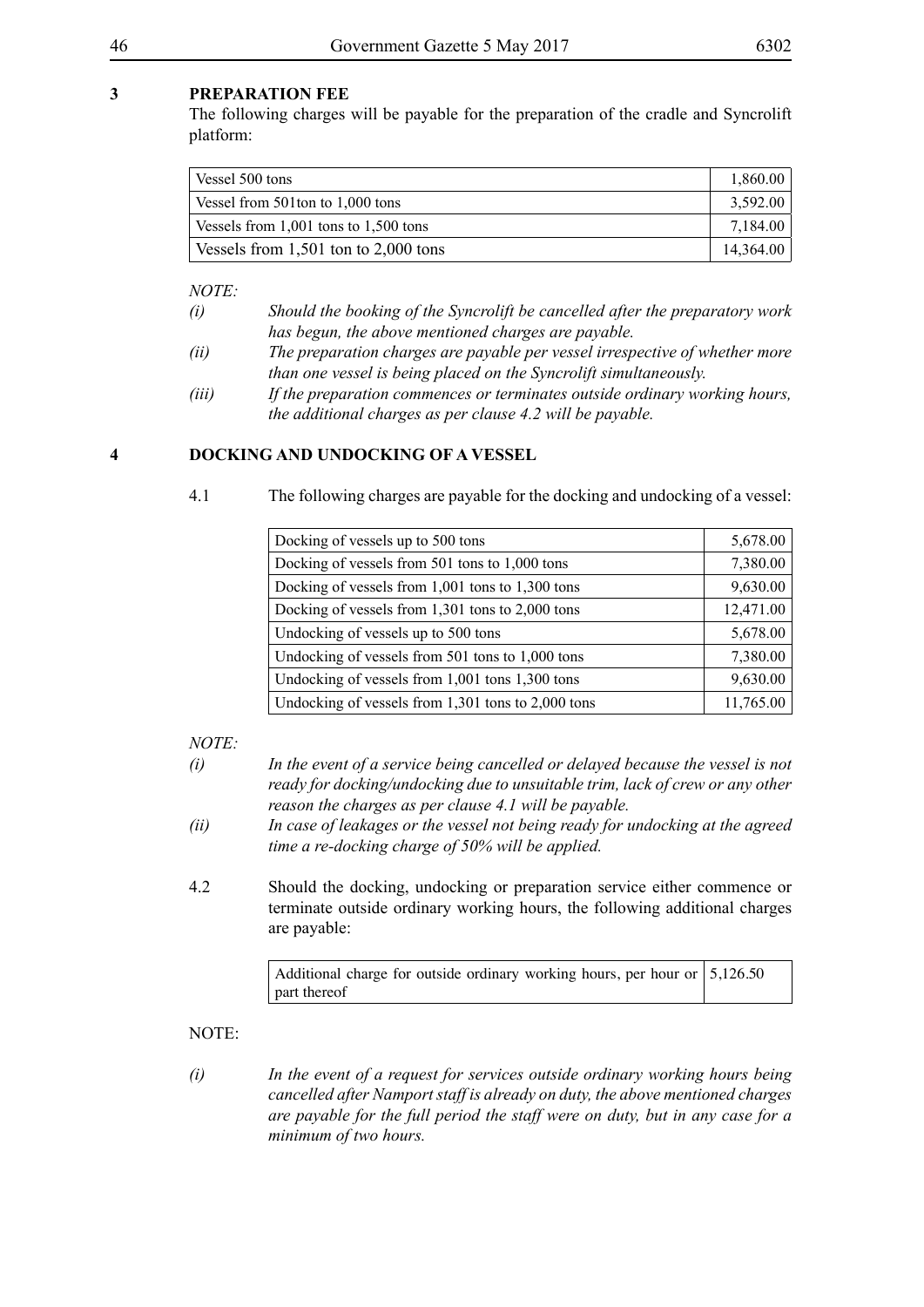## 3 PREPARATION FEE

The following charges will be payable for the preparation of the cradle and Syncrolift platform:

| | |
|---|---|
| Vessel 500 tons | 1,860.00 |
| Vessel from 501ton to 1,000 tons | 3,592.00 |
| Vessels from 1,001 tons to 1,500 tons | 7,184.00 |
| Vessels from 1,501 ton to 2,000 tons | 14,364.00 |

*NOTE:*

*(i) Should the booking of the Syncrolift be cancelled after the preparatory work has begun, the above mentioned charges are payable.*

*(ii) The preparation charges are payable per vessel irrespective of whether more than one vessel is being placed on the Syncrolift simultaneously.*

*(iii) If the preparation commences or terminates outside ordinary working hours, the additional charges as per clause 4.2 will be payable.*

## 4 DOCKING AND UNDOCKING OF A VESSEL

4.1 The following charges are payable for the docking and undocking of a vessel:

| | |
|---|---|
| Docking of vessels up to 500 tons | 5,678.00 |
| Docking of vessels from 501 tons to 1,000 tons | 7,380.00 |
| Docking of vessels from 1,001 tons to 1,300 tons | 9,630.00 |
| Docking of vessels from 1,301 tons to 2,000 tons | 12,471.00 |
| Undocking of vessels up to 500 tons | 5,678.00 |
| Undocking of vessels from 501 tons to 1,000 tons | 7,380.00 |
| Undocking of vessels from 1,001 tons 1,300 tons | 9,630.00 |
| Undocking of vessels from 1,301 tons to 2,000 tons | 11,765.00 |

*NOTE:*

*(i) In the event of a service being cancelled or delayed because the vessel is not ready for docking/undocking due to unsuitable trim, lack of crew or any other reason the charges as per clause 4.1 will be payable.*

*(ii) In case of leakages or the vessel not being ready for undocking at the agreed time a re-docking charge of 50% will be applied.*

4.2 Should the docking, undocking or preparation service either commence or terminate outside ordinary working hours, the following additional charges are payable:

| | |
|---|---|
| Additional charge for outside ordinary working hours, per hour or part thereof | 5,126.50 |

NOTE:

*(i) In the event of a request for services outside ordinary working hours being cancelled after Namport staff is already on duty, the above mentioned charges are payable for the full period the staff were on duty, but in any case for a minimum of two hours.*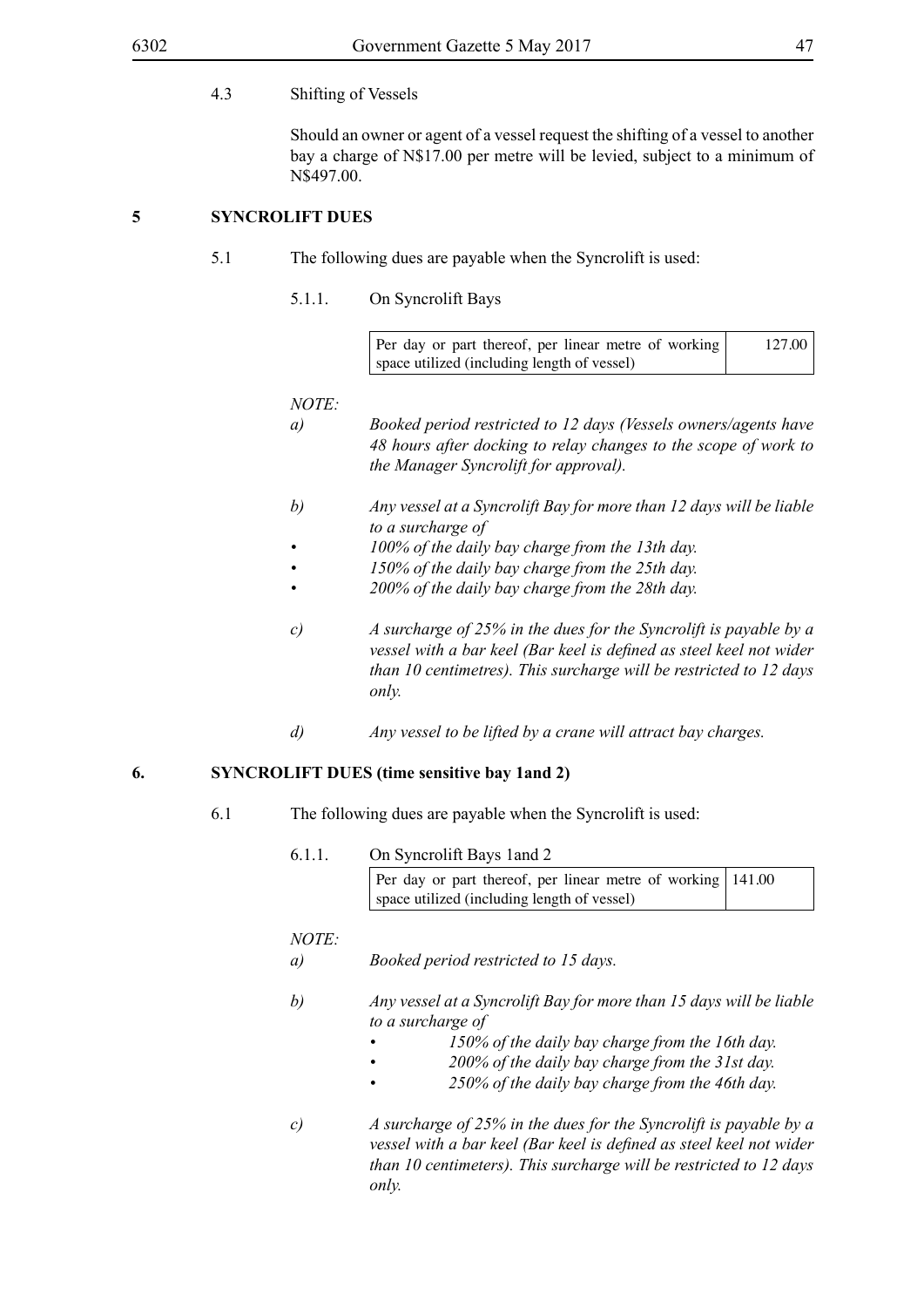4.3 Shifting of Vessels

Should an owner or agent of a vessel request the shifting of a vessel to another bay a charge of N$17.00 per metre will be levied, subject to a minimum of N$497.00.

## 5 SYNCROLIFT DUES

5.1 The following dues are payable when the Syncrolift is used:

5.1.1. On Syncrolift Bays

| | |
|---|---|
| Per day or part thereof, per linear metre of working space utilized (including length of vessel) | 127.00 |

*NOTE:*

*a) Booked period restricted to 12 days (Vessels owners/agents have 48 hours after docking to relay changes to the scope of work to the Manager Syncrolift for approval).*

*b) Any vessel at a Syncrolift Bay for more than 12 days will be liable to a surcharge of*

- *100% of the daily bay charge from the 13th day.*
- *150% of the daily bay charge from the 25th day.*
- *200% of the daily bay charge from the 28th day.*

*c) A surcharge of 25% in the dues for the Syncrolift is payable by a vessel with a bar keel (Bar keel is defined as steel keel not wider than 10 centimetres). This surcharge will be restricted to 12 days only.*

*d) Any vessel to be lifted by a crane will attract bay charges.*

## 6. SYNCROLIFT DUES (time sensitive bay 1and 2)

6.1 The following dues are payable when the Syncrolift is used:

6.1.1. On Syncrolift Bays 1and 2

| | |
|---|---|
| Per day or part thereof, per linear metre of working space utilized (including length of vessel) | 141.00 |

*NOTE:*

*a) Booked period restricted to 15 days.*

*b) Any vessel at a Syncrolift Bay for more than 15 days will be liable to a surcharge of*

- *150% of the daily bay charge from the 16th day.*
- *200% of the daily bay charge from the 31st day.*
- *250% of the daily bay charge from the 46th day.*

*c) A surcharge of 25% in the dues for the Syncrolift is payable by a vessel with a bar keel (Bar keel is defined as steel keel not wider than 10 centimeters). This surcharge will be restricted to 12 days only.*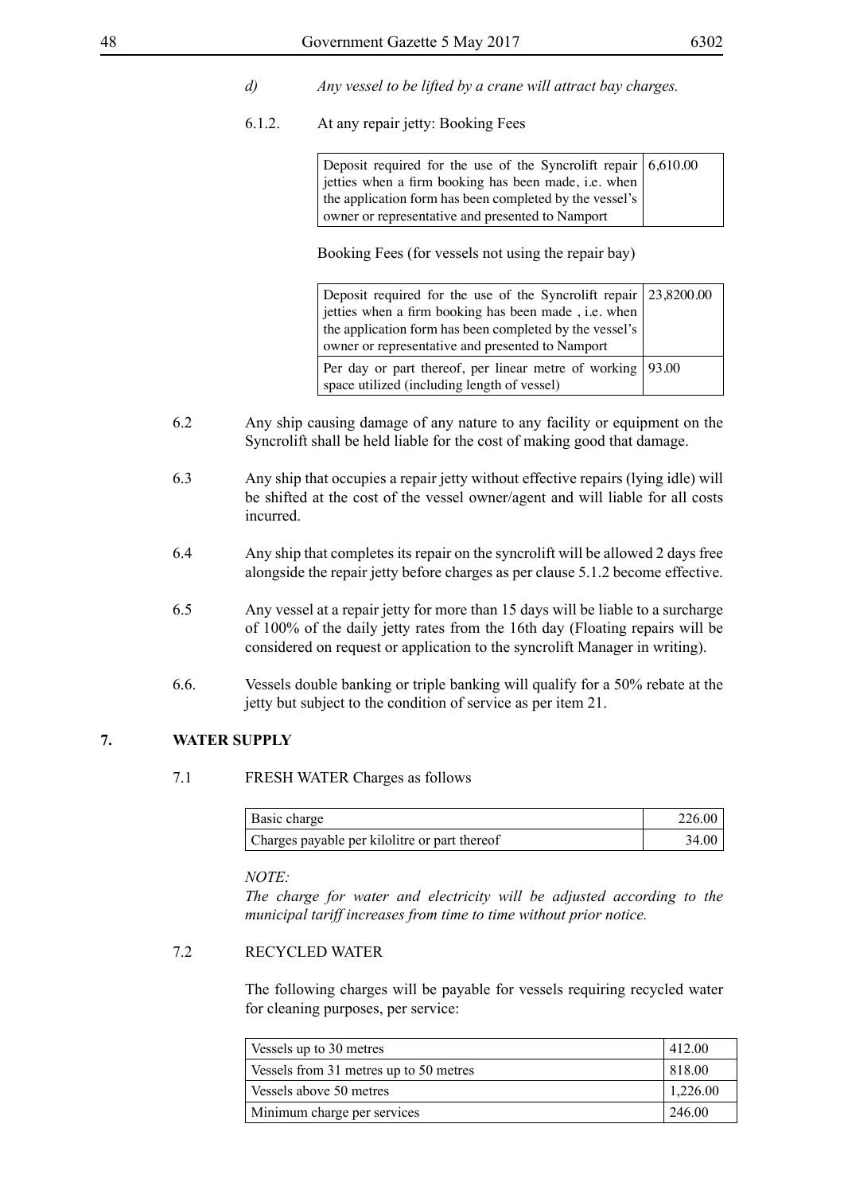*d) Any vessel to be lifted by a crane will attract bay charges.*

6.1.2. At any repair jetty: Booking Fees

| | |
|---|---|
| Deposit required for the use of the Syncrolift repair jetties when a firm booking has been made, i.e. when the application form has been completed by the vessel's owner or representative and presented to Namport | 6,610.00 |

Booking Fees (for vessels not using the repair bay)

| | |
|---|---|
| Deposit required for the use of the Syncrolift repair jetties when a firm booking has been made , i.e. when the application form has been completed by the vessel's owner or representative and presented to Namport | 23,8200.00 |
| Per day or part thereof, per linear metre of working space utilized (including length of vessel) | 93.00 |

6.2 Any ship causing damage of any nature to any facility or equipment on the Syncrolift shall be held liable for the cost of making good that damage.

6.3 Any ship that occupies a repair jetty without effective repairs (lying idle) will be shifted at the cost of the vessel owner/agent and will liable for all costs incurred.

6.4 Any ship that completes its repair on the syncrolift will be allowed 2 days free alongside the repair jetty before charges as per clause 5.1.2 become effective.

6.5 Any vessel at a repair jetty for more than 15 days will be liable to a surcharge of 100% of the daily jetty rates from the 16th day (Floating repairs will be considered on request or application to the syncrolift Manager in writing).

6.6. Vessels double banking or triple banking will qualify for a 50% rebate at the jetty but subject to the condition of service as per item 21.

## 7. WATER SUPPLY

7.1 FRESH WATER Charges as follows

| | |
|---|---|
| Basic charge | 226.00 |
| Charges payable per kilolitre or part thereof | 34.00 |

*NOTE:*
*The charge for water and electricity will be adjusted according to the municipal tariff increases from time to time without prior notice.*

7.2 RECYCLED WATER

The following charges will be payable for vessels requiring recycled water for cleaning purposes, per service:

| | |
|---|---|
| Vessels up to 30 metres | 412.00 |
| Vessels from 31 metres up to 50 metres | 818.00 |
| Vessels above 50 metres | 1,226.00 |
| Minimum charge per services | 246.00 |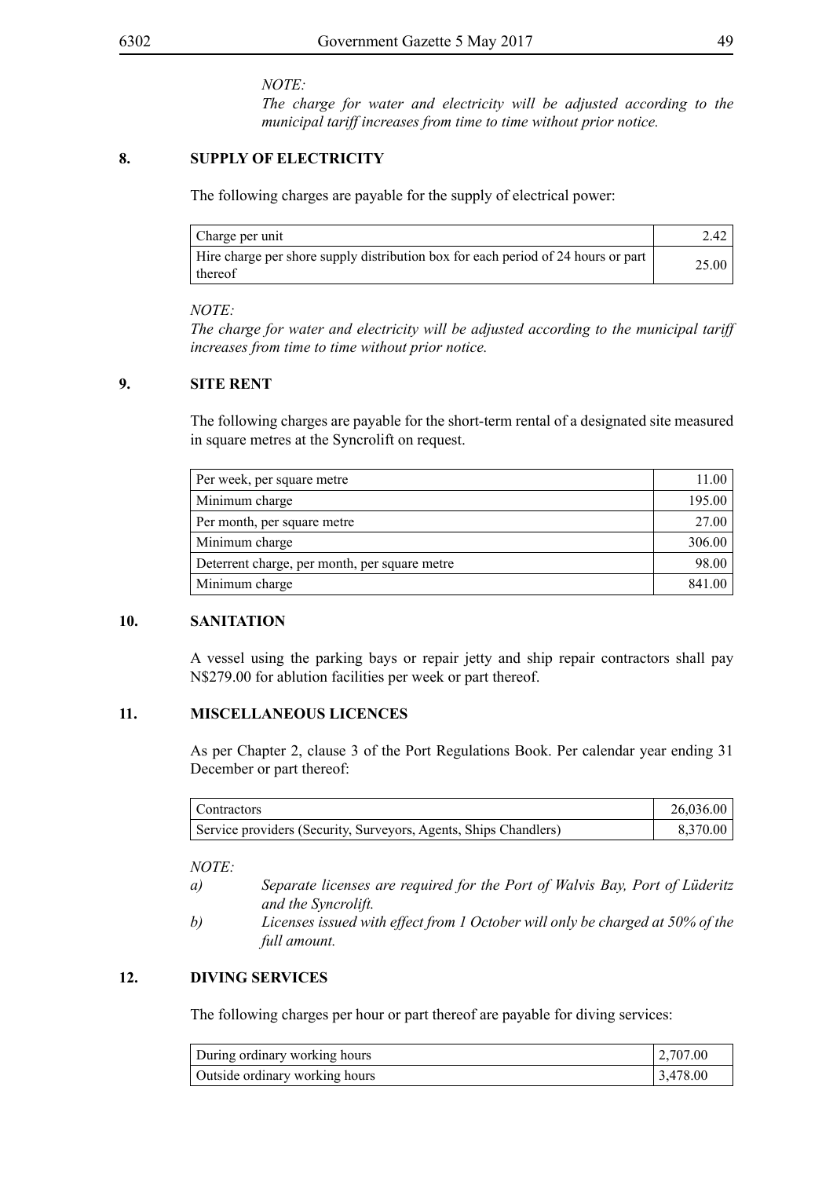*NOTE:*
*The charge for water and electricity will be adjusted according to the municipal tariff increases from time to time without prior notice.*

## 8. SUPPLY OF ELECTRICITY

The following charges are payable for the supply of electrical power:

| | |
|---|---|
| Charge per unit | 2.42 |
| Hire charge per shore supply distribution box for each period of 24 hours or part thereof | 25.00 |

*NOTE:*
*The charge for water and electricity will be adjusted according to the municipal tariff increases from time to time without prior notice.*

## 9. SITE RENT

The following charges are payable for the short-term rental of a designated site measured in square metres at the Syncrolift on request.

| | |
|---|---|
| Per week, per square metre | 11.00 |
| Minimum charge | 195.00 |
| Per month, per square metre | 27.00 |
| Minimum charge | 306.00 |
| Deterrent charge, per month, per square metre | 98.00 |
| Minimum charge | 841.00 |

## 10. SANITATION

A vessel using the parking bays or repair jetty and ship repair contractors shall pay N$279.00 for ablution facilities per week or part thereof.

## 11. MISCELLANEOUS LICENCES

As per Chapter 2, clause 3 of the Port Regulations Book. Per calendar year ending 31 December or part thereof:

| | |
|---|---|
| Contractors | 26,036.00 |
| Service providers (Security, Surveyors, Agents, Ships Chandlers) | 8,370.00 |

*NOTE:*

*a) Separate licenses are required for the Port of Walvis Bay, Port of Lüderitz and the Syncrolift.*

*b) Licenses issued with effect from 1 October will only be charged at 50% of the full amount.*

## 12. DIVING SERVICES

The following charges per hour or part thereof are payable for diving services:

| | |
|---|---|
| During ordinary working hours | 2,707.00 |
| Outside ordinary working hours | 3,478.00 |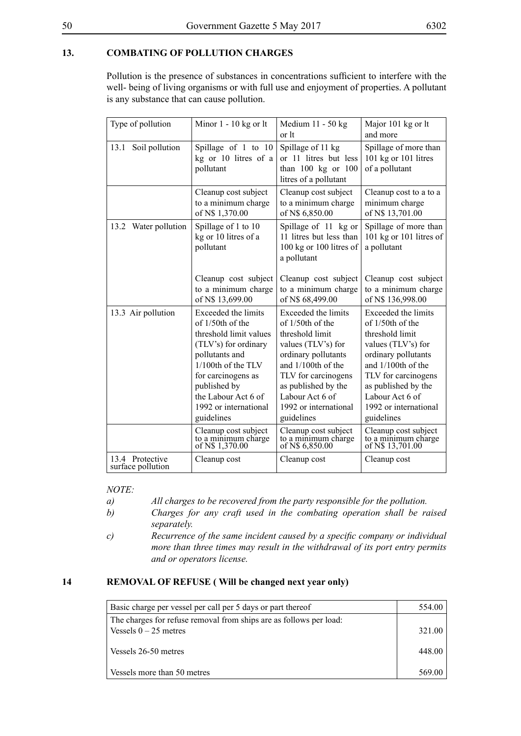## 13. COMBATING OF POLLUTION CHARGES

Pollution is the presence of substances in concentrations sufficient to interfere with the well- being of living organisms or with full use and enjoyment of properties. A pollutant is any substance that can cause pollution.

| Type of pollution | Minor 1 - 10 kg or lt | Medium 11 - 50 kg or lt | Major 101 kg or lt and more |
|---|---|---|---|
| 13.1 Soil pollution | Spillage of 1 to 10 kg or 10 litres of a pollutant | Spillage of 11 kg or 11 litres but less than 100 kg or 100 litres of a pollutant | Spillage of more than 101 kg or 101 litres of a pollutant |
| | Cleanup cost subject to a minimum charge of N$ 1,370.00 | Cleanup cost subject to a minimum charge of N$ 6,850.00 | Cleanup cost to a to a minimum charge of N$ 13,701.00 |
| 13.2 Water pollution | Spillage of 1 to 10 kg or 10 litres of a pollutant | Spillage of 11 kg or 11 litres but less than 100 kg or 100 litres of a pollutant | Spillage of more than 101 kg or 101 litres of a pollutant |
| | Cleanup cost subject to a minimum charge of N$ 13,699.00 | Cleanup cost subject to a minimum charge of N$ 68,499.00 | Cleanup cost subject to a minimum charge of N$ 136,998.00 |
| 13.3 Air pollution | Exceeded the limits of 1/50th of the threshold limit values (TLV's) for ordinary pollutants and 1/100th of the TLV for carcinogens as published by the Labour Act 6 of 1992 or international guidelines | Exceeded the limits of 1/50th of the threshold limit values (TLV's) for ordinary pollutants and 1/100th of the TLV for carcinogens as published by the Labour Act 6 of 1992 or international guidelines | Exceeded the limits of 1/50th of the threshold limit values (TLV's) for ordinary pollutants and 1/100th of the TLV for carcinogens as published by the Labour Act 6 of 1992 or international guidelines |
| | Cleanup cost subject to a minimum charge of N$ 1,370.00 | Cleanup cost subject to a minimum charge of N$ 6,850.00 | Cleanup cost subject to a minimum charge of N$ 13,701.00 |
| 13.4 Protective surface pollution | Cleanup cost | Cleanup cost | Cleanup cost |

*NOTE:*

*a) All charges to be recovered from the party responsible for the pollution.*

*b) Charges for any craft used in the combating operation shall be raised separately.*

*c) Recurrence of the same incident caused by a specific company or individual more than three times may result in the withdrawal of its port entry permits and or operators license.*

## 14 REMOVAL OF REFUSE ( Will be changed next year only)

| Basic charge per vessel per call per 5 days or part thereof | 554.00 |
|---|---|
| The charges for refuse removal from ships are as follows per load:<br>Vessels 0 – 25 metres | 321.00 |
| Vessels 26-50 metres | 448.00 |
| Vessels more than 50 metres | 569.00 |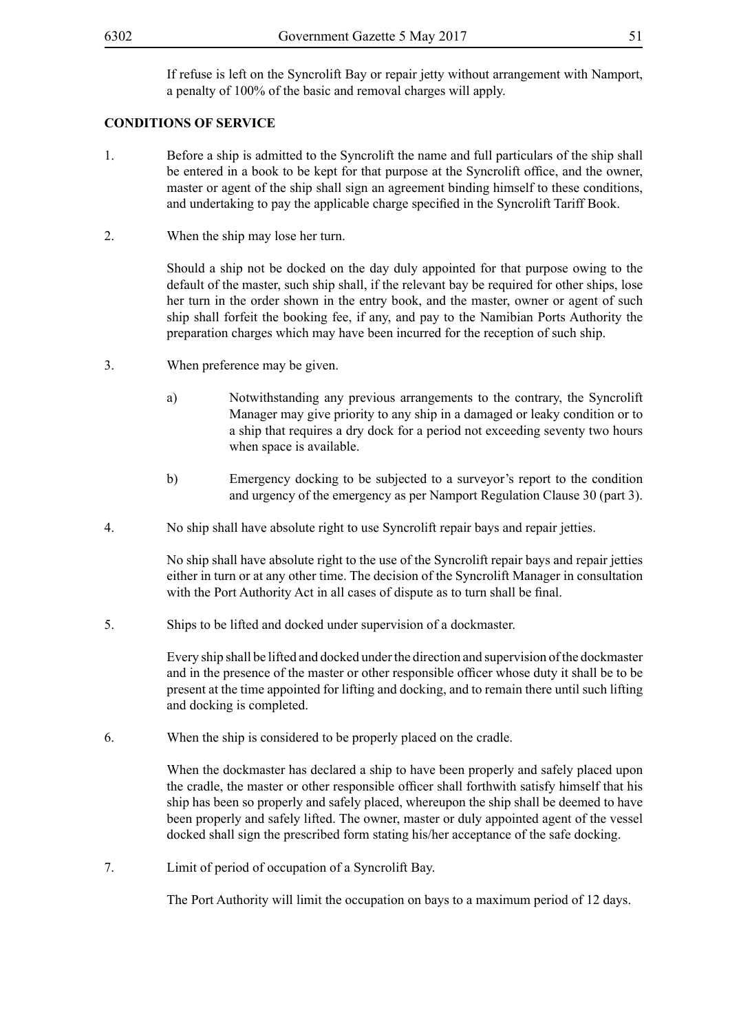If refuse is left on the Syncrolift Bay or repair jetty without arrangement with Namport, a penalty of 100% of the basic and removal charges will apply.

**CONDITIONS OF SERVICE**

1. Before a ship is admitted to the Syncrolift the name and full particulars of the ship shall be entered in a book to be kept for that purpose at the Syncrolift office, and the owner, master or agent of the ship shall sign an agreement binding himself to these conditions, and undertaking to pay the applicable charge specified in the Syncrolift Tariff Book.

2. When the ship may lose her turn.

   Should a ship not be docked on the day duly appointed for that purpose owing to the default of the master, such ship shall, if the relevant bay be required for other ships, lose her turn in the order shown in the entry book, and the master, owner or agent of such ship shall forfeit the booking fee, if any, and pay to the Namibian Ports Authority the preparation charges which may have been incurred for the reception of such ship.

3. When preference may be given.

   a) Notwithstanding any previous arrangements to the contrary, the Syncrolift Manager may give priority to any ship in a damaged or leaky condition or to a ship that requires a dry dock for a period not exceeding seventy two hours when space is available.

   b) Emergency docking to be subjected to a surveyor's report to the condition and urgency of the emergency as per Namport Regulation Clause 30 (part 3).

4. No ship shall have absolute right to use Syncrolift repair bays and repair jetties.

   No ship shall have absolute right to the use of the Syncrolift repair bays and repair jetties either in turn or at any other time. The decision of the Syncrolift Manager in consultation with the Port Authority Act in all cases of dispute as to turn shall be final.

5. Ships to be lifted and docked under supervision of a dockmaster.

   Every ship shall be lifted and docked under the direction and supervision of the dockmaster and in the presence of the master or other responsible officer whose duty it shall be to be present at the time appointed for lifting and docking, and to remain there until such lifting and docking is completed.

6. When the ship is considered to be properly placed on the cradle.

   When the dockmaster has declared a ship to have been properly and safely placed upon the cradle, the master or other responsible officer shall forthwith satisfy himself that his ship has been so properly and safely placed, whereupon the ship shall be deemed to have been properly and safely lifted. The owner, master or duly appointed agent of the vessel docked shall sign the prescribed form stating his/her acceptance of the safe docking.

7. Limit of period of occupation of a Syncrolift Bay.

   The Port Authority will limit the occupation on bays to a maximum period of 12 days.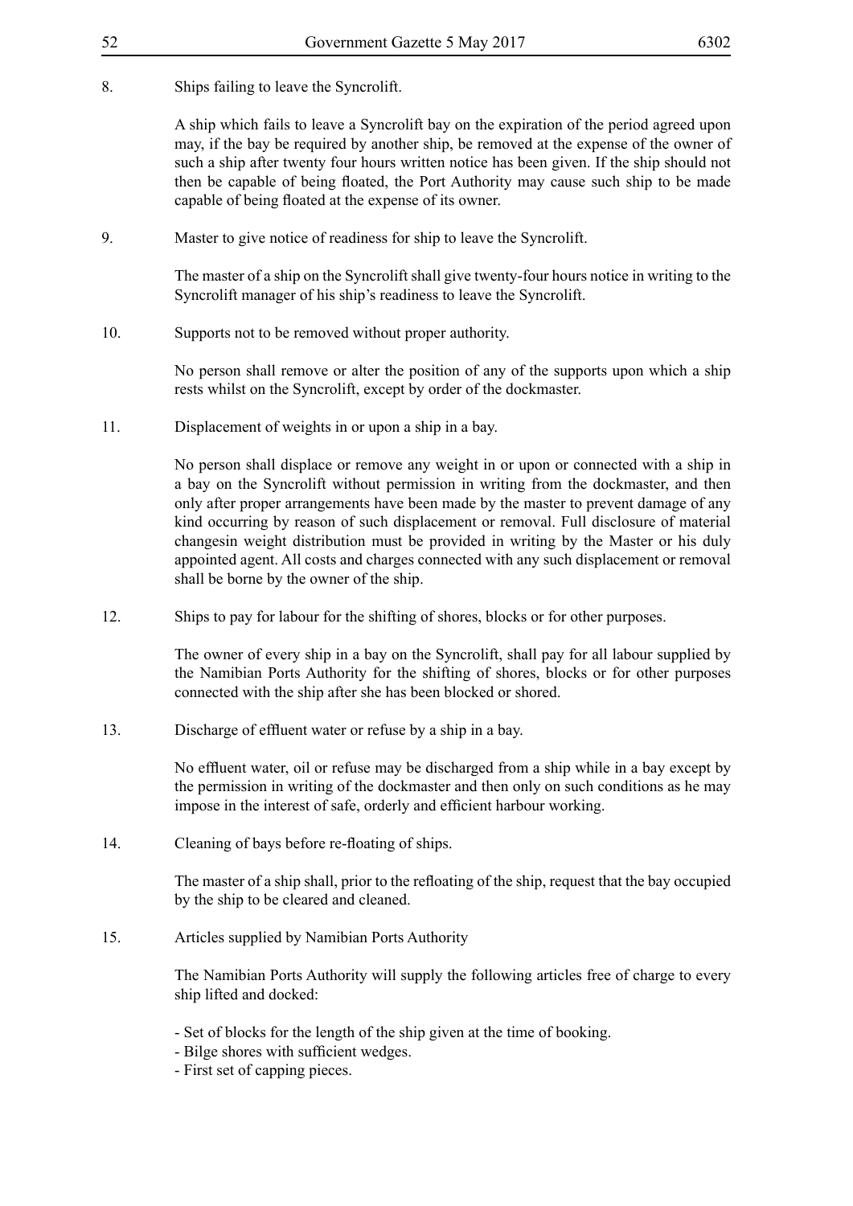8. Ships failing to leave the Syncrolift.

A ship which fails to leave a Syncrolift bay on the expiration of the period agreed upon may, if the bay be required by another ship, be removed at the expense of the owner of such a ship after twenty four hours written notice has been given. If the ship should not then be capable of being floated, the Port Authority may cause such ship to be made capable of being floated at the expense of its owner.

9. Master to give notice of readiness for ship to leave the Syncrolift.

The master of a ship on the Syncrolift shall give twenty-four hours notice in writing to the Syncrolift manager of his ship's readiness to leave the Syncrolift.

10. Supports not to be removed without proper authority.

No person shall remove or alter the position of any of the supports upon which a ship rests whilst on the Syncrolift, except by order of the dockmaster.

11. Displacement of weights in or upon a ship in a bay.

No person shall displace or remove any weight in or upon or connected with a ship in a bay on the Syncrolift without permission in writing from the dockmaster, and then only after proper arrangements have been made by the master to prevent damage of any kind occurring by reason of such displacement or removal. Full disclosure of material changesin weight distribution must be provided in writing by the Master or his duly appointed agent. All costs and charges connected with any such displacement or removal shall be borne by the owner of the ship.

12. Ships to pay for labour for the shifting of shores, blocks or for other purposes.

The owner of every ship in a bay on the Syncrolift, shall pay for all labour supplied by the Namibian Ports Authority for the shifting of shores, blocks or for other purposes connected with the ship after she has been blocked or shored.

13. Discharge of effluent water or refuse by a ship in a bay.

No effluent water, oil or refuse may be discharged from a ship while in a bay except by the permission in writing of the dockmaster and then only on such conditions as he may impose in the interest of safe, orderly and efficient harbour working.

14. Cleaning of bays before re-floating of ships.

The master of a ship shall, prior to the refloating of the ship, request that the bay occupied by the ship to be cleared and cleaned.

15. Articles supplied by Namibian Ports Authority

The Namibian Ports Authority will supply the following articles free of charge to every ship lifted and docked:

- Set of blocks for the length of the ship given at the time of booking.
- Bilge shores with sufficient wedges.
- First set of capping pieces.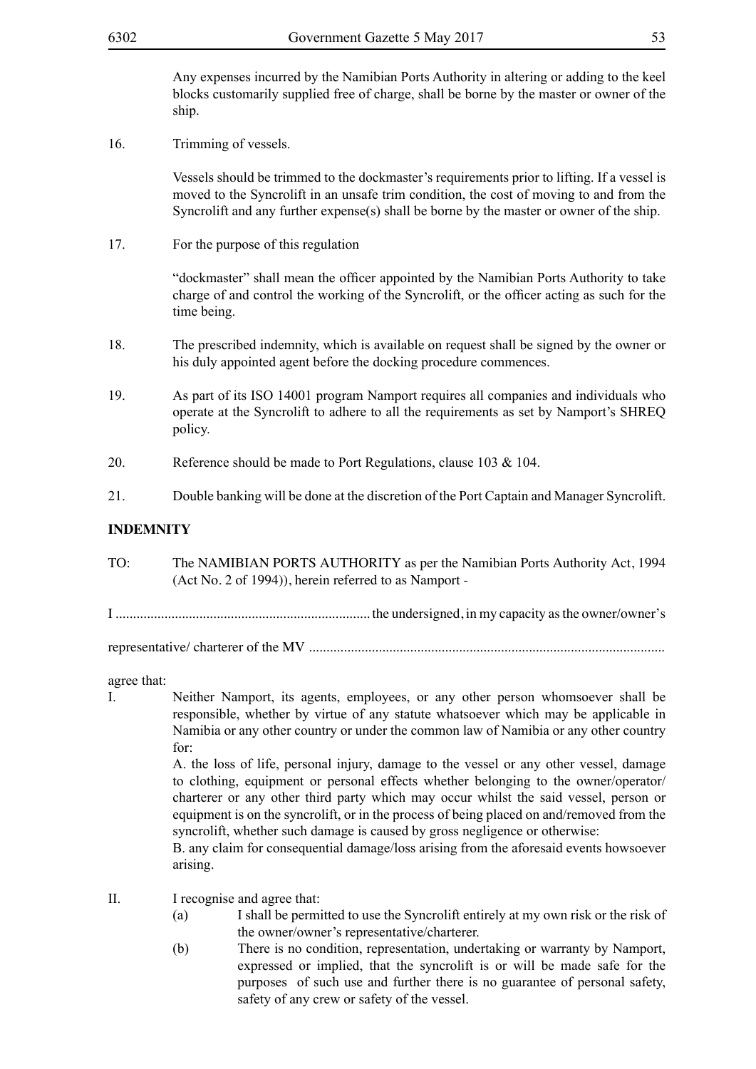Any expenses incurred by the Namibian Ports Authority in altering or adding to the keel blocks customarily supplied free of charge, shall be borne by the master or owner of the ship.

16. Trimming of vessels.

Vessels should be trimmed to the dockmaster's requirements prior to lifting. If a vessel is moved to the Syncrolift in an unsafe trim condition, the cost of moving to and from the Syncrolift and any further expense(s) shall be borne by the master or owner of the ship.

17. For the purpose of this regulation

"dockmaster" shall mean the officer appointed by the Namibian Ports Authority to take charge of and control the working of the Syncrolift, or the officer acting as such for the time being.

18. The prescribed indemnity, which is available on request shall be signed by the owner or his duly appointed agent before the docking procedure commences.

19. As part of its ISO 14001 program Namport requires all companies and individuals who operate at the Syncrolift to adhere to all the requirements as set by Namport's SHREQ policy.

20. Reference should be made to Port Regulations, clause 103 & 104.

21. Double banking will be done at the discretion of the Port Captain and Manager Syncrolift.

**INDEMNITY**

TO: The NAMIBIAN PORTS AUTHORITY as per the Namibian Ports Authority Act, 1994 (Act No. 2 of 1994)), herein referred to as Namport -

I ......................................................................... the undersigned, in my capacity as the owner/owner's

representative/ charterer of the MV .....................................................................................................

agree that:

I. Neither Namport, its agents, employees, or any other person whomsoever shall be responsible, whether by virtue of any statute whatsoever which may be applicable in Namibia or any other country or under the common law of Namibia or any other country for:

A. the loss of life, personal injury, damage to the vessel or any other vessel, damage to clothing, equipment or personal effects whether belonging to the owner/operator/ charterer or any other third party which may occur whilst the said vessel, person or equipment is on the syncrolift, or in the process of being placed on and/removed from the syncrolift, whether such damage is caused by gross negligence or otherwise:

B. any claim for consequential damage/loss arising from the aforesaid events howsoever arising.

II. I recognise and agree that:

(a) I shall be permitted to use the Syncrolift entirely at my own risk or the risk of the owner/owner's representative/charterer.

(b) There is no condition, representation, undertaking or warranty by Namport, expressed or implied, that the syncrolift is or will be made safe for the purposes of such use and further there is no guarantee of personal safety, safety of any crew or safety of the vessel.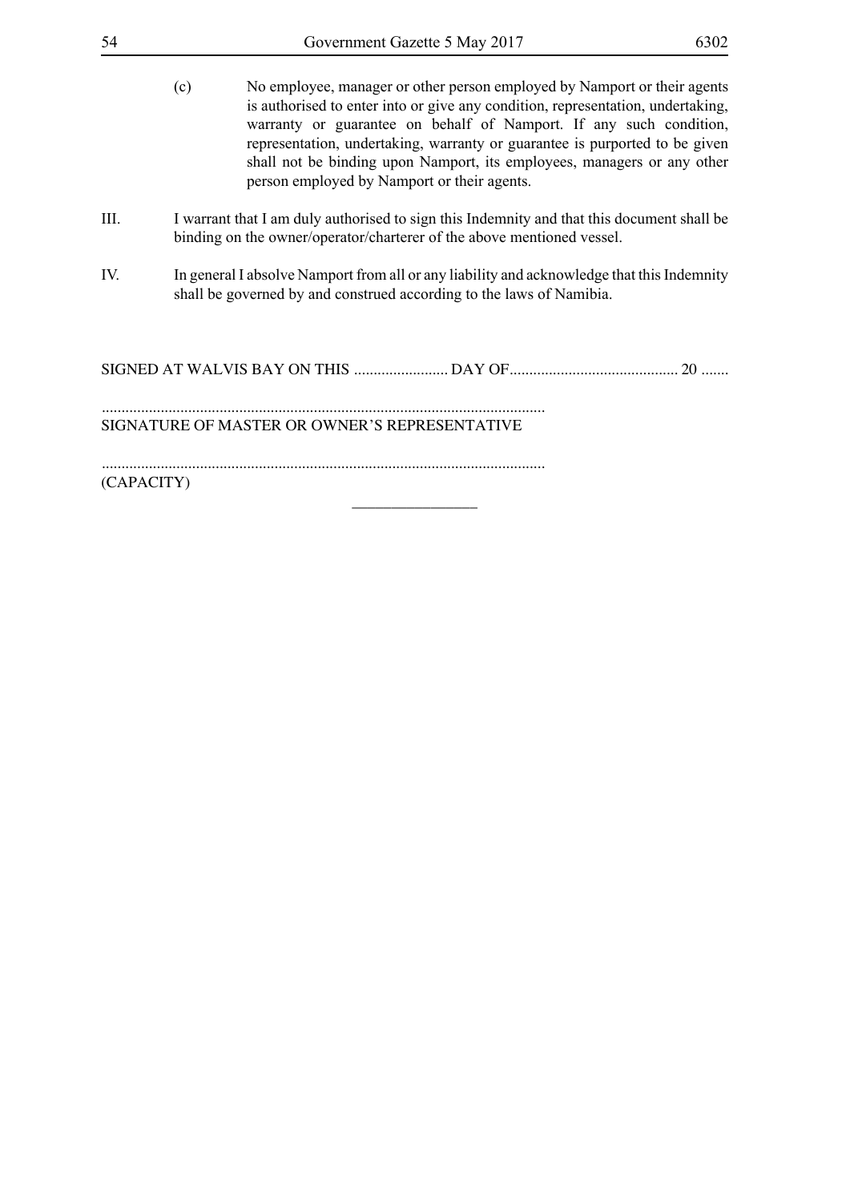(c) No employee, manager or other person employed by Namport or their agents is authorised to enter into or give any condition, representation, undertaking, warranty or guarantee on behalf of Namport. If any such condition, representation, undertaking, warranty or guarantee is purported to be given shall not be binding upon Namport, its employees, managers or any other person employed by Namport or their agents.

III. I warrant that I am duly authorised to sign this Indemnity and that this document shall be binding on the owner/operator/charterer of the above mentioned vessel.

IV. In general I absolve Namport from all or any liability and acknowledge that this Indemnity shall be governed by and construed according to the laws of Namibia.

SIGNED AT WALVIS BAY ON THIS ........................ DAY OF........................................... 20 .......

................................................................................................................
SIGNATURE OF MASTER OR OWNER'S REPRESENTATIVE

................................................................................................................
(CAPACITY)

________________